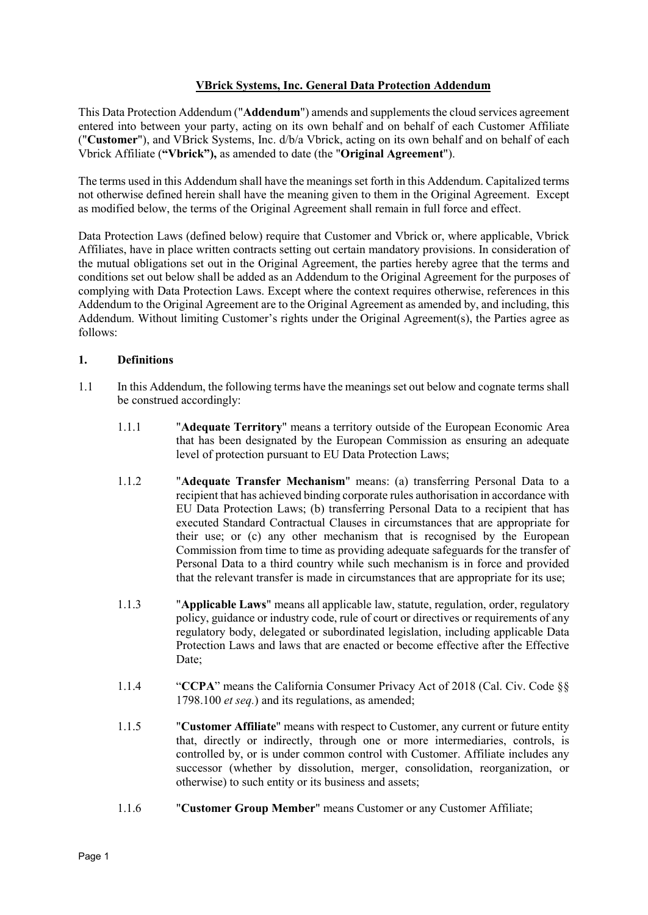# VBrick Systems, Inc. General Data Protection Addendum

This Data Protection Addendum ("**Addendum**") amends and supplements the cloud services agreement entered into between your party, acting on its own behalf and on behalf of each Customer Affiliate ("**Customer**"), and VBrick Systems, Inc. d/b/a Vbrick, acting on its own behalf and on behalf of each Vbrick Affiliate (**"Vbrick"),** as amended to date (the "**Original Agreement**").

The terms used in this Addendum shall have the meanings set forth in this Addendum. Capitalized terms not otherwise defined herein shall have the meaning given to them in the Original Agreement. Except as modified below, the terms of the Original Agreement shall remain in full force and effect.

Data Protection Laws (defined below) require that Customer and Vbrick or, where applicable, Vbrick Affiliates, have in place written contracts setting out certain mandatory provisions. In consideration of the mutual obligations set out in the Original Agreement, the parties hereby agree that the terms and conditions set out below shall be added as an Addendum to the Original Agreement for the purposes of complying with Data Protection Laws. Except where the context requires otherwise, references in this Addendum to the Original Agreement are to the Original Agreement as amended by, and including, this Addendum. Without limiting Customer's rights under the Original Agreement(s), the Parties agree as follows:

## 1. Definitions

1.1 In this Addendum, the following terms have the meanings set out below and cognate terms shall be construed accordingly:

1.1.1 "**Adequate Territory**" means a territory outside of the European Economic Area that has been designated by the European Commission as ensuring an adequate level of protection pursuant to EU Data Protection Laws;

1.1.2 "**Adequate Transfer Mechanism**" means: (a) transferring Personal Data to a recipient that has achieved binding corporate rules authorisation in accordance with EU Data Protection Laws; (b) transferring Personal Data to a recipient that has executed Standard Contractual Clauses in circumstances that are appropriate for their use; or (c) any other mechanism that is recognised by the European Commission from time to time as providing adequate safeguards for the transfer of Personal Data to a third country while such mechanism is in force and provided that the relevant transfer is made in circumstances that are appropriate for its use;

1.1.3 "**Applicable Laws**" means all applicable law, statute, regulation, order, regulatory policy, guidance or industry code, rule of court or directives or requirements of any regulatory body, delegated or subordinated legislation, including applicable Data Protection Laws and laws that are enacted or become effective after the Effective Date;

1.1.4 "**CCPA**" means the California Consumer Privacy Act of 2018 (Cal. Civ. Code §§ 1798.100 *et seq.*) and its regulations, as amended;

1.1.5 "**Customer Affiliate**" means with respect to Customer, any current or future entity that, directly or indirectly, through one or more intermediaries, controls, is controlled by, or is under common control with Customer. Affiliate includes any successor (whether by dissolution, merger, consolidation, reorganization, or otherwise) to such entity or its business and assets;

1.1.6 "**Customer Group Member**" means Customer or any Customer Affiliate;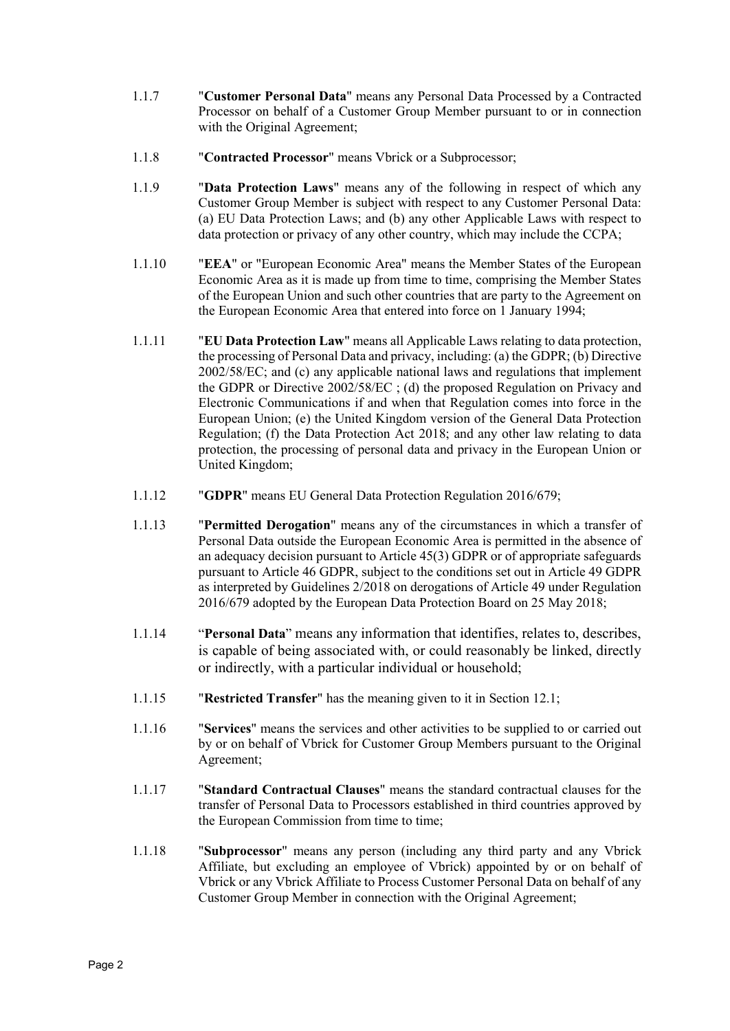1.1.7 "**Customer Personal Data**" means any Personal Data Processed by a Contracted Processor on behalf of a Customer Group Member pursuant to or in connection with the Original Agreement;

1.1.8 "**Contracted Processor**" means Vbrick or a Subprocessor;

1.1.9 "**Data Protection Laws**" means any of the following in respect of which any Customer Group Member is subject with respect to any Customer Personal Data: (a) EU Data Protection Laws; and (b) any other Applicable Laws with respect to data protection or privacy of any other country, which may include the CCPA;

1.1.10 "**EEA**" or "European Economic Area" means the Member States of the European Economic Area as it is made up from time to time, comprising the Member States of the European Union and such other countries that are party to the Agreement on the European Economic Area that entered into force on 1 January 1994;

1.1.11 "**EU Data Protection Law**" means all Applicable Laws relating to data protection, the processing of Personal Data and privacy, including: (a) the GDPR; (b) Directive 2002/58/EC; and (c) any applicable national laws and regulations that implement the GDPR or Directive 2002/58/EC ; (d) the proposed Regulation on Privacy and Electronic Communications if and when that Regulation comes into force in the European Union; (e) the United Kingdom version of the General Data Protection Regulation; (f) the Data Protection Act 2018; and any other law relating to data protection, the processing of personal data and privacy in the European Union or United Kingdom;

1.1.12 "**GDPR**" means EU General Data Protection Regulation 2016/679;

1.1.13 "**Permitted Derogation**" means any of the circumstances in which a transfer of Personal Data outside the European Economic Area is permitted in the absence of an adequacy decision pursuant to Article 45(3) GDPR or of appropriate safeguards pursuant to Article 46 GDPR, subject to the conditions set out in Article 49 GDPR as interpreted by Guidelines 2/2018 on derogations of Article 49 under Regulation 2016/679 adopted by the European Data Protection Board on 25 May 2018;

1.1.14 "**Personal Data**" means any information that identifies, relates to, describes, is capable of being associated with, or could reasonably be linked, directly or indirectly, with a particular individual or household;

1.1.15 "**Restricted Transfer**" has the meaning given to it in Section 12.1;

1.1.16 "**Services**" means the services and other activities to be supplied to or carried out by or on behalf of Vbrick for Customer Group Members pursuant to the Original Agreement;

1.1.17 "**Standard Contractual Clauses**" means the standard contractual clauses for the transfer of Personal Data to Processors established in third countries approved by the European Commission from time to time;

1.1.18 "**Subprocessor**" means any person (including any third party and any Vbrick Affiliate, but excluding an employee of Vbrick) appointed by or on behalf of Vbrick or any Vbrick Affiliate to Process Customer Personal Data on behalf of any Customer Group Member in connection with the Original Agreement;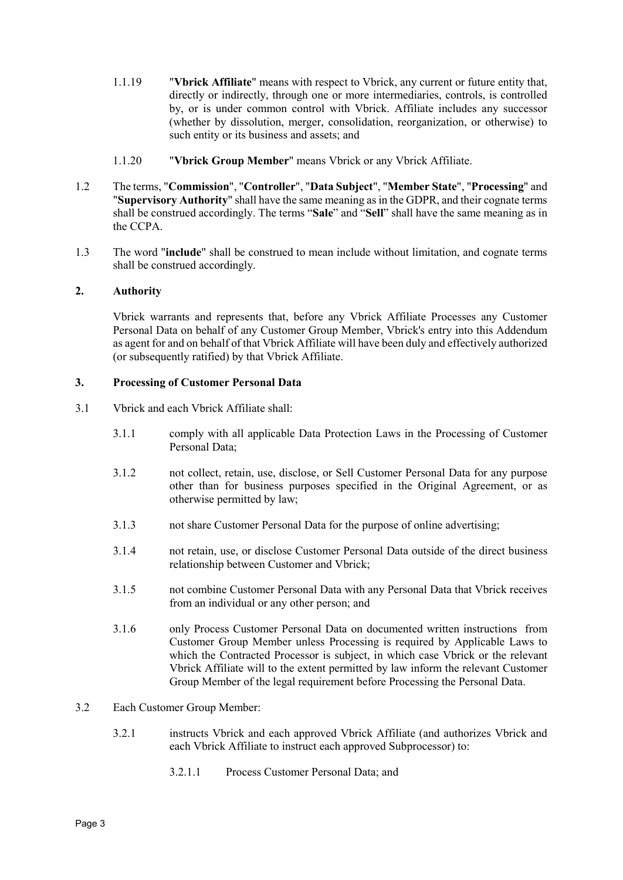1.1.19 "**Vbrick Affiliate**" means with respect to Vbrick, any current or future entity that, directly or indirectly, through one or more intermediaries, controls, is controlled by, or is under common control with Vbrick. Affiliate includes any successor (whether by dissolution, merger, consolidation, reorganization, or otherwise) to such entity or its business and assets; and

1.1.20 "**Vbrick Group Member**" means Vbrick or any Vbrick Affiliate.

1.2 The terms, "**Commission**", "**Controller**", "**Data Subject**", "**Member State**", "**Processing**" and "**Supervisory Authority**" shall have the same meaning as in the GDPR, and their cognate terms shall be construed accordingly. The terms "**Sale**" and "**Sell**" shall have the same meaning as in the CCPA.

1.3 The word "**include**" shall be construed to mean include without limitation, and cognate terms shall be construed accordingly.

## 2. Authority

Vbrick warrants and represents that, before any Vbrick Affiliate Processes any Customer Personal Data on behalf of any Customer Group Member, Vbrick's entry into this Addendum as agent for and on behalf of that Vbrick Affiliate will have been duly and effectively authorized (or subsequently ratified) by that Vbrick Affiliate.

## 3. Processing of Customer Personal Data

3.1 Vbrick and each Vbrick Affiliate shall:

3.1.1 comply with all applicable Data Protection Laws in the Processing of Customer Personal Data;

3.1.2 not collect, retain, use, disclose, or Sell Customer Personal Data for any purpose other than for business purposes specified in the Original Agreement, or as otherwise permitted by law;

3.1.3 not share Customer Personal Data for the purpose of online advertising;

3.1.4 not retain, use, or disclose Customer Personal Data outside of the direct business relationship between Customer and Vbrick;

3.1.5 not combine Customer Personal Data with any Personal Data that Vbrick receives from an individual or any other person; and

3.1.6 only Process Customer Personal Data on documented written instructions from Customer Group Member unless Processing is required by Applicable Laws to which the Contracted Processor is subject, in which case Vbrick or the relevant Vbrick Affiliate will to the extent permitted by law inform the relevant Customer Group Member of the legal requirement before Processing the Personal Data.

3.2 Each Customer Group Member:

3.2.1 instructs Vbrick and each approved Vbrick Affiliate (and authorizes Vbrick and each Vbrick Affiliate to instruct each approved Subprocessor) to:

3.2.1.1 Process Customer Personal Data; and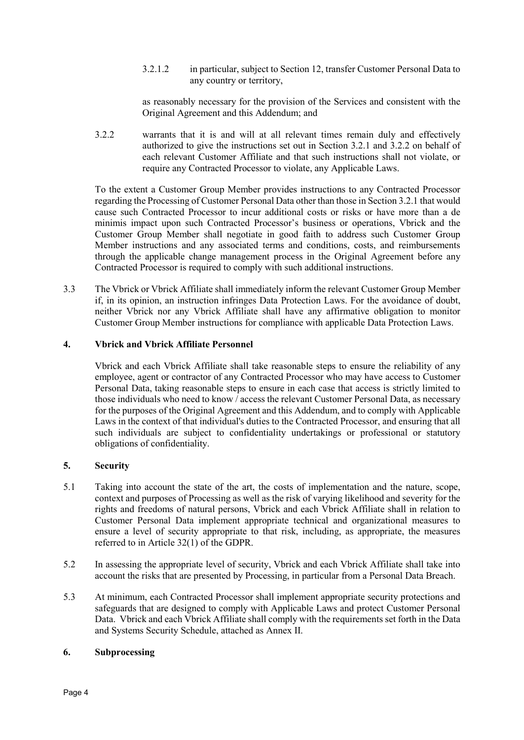3.2.1.2 in particular, subject to Section 12, transfer Customer Personal Data to any country or territory,

as reasonably necessary for the provision of the Services and consistent with the Original Agreement and this Addendum; and

3.2.2 warrants that it is and will at all relevant times remain duly and effectively authorized to give the instructions set out in Section 3.2.1 and 3.2.2 on behalf of each relevant Customer Affiliate and that such instructions shall not violate, or require any Contracted Processor to violate, any Applicable Laws.

To the extent a Customer Group Member provides instructions to any Contracted Processor regarding the Processing of Customer Personal Data other than those in Section 3.2.1 that would cause such Contracted Processor to incur additional costs or risks or have more than a de minimis impact upon such Contracted Processor's business or operations, Vbrick and the Customer Group Member shall negotiate in good faith to address such Customer Group Member instructions and any associated terms and conditions, costs, and reimbursements through the applicable change management process in the Original Agreement before any Contracted Processor is required to comply with such additional instructions.

3.3 The Vbrick or Vbrick Affiliate shall immediately inform the relevant Customer Group Member if, in its opinion, an instruction infringes Data Protection Laws. For the avoidance of doubt, neither Vbrick nor any Vbrick Affiliate shall have any affirmative obligation to monitor Customer Group Member instructions for compliance with applicable Data Protection Laws.

## 4. Vbrick and Vbrick Affiliate Personnel

Vbrick and each Vbrick Affiliate shall take reasonable steps to ensure the reliability of any employee, agent or contractor of any Contracted Processor who may have access to Customer Personal Data, taking reasonable steps to ensure in each case that access is strictly limited to those individuals who need to know / access the relevant Customer Personal Data, as necessary for the purposes of the Original Agreement and this Addendum, and to comply with Applicable Laws in the context of that individual's duties to the Contracted Processor, and ensuring that all such individuals are subject to confidentiality undertakings or professional or statutory obligations of confidentiality.

## 5. Security

5.1 Taking into account the state of the art, the costs of implementation and the nature, scope, context and purposes of Processing as well as the risk of varying likelihood and severity for the rights and freedoms of natural persons, Vbrick and each Vbrick Affiliate shall in relation to Customer Personal Data implement appropriate technical and organizational measures to ensure a level of security appropriate to that risk, including, as appropriate, the measures referred to in Article 32(1) of the GDPR.

5.2 In assessing the appropriate level of security, Vbrick and each Vbrick Affiliate shall take into account the risks that are presented by Processing, in particular from a Personal Data Breach.

5.3 At minimum, each Contracted Processor shall implement appropriate security protections and safeguards that are designed to comply with Applicable Laws and protect Customer Personal Data. Vbrick and each Vbrick Affiliate shall comply with the requirements set forth in the Data and Systems Security Schedule, attached as Annex II.

## 6. Subprocessing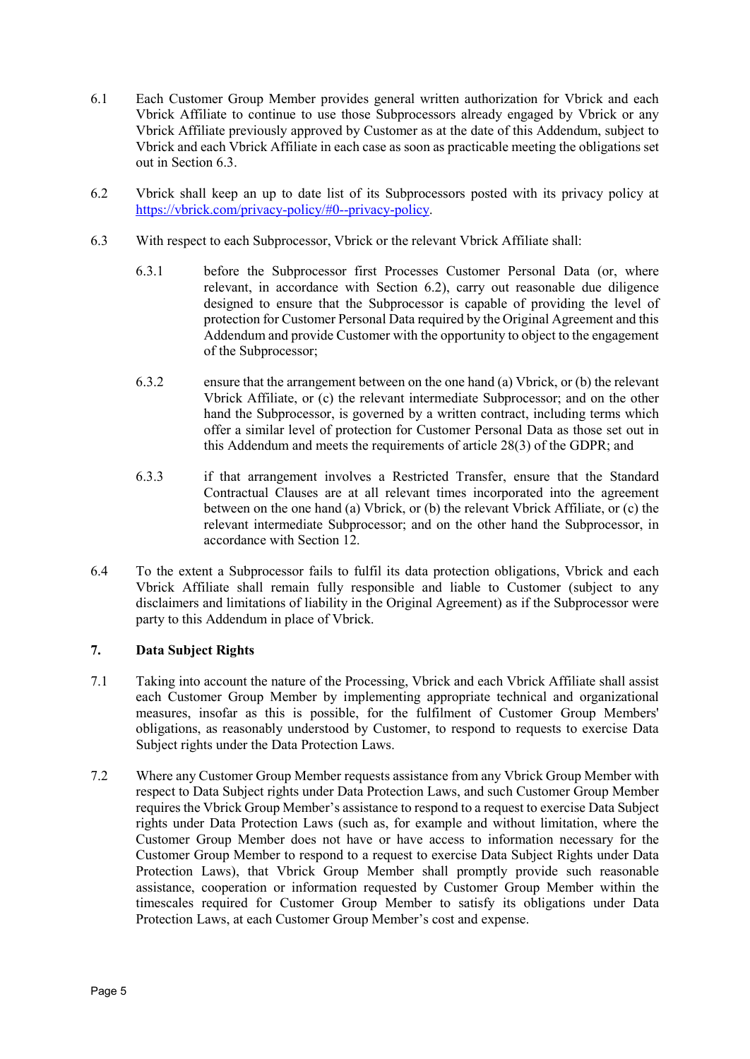6.1 Each Customer Group Member provides general written authorization for Vbrick and each Vbrick Affiliate to continue to use those Subprocessors already engaged by Vbrick or any Vbrick Affiliate previously approved by Customer as at the date of this Addendum, subject to Vbrick and each Vbrick Affiliate in each case as soon as practicable meeting the obligations set out in Section 6.3.

6.2 Vbrick shall keep an up to date list of its Subprocessors posted with its privacy policy at [https://vbrick.com/privacy-policy/#0--privacy-policy](https://vbrick.com/privacy-policy/#0--privacy-policy).

6.3 With respect to each Subprocessor, Vbrick or the relevant Vbrick Affiliate shall:

6.3.1 before the Subprocessor first Processes Customer Personal Data (or, where relevant, in accordance with Section 6.2), carry out reasonable due diligence designed to ensure that the Subprocessor is capable of providing the level of protection for Customer Personal Data required by the Original Agreement and this Addendum and provide Customer with the opportunity to object to the engagement of the Subprocessor;

6.3.2 ensure that the arrangement between on the one hand (a) Vbrick, or (b) the relevant Vbrick Affiliate, or (c) the relevant intermediate Subprocessor; and on the other hand the Subprocessor, is governed by a written contract, including terms which offer a similar level of protection for Customer Personal Data as those set out in this Addendum and meets the requirements of article 28(3) of the GDPR; and

6.3.3 if that arrangement involves a Restricted Transfer, ensure that the Standard Contractual Clauses are at all relevant times incorporated into the agreement between on the one hand (a) Vbrick, or (b) the relevant Vbrick Affiliate, or (c) the relevant intermediate Subprocessor; and on the other hand the Subprocessor, in accordance with Section 12.

6.4 To the extent a Subprocessor fails to fulfil its data protection obligations, Vbrick and each Vbrick Affiliate shall remain fully responsible and liable to Customer (subject to any disclaimers and limitations of liability in the Original Agreement) as if the Subprocessor were party to this Addendum in place of Vbrick.

## 7. Data Subject Rights

7.1 Taking into account the nature of the Processing, Vbrick and each Vbrick Affiliate shall assist each Customer Group Member by implementing appropriate technical and organizational measures, insofar as this is possible, for the fulfilment of Customer Group Members' obligations, as reasonably understood by Customer, to respond to requests to exercise Data Subject rights under the Data Protection Laws.

7.2 Where any Customer Group Member requests assistance from any Vbrick Group Member with respect to Data Subject rights under Data Protection Laws, and such Customer Group Member requires the Vbrick Group Member's assistance to respond to a request to exercise Data Subject rights under Data Protection Laws (such as, for example and without limitation, where the Customer Group Member does not have or have access to information necessary for the Customer Group Member to respond to a request to exercise Data Subject Rights under Data Protection Laws), that Vbrick Group Member shall promptly provide such reasonable assistance, cooperation or information requested by Customer Group Member within the timescales required for Customer Group Member to satisfy its obligations under Data Protection Laws, at each Customer Group Member's cost and expense.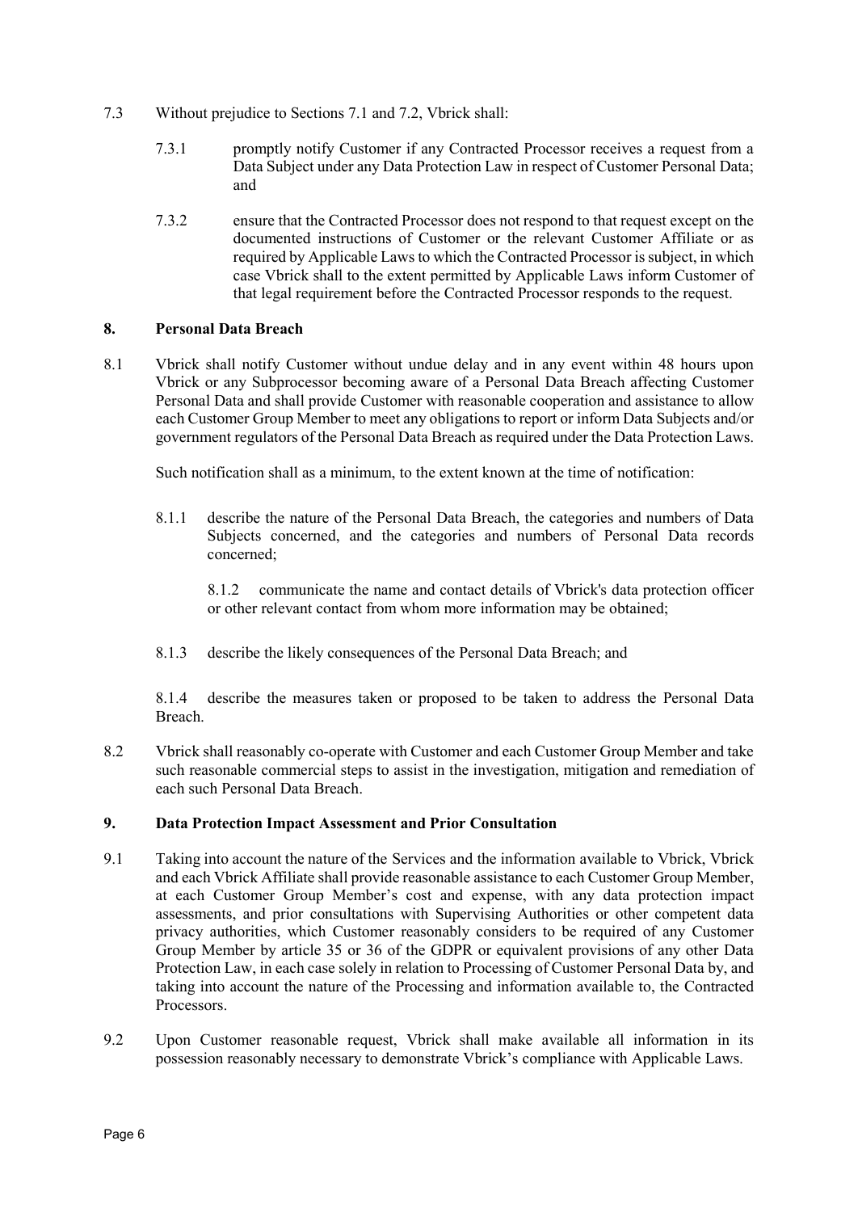7.3 Without prejudice to Sections 7.1 and 7.2, Vbrick shall:

7.3.1 promptly notify Customer if any Contracted Processor receives a request from a Data Subject under any Data Protection Law in respect of Customer Personal Data; and

7.3.2 ensure that the Contracted Processor does not respond to that request except on the documented instructions of Customer or the relevant Customer Affiliate or as required by Applicable Laws to which the Contracted Processor is subject, in which case Vbrick shall to the extent permitted by Applicable Laws inform Customer of that legal requirement before the Contracted Processor responds to the request.

## 8. Personal Data Breach

8.1 Vbrick shall notify Customer without undue delay and in any event within 48 hours upon Vbrick or any Subprocessor becoming aware of a Personal Data Breach affecting Customer Personal Data and shall provide Customer with reasonable cooperation and assistance to allow each Customer Group Member to meet any obligations to report or inform Data Subjects and/or government regulators of the Personal Data Breach as required under the Data Protection Laws.

Such notification shall as a minimum, to the extent known at the time of notification:

8.1.1 describe the nature of the Personal Data Breach, the categories and numbers of Data Subjects concerned, and the categories and numbers of Personal Data records concerned;

8.1.2 communicate the name and contact details of Vbrick's data protection officer or other relevant contact from whom more information may be obtained;

8.1.3 describe the likely consequences of the Personal Data Breach; and

8.1.4 describe the measures taken or proposed to be taken to address the Personal Data Breach.

8.2 Vbrick shall reasonably co-operate with Customer and each Customer Group Member and take such reasonable commercial steps to assist in the investigation, mitigation and remediation of each such Personal Data Breach.

## 9. Data Protection Impact Assessment and Prior Consultation

9.1 Taking into account the nature of the Services and the information available to Vbrick, Vbrick and each Vbrick Affiliate shall provide reasonable assistance to each Customer Group Member, at each Customer Group Member's cost and expense, with any data protection impact assessments, and prior consultations with Supervising Authorities or other competent data privacy authorities, which Customer reasonably considers to be required of any Customer Group Member by article 35 or 36 of the GDPR or equivalent provisions of any other Data Protection Law, in each case solely in relation to Processing of Customer Personal Data by, and taking into account the nature of the Processing and information available to, the Contracted Processors.

9.2 Upon Customer reasonable request, Vbrick shall make available all information in its possession reasonably necessary to demonstrate Vbrick's compliance with Applicable Laws.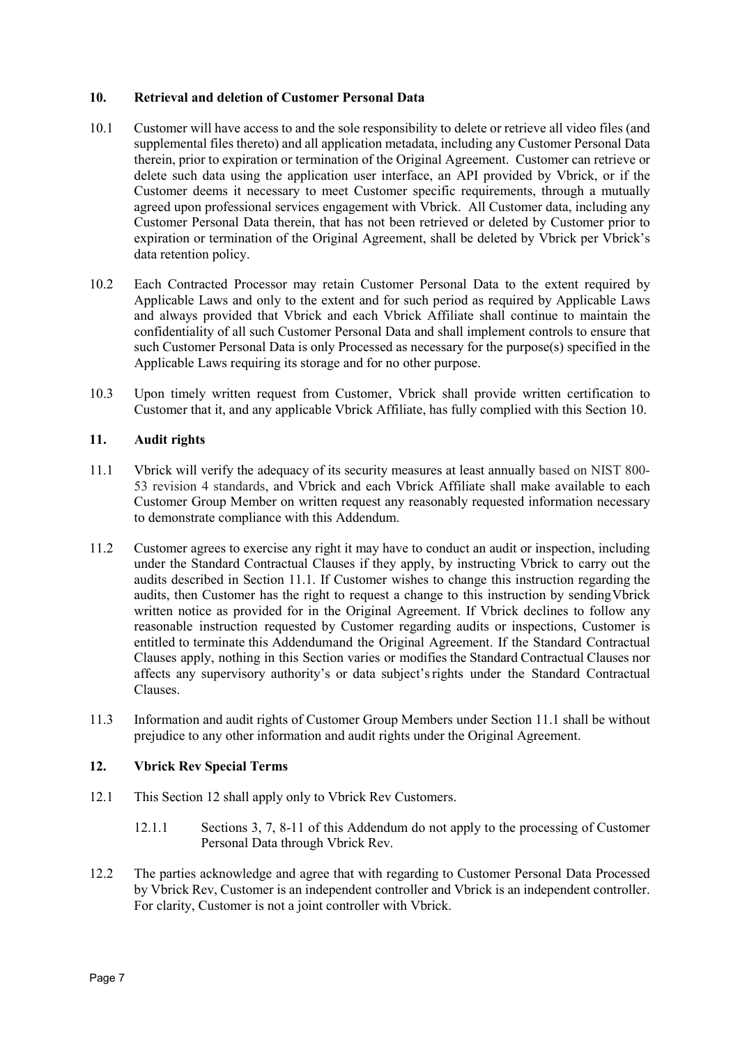## 10. Retrieval and deletion of Customer Personal Data

10.1 Customer will have access to and the sole responsibility to delete or retrieve all video files (and supplemental files thereto) and all application metadata, including any Customer Personal Data therein, prior to expiration or termination of the Original Agreement. Customer can retrieve or delete such data using the application user interface, an API provided by Vbrick, or if the Customer deems it necessary to meet Customer specific requirements, through a mutually agreed upon professional services engagement with Vbrick. All Customer data, including any Customer Personal Data therein, that has not been retrieved or deleted by Customer prior to expiration or termination of the Original Agreement, shall be deleted by Vbrick per Vbrick's data retention policy.

10.2 Each Contracted Processor may retain Customer Personal Data to the extent required by Applicable Laws and only to the extent and for such period as required by Applicable Laws and always provided that Vbrick and each Vbrick Affiliate shall continue to maintain the confidentiality of all such Customer Personal Data and shall implement controls to ensure that such Customer Personal Data is only Processed as necessary for the purpose(s) specified in the Applicable Laws requiring its storage and for no other purpose.

10.3 Upon timely written request from Customer, Vbrick shall provide written certification to Customer that it, and any applicable Vbrick Affiliate, has fully complied with this Section 10.

## 11. Audit rights

11.1 Vbrick will verify the adequacy of its security measures at least annually based on NIST 800-53 revision 4 standards, and Vbrick and each Vbrick Affiliate shall make available to each Customer Group Member on written request any reasonably requested information necessary to demonstrate compliance with this Addendum.

11.2 Customer agrees to exercise any right it may have to conduct an audit or inspection, including under the Standard Contractual Clauses if they apply, by instructing Vbrick to carry out the audits described in Section 11.1. If Customer wishes to change this instruction regarding the audits, then Customer has the right to request a change to this instruction by sendingVbrick written notice as provided for in the Original Agreement. If Vbrick declines to follow any reasonable instruction requested by Customer regarding audits or inspections, Customer is entitled to terminate this Addendumand the Original Agreement. If the Standard Contractual Clauses apply, nothing in this Section varies or modifies the Standard Contractual Clauses nor affects any supervisory authority's or data subject's rights under the Standard Contractual Clauses.

11.3 Information and audit rights of Customer Group Members under Section 11.1 shall be without prejudice to any other information and audit rights under the Original Agreement.

## 12. Vbrick Rev Special Terms

12.1 This Section 12 shall apply only to Vbrick Rev Customers.

12.1.1 Sections 3, 7, 8-11 of this Addendum do not apply to the processing of Customer Personal Data through Vbrick Rev.

12.2 The parties acknowledge and agree that with regarding to Customer Personal Data Processed by Vbrick Rev, Customer is an independent controller and Vbrick is an independent controller. For clarity, Customer is not a joint controller with Vbrick.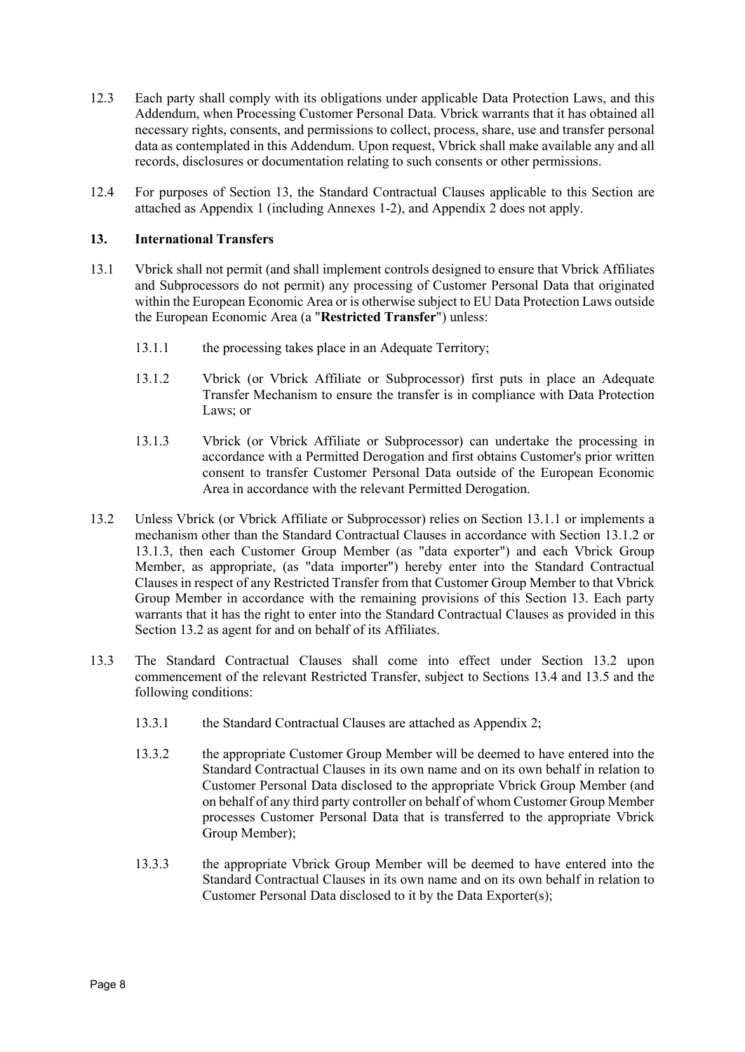12.3 Each party shall comply with its obligations under applicable Data Protection Laws, and this Addendum, when Processing Customer Personal Data. Vbrick warrants that it has obtained all necessary rights, consents, and permissions to collect, process, share, use and transfer personal data as contemplated in this Addendum. Upon request, Vbrick shall make available any and all records, disclosures or documentation relating to such consents or other permissions.

12.4 For purposes of Section 13, the Standard Contractual Clauses applicable to this Section are attached as Appendix 1 (including Annexes 1-2), and Appendix 2 does not apply.

**13. International Transfers**

13.1 Vbrick shall not permit (and shall implement controls designed to ensure that Vbrick Affiliates and Subprocessors do not permit) any processing of Customer Personal Data that originated within the European Economic Area or is otherwise subject to EU Data Protection Laws outside the European Economic Area (a "**Restricted Transfer**") unless:

13.1.1 the processing takes place in an Adequate Territory;

13.1.2 Vbrick (or Vbrick Affiliate or Subprocessor) first puts in place an Adequate Transfer Mechanism to ensure the transfer is in compliance with Data Protection Laws; or

13.1.3 Vbrick (or Vbrick Affiliate or Subprocessor) can undertake the processing in accordance with a Permitted Derogation and first obtains Customer's prior written consent to transfer Customer Personal Data outside of the European Economic Area in accordance with the relevant Permitted Derogation.

13.2 Unless Vbrick (or Vbrick Affiliate or Subprocessor) relies on Section 13.1.1 or implements a mechanism other than the Standard Contractual Clauses in accordance with Section 13.1.2 or 13.1.3, then each Customer Group Member (as "data exporter") and each Vbrick Group Member, as appropriate, (as "data importer") hereby enter into the Standard Contractual Clauses in respect of any Restricted Transfer from that Customer Group Member to that Vbrick Group Member in accordance with the remaining provisions of this Section 13. Each party warrants that it has the right to enter into the Standard Contractual Clauses as provided in this Section 13.2 as agent for and on behalf of its Affiliates.

13.3 The Standard Contractual Clauses shall come into effect under Section 13.2 upon commencement of the relevant Restricted Transfer, subject to Sections 13.4 and 13.5 and the following conditions:

13.3.1 the Standard Contractual Clauses are attached as Appendix 2;

13.3.2 the appropriate Customer Group Member will be deemed to have entered into the Standard Contractual Clauses in its own name and on its own behalf in relation to Customer Personal Data disclosed to the appropriate Vbrick Group Member (and on behalf of any third party controller on behalf of whom Customer Group Member processes Customer Personal Data that is transferred to the appropriate Vbrick Group Member);

13.3.3 the appropriate Vbrick Group Member will be deemed to have entered into the Standard Contractual Clauses in its own name and on its own behalf in relation to Customer Personal Data disclosed to it by the Data Exporter(s);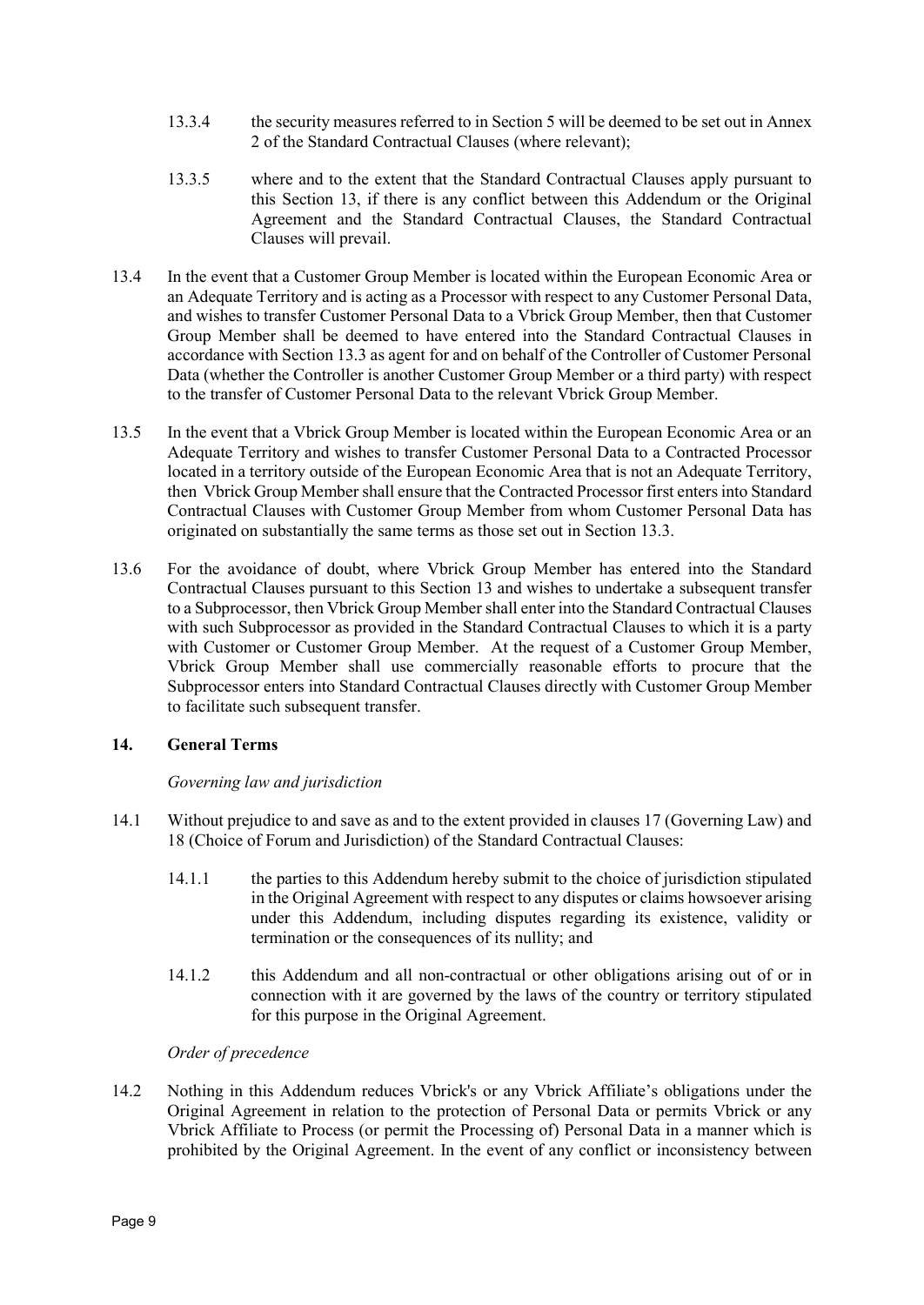13.3.4 the security measures referred to in Section 5 will be deemed to be set out in Annex 2 of the Standard Contractual Clauses (where relevant);

13.3.5 where and to the extent that the Standard Contractual Clauses apply pursuant to this Section 13, if there is any conflict between this Addendum or the Original Agreement and the Standard Contractual Clauses, the Standard Contractual Clauses will prevail.

13.4 In the event that a Customer Group Member is located within the European Economic Area or an Adequate Territory and is acting as a Processor with respect to any Customer Personal Data, and wishes to transfer Customer Personal Data to a Vbrick Group Member, then that Customer Group Member shall be deemed to have entered into the Standard Contractual Clauses in accordance with Section 13.3 as agent for and on behalf of the Controller of Customer Personal Data (whether the Controller is another Customer Group Member or a third party) with respect to the transfer of Customer Personal Data to the relevant Vbrick Group Member.

13.5 In the event that a Vbrick Group Member is located within the European Economic Area or an Adequate Territory and wishes to transfer Customer Personal Data to a Contracted Processor located in a territory outside of the European Economic Area that is not an Adequate Territory, then Vbrick Group Member shall ensure that the Contracted Processor first enters into Standard Contractual Clauses with Customer Group Member from whom Customer Personal Data has originated on substantially the same terms as those set out in Section 13.3.

13.6 For the avoidance of doubt, where Vbrick Group Member has entered into the Standard Contractual Clauses pursuant to this Section 13 and wishes to undertake a subsequent transfer to a Subprocessor, then Vbrick Group Member shall enter into the Standard Contractual Clauses with such Subprocessor as provided in the Standard Contractual Clauses to which it is a party with Customer or Customer Group Member. At the request of a Customer Group Member, Vbrick Group Member shall use commercially reasonable efforts to procure that the Subprocessor enters into Standard Contractual Clauses directly with Customer Group Member to facilitate such subsequent transfer.

## 14. General Terms

*Governing law and jurisdiction*

14.1 Without prejudice to and save as and to the extent provided in clauses 17 (Governing Law) and 18 (Choice of Forum and Jurisdiction) of the Standard Contractual Clauses:

14.1.1 the parties to this Addendum hereby submit to the choice of jurisdiction stipulated in the Original Agreement with respect to any disputes or claims howsoever arising under this Addendum, including disputes regarding its existence, validity or termination or the consequences of its nullity; and

14.1.2 this Addendum and all non-contractual or other obligations arising out of or in connection with it are governed by the laws of the country or territory stipulated for this purpose in the Original Agreement.

*Order of precedence*

14.2 Nothing in this Addendum reduces Vbrick's or any Vbrick Affiliate's obligations under the Original Agreement in relation to the protection of Personal Data or permits Vbrick or any Vbrick Affiliate to Process (or permit the Processing of) Personal Data in a manner which is prohibited by the Original Agreement. In the event of any conflict or inconsistency between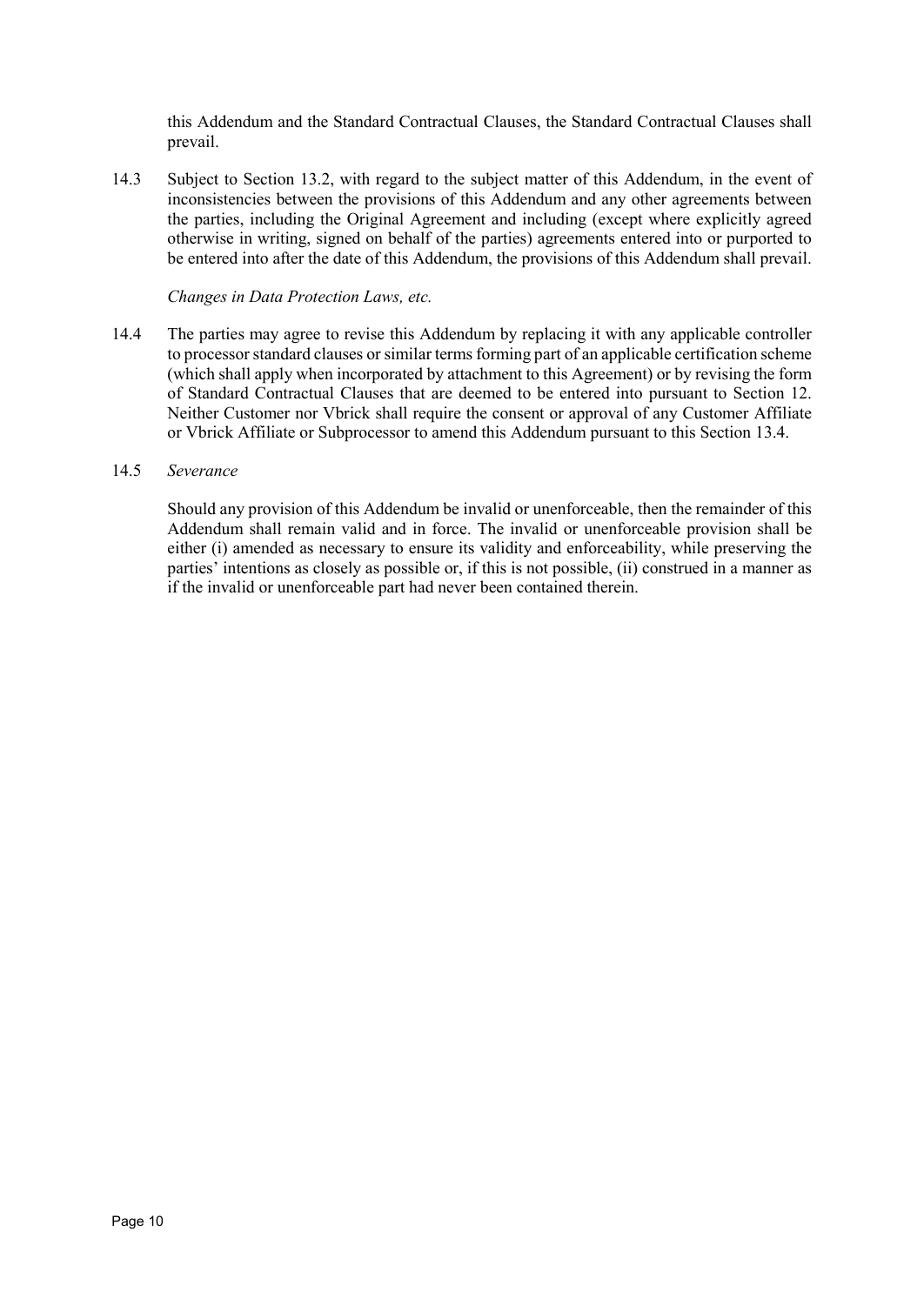this Addendum and the Standard Contractual Clauses, the Standard Contractual Clauses shall prevail.

14.3 Subject to Section 13.2, with regard to the subject matter of this Addendum, in the event of inconsistencies between the provisions of this Addendum and any other agreements between the parties, including the Original Agreement and including (except where explicitly agreed otherwise in writing, signed on behalf of the parties) agreements entered into or purported to be entered into after the date of this Addendum, the provisions of this Addendum shall prevail.

*Changes in Data Protection Laws, etc.*

14.4 The parties may agree to revise this Addendum by replacing it with any applicable controller to processor standard clauses or similar terms forming part of an applicable certification scheme (which shall apply when incorporated by attachment to this Agreement) or by revising the form of Standard Contractual Clauses that are deemed to be entered into pursuant to Section 12. Neither Customer nor Vbrick shall require the consent or approval of any Customer Affiliate or Vbrick Affiliate or Subprocessor to amend this Addendum pursuant to this Section 13.4.

14.5 *Severance*

Should any provision of this Addendum be invalid or unenforceable, then the remainder of this Addendum shall remain valid and in force. The invalid or unenforceable provision shall be either (i) amended as necessary to ensure its validity and enforceability, while preserving the parties' intentions as closely as possible or, if this is not possible, (ii) construed in a manner as if the invalid or unenforceable part had never been contained therein.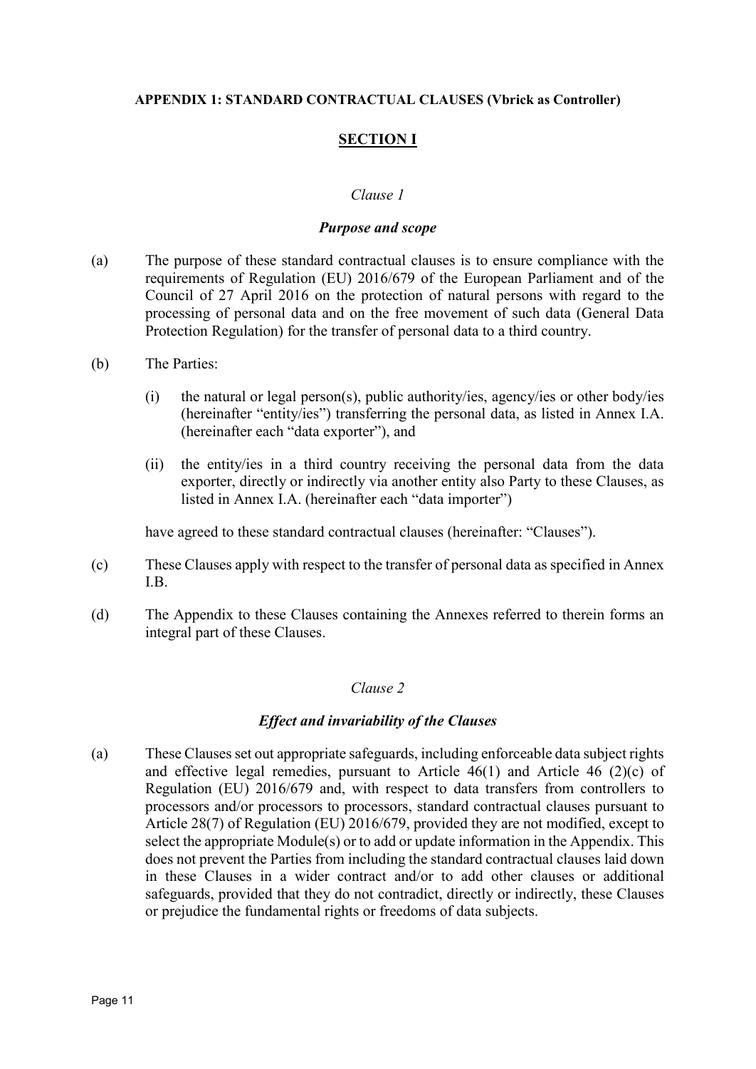**APPENDIX 1: STANDARD CONTRACTUAL CLAUSES (Vbrick as Controller)**

## SECTION I

*Clause 1*

***Purpose and scope***

(a) The purpose of these standard contractual clauses is to ensure compliance with the requirements of Regulation (EU) 2016/679 of the European Parliament and of the Council of 27 April 2016 on the protection of natural persons with regard to the processing of personal data and on the free movement of such data (General Data Protection Regulation) for the transfer of personal data to a third country.

(b) The Parties:

   (i) the natural or legal person(s), public authority/ies, agency/ies or other body/ies (hereinafter "entity/ies") transferring the personal data, as listed in Annex I.A. (hereinafter each "data exporter"), and

   (ii) the entity/ies in a third country receiving the personal data from the data exporter, directly or indirectly via another entity also Party to these Clauses, as listed in Annex I.A. (hereinafter each "data importer")

have agreed to these standard contractual clauses (hereinafter: "Clauses").

(c) These Clauses apply with respect to the transfer of personal data as specified in Annex I.B.

(d) The Appendix to these Clauses containing the Annexes referred to therein forms an integral part of these Clauses.

*Clause 2*

***Effect and invariability of the Clauses***

(a) These Clauses set out appropriate safeguards, including enforceable data subject rights and effective legal remedies, pursuant to Article 46(1) and Article 46 (2)(c) of Regulation (EU) 2016/679 and, with respect to data transfers from controllers to processors and/or processors to processors, standard contractual clauses pursuant to Article 28(7) of Regulation (EU) 2016/679, provided they are not modified, except to select the appropriate Module(s) or to add or update information in the Appendix. This does not prevent the Parties from including the standard contractual clauses laid down in these Clauses in a wider contract and/or to add other clauses or additional safeguards, provided that they do not contradict, directly or indirectly, these Clauses or prejudice the fundamental rights or freedoms of data subjects.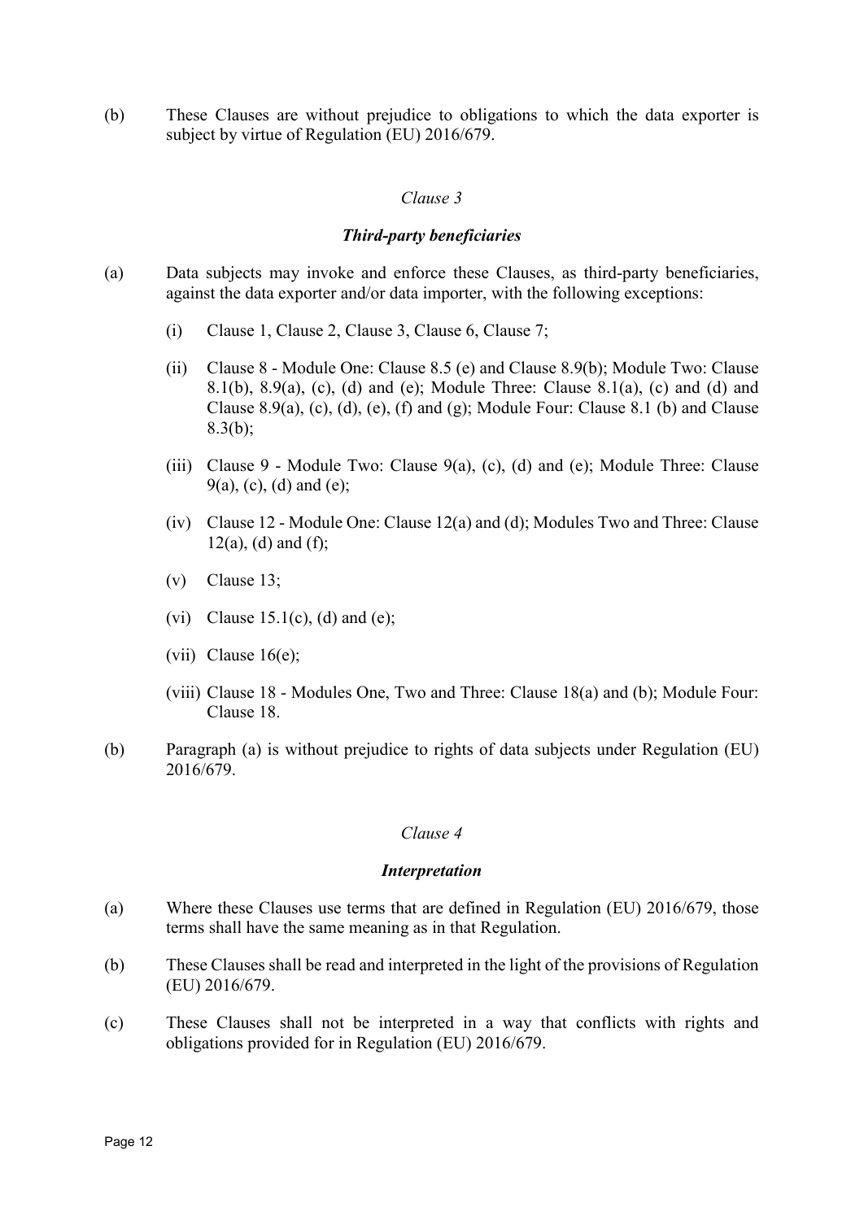(b) These Clauses are without prejudice to obligations to which the data exporter is subject by virtue of Regulation (EU) 2016/679.

*Clause 3*

***Third-party beneficiaries***

(a) Data subjects may invoke and enforce these Clauses, as third-party beneficiaries, against the data exporter and/or data importer, with the following exceptions:

  (i) Clause 1, Clause 2, Clause 3, Clause 6, Clause 7;

  (ii) Clause 8 - Module One: Clause 8.5 (e) and Clause 8.9(b); Module Two: Clause 8.1(b), 8.9(a), (c), (d) and (e); Module Three: Clause 8.1(a), (c) and (d) and Clause 8.9(a), (c), (d), (e), (f) and (g); Module Four: Clause 8.1 (b) and Clause 8.3(b);

  (iii) Clause 9 - Module Two: Clause 9(a), (c), (d) and (e); Module Three: Clause 9(a), (c), (d) and (e);

  (iv) Clause 12 - Module One: Clause 12(a) and (d); Modules Two and Three: Clause 12(a), (d) and (f);

  (v) Clause 13;

  (vi) Clause 15.1(c), (d) and (e);

  (vii) Clause 16(e);

  (viii) Clause 18 - Modules One, Two and Three: Clause 18(a) and (b); Module Four: Clause 18.

(b) Paragraph (a) is without prejudice to rights of data subjects under Regulation (EU) 2016/679.

*Clause 4*

***Interpretation***

(a) Where these Clauses use terms that are defined in Regulation (EU) 2016/679, those terms shall have the same meaning as in that Regulation.

(b) These Clauses shall be read and interpreted in the light of the provisions of Regulation (EU) 2016/679.

(c) These Clauses shall not be interpreted in a way that conflicts with rights and obligations provided for in Regulation (EU) 2016/679.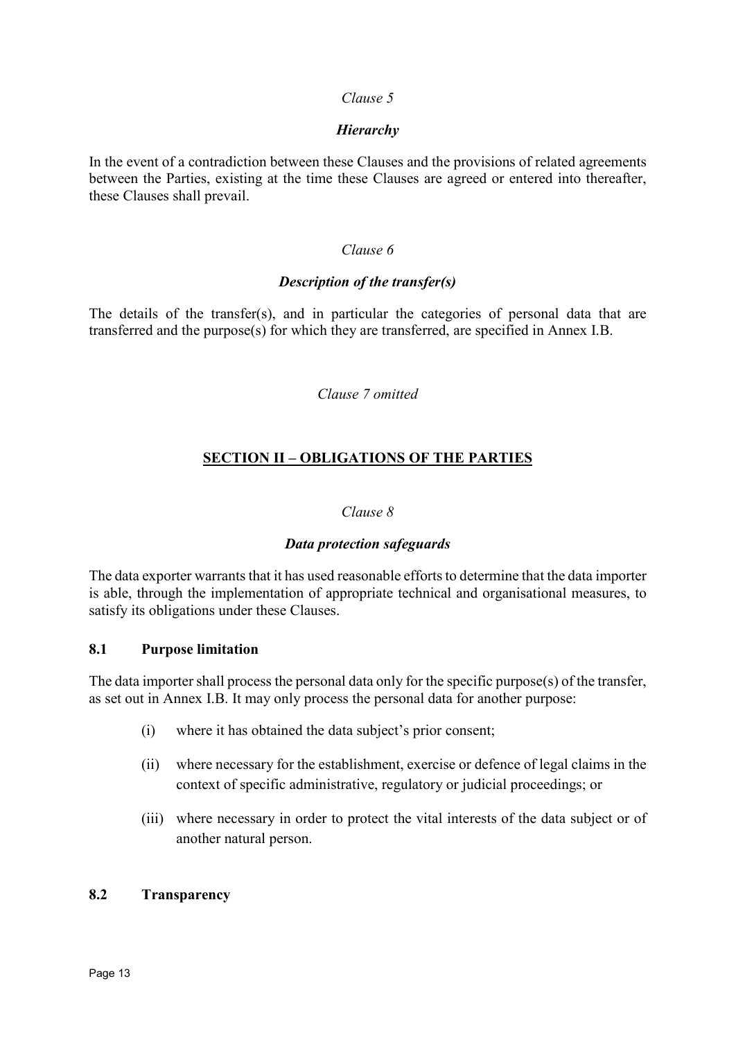*Clause 5*

***Hierarchy***

In the event of a contradiction between these Clauses and the provisions of related agreements between the Parties, existing at the time these Clauses are agreed or entered into thereafter, these Clauses shall prevail.

*Clause 6*

***Description of the transfer(s)***

The details of the transfer(s), and in particular the categories of personal data that are transferred and the purpose(s) for which they are transferred, are specified in Annex I.B.

*Clause 7 omitted*

## SECTION II – OBLIGATIONS OF THE PARTIES

*Clause 8*

***Data protection safeguards***

The data exporter warrants that it has used reasonable efforts to determine that the data importer is able, through the implementation of appropriate technical and organisational measures, to satisfy its obligations under these Clauses.

### 8.1 Purpose limitation

The data importer shall process the personal data only for the specific purpose(s) of the transfer, as set out in Annex I.B. It may only process the personal data for another purpose:

(i) where it has obtained the data subject's prior consent;

(ii) where necessary for the establishment, exercise or defence of legal claims in the context of specific administrative, regulatory or judicial proceedings; or

(iii) where necessary in order to protect the vital interests of the data subject or of another natural person.

### 8.2 Transparency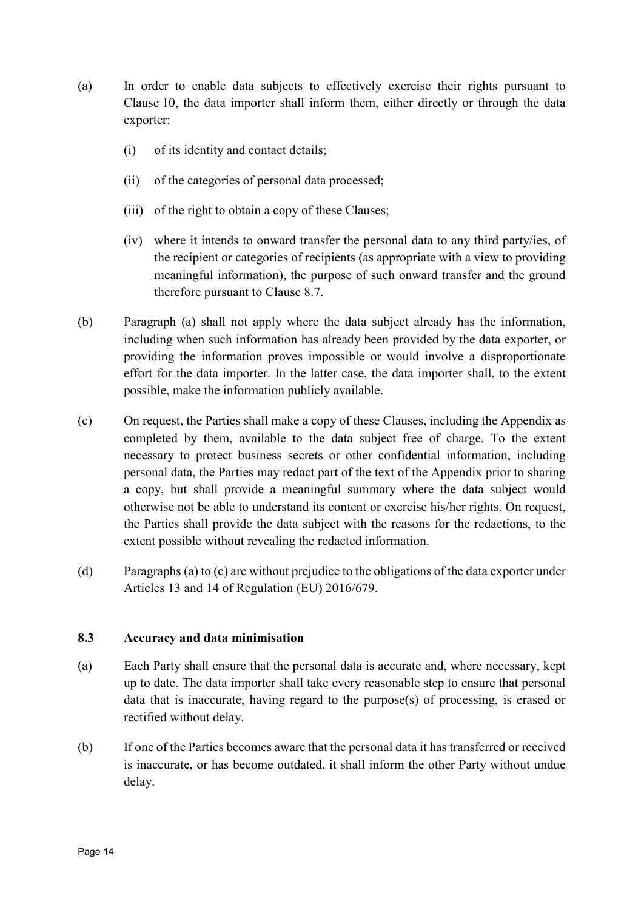(a) In order to enable data subjects to effectively exercise their rights pursuant to Clause 10, the data importer shall inform them, either directly or through the data exporter:

  (i) of its identity and contact details;

  (ii) of the categories of personal data processed;

  (iii) of the right to obtain a copy of these Clauses;

  (iv) where it intends to onward transfer the personal data to any third party/ies, of the recipient or categories of recipients (as appropriate with a view to providing meaningful information), the purpose of such onward transfer and the ground therefore pursuant to Clause 8.7.

(b) Paragraph (a) shall not apply where the data subject already has the information, including when such information has already been provided by the data exporter, or providing the information proves impossible or would involve a disproportionate effort for the data importer. In the latter case, the data importer shall, to the extent possible, make the information publicly available.

(c) On request, the Parties shall make a copy of these Clauses, including the Appendix as completed by them, available to the data subject free of charge. To the extent necessary to protect business secrets or other confidential information, including personal data, the Parties may redact part of the text of the Appendix prior to sharing a copy, but shall provide a meaningful summary where the data subject would otherwise not be able to understand its content or exercise his/her rights. On request, the Parties shall provide the data subject with the reasons for the redactions, to the extent possible without revealing the redacted information.

(d) Paragraphs (a) to (c) are without prejudice to the obligations of the data exporter under Articles 13 and 14 of Regulation (EU) 2016/679.

### 8.3 Accuracy and data minimisation

(a) Each Party shall ensure that the personal data is accurate and, where necessary, kept up to date. The data importer shall take every reasonable step to ensure that personal data that is inaccurate, having regard to the purpose(s) of processing, is erased or rectified without delay.

(b) If one of the Parties becomes aware that the personal data it has transferred or received is inaccurate, or has become outdated, it shall inform the other Party without undue delay.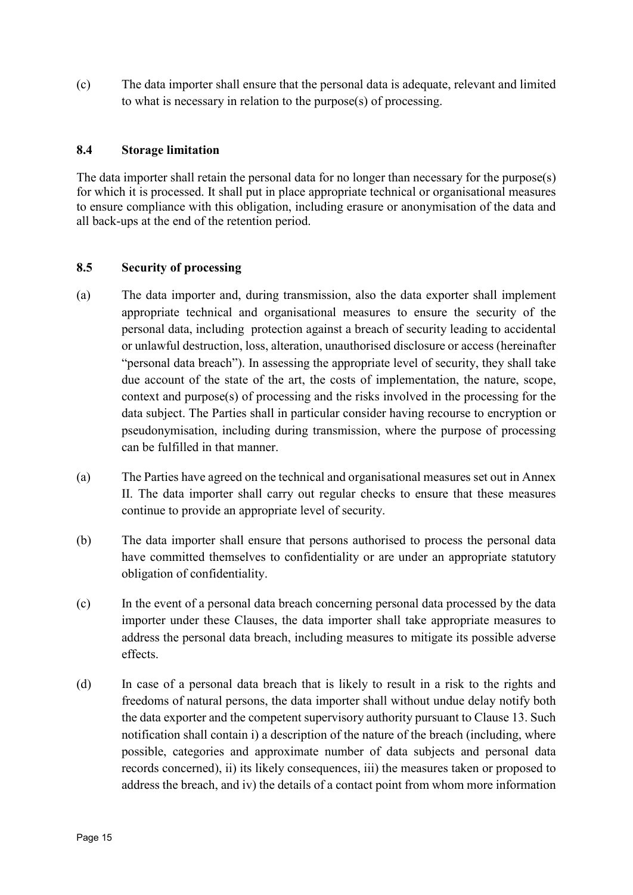(c) The data importer shall ensure that the personal data is adequate, relevant and limited to what is necessary in relation to the purpose(s) of processing.

### 8.4 Storage limitation

The data importer shall retain the personal data for no longer than necessary for the purpose(s) for which it is processed. It shall put in place appropriate technical or organisational measures to ensure compliance with this obligation, including erasure or anonymisation of the data and all back-ups at the end of the retention period.

### 8.5 Security of processing

(a) The data importer and, during transmission, also the data exporter shall implement appropriate technical and organisational measures to ensure the security of the personal data, including protection against a breach of security leading to accidental or unlawful destruction, loss, alteration, unauthorised disclosure or access (hereinafter "personal data breach"). In assessing the appropriate level of security, they shall take due account of the state of the art, the costs of implementation, the nature, scope, context and purpose(s) of processing and the risks involved in the processing for the data subject. The Parties shall in particular consider having recourse to encryption or pseudonymisation, including during transmission, where the purpose of processing can be fulfilled in that manner.

(a) The Parties have agreed on the technical and organisational measures set out in Annex II. The data importer shall carry out regular checks to ensure that these measures continue to provide an appropriate level of security.

(b) The data importer shall ensure that persons authorised to process the personal data have committed themselves to confidentiality or are under an appropriate statutory obligation of confidentiality.

(c) In the event of a personal data breach concerning personal data processed by the data importer under these Clauses, the data importer shall take appropriate measures to address the personal data breach, including measures to mitigate its possible adverse effects.

(d) In case of a personal data breach that is likely to result in a risk to the rights and freedoms of natural persons, the data importer shall without undue delay notify both the data exporter and the competent supervisory authority pursuant to Clause 13. Such notification shall contain i) a description of the nature of the breach (including, where possible, categories and approximate number of data subjects and personal data records concerned), ii) its likely consequences, iii) the measures taken or proposed to address the breach, and iv) the details of a contact point from whom more information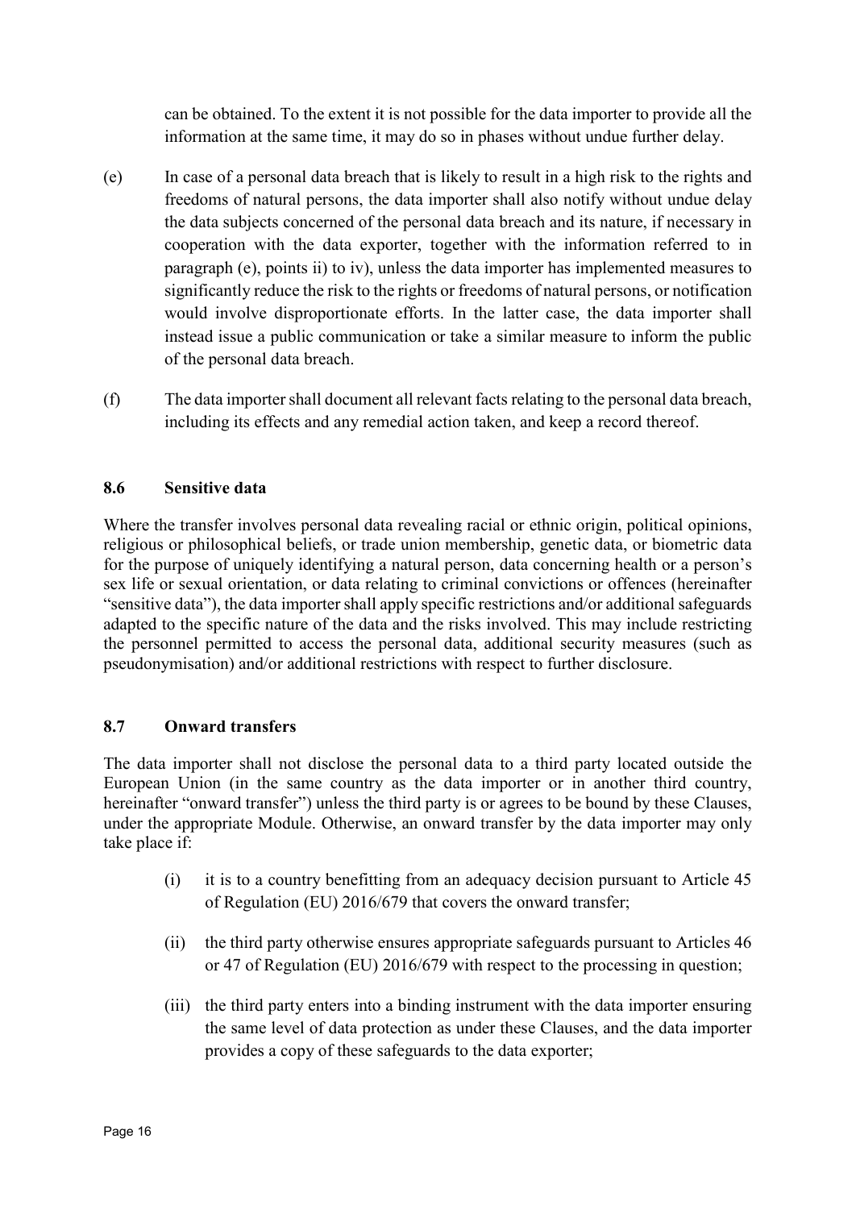can be obtained. To the extent it is not possible for the data importer to provide all the information at the same time, it may do so in phases without undue further delay.

(e) In case of a personal data breach that is likely to result in a high risk to the rights and freedoms of natural persons, the data importer shall also notify without undue delay the data subjects concerned of the personal data breach and its nature, if necessary in cooperation with the data exporter, together with the information referred to in paragraph (e), points ii) to iv), unless the data importer has implemented measures to significantly reduce the risk to the rights or freedoms of natural persons, or notification would involve disproportionate efforts. In the latter case, the data importer shall instead issue a public communication or take a similar measure to inform the public of the personal data breach.

(f) The data importer shall document all relevant facts relating to the personal data breach, including its effects and any remedial action taken, and keep a record thereof.

### 8.6 Sensitive data

Where the transfer involves personal data revealing racial or ethnic origin, political opinions, religious or philosophical beliefs, or trade union membership, genetic data, or biometric data for the purpose of uniquely identifying a natural person, data concerning health or a person's sex life or sexual orientation, or data relating to criminal convictions or offences (hereinafter "sensitive data"), the data importer shall apply specific restrictions and/or additional safeguards adapted to the specific nature of the data and the risks involved. This may include restricting the personnel permitted to access the personal data, additional security measures (such as pseudonymisation) and/or additional restrictions with respect to further disclosure.

### 8.7 Onward transfers

The data importer shall not disclose the personal data to a third party located outside the European Union (in the same country as the data importer or in another third country, hereinafter "onward transfer") unless the third party is or agrees to be bound by these Clauses, under the appropriate Module. Otherwise, an onward transfer by the data importer may only take place if:

(i) it is to a country benefitting from an adequacy decision pursuant to Article 45 of Regulation (EU) 2016/679 that covers the onward transfer;

(ii) the third party otherwise ensures appropriate safeguards pursuant to Articles 46 or 47 of Regulation (EU) 2016/679 with respect to the processing in question;

(iii) the third party enters into a binding instrument with the data importer ensuring the same level of data protection as under these Clauses, and the data importer provides a copy of these safeguards to the data exporter;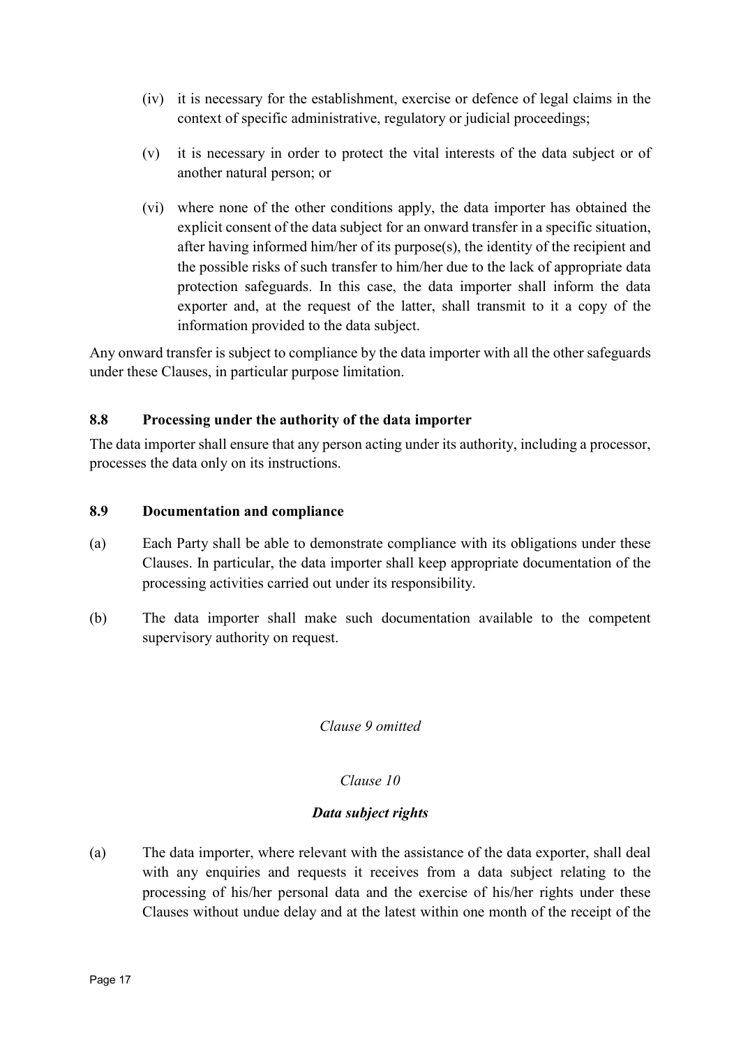(iv) it is necessary for the establishment, exercise or defence of legal claims in the context of specific administrative, regulatory or judicial proceedings;

(v) it is necessary in order to protect the vital interests of the data subject or of another natural person; or

(vi) where none of the other conditions apply, the data importer has obtained the explicit consent of the data subject for an onward transfer in a specific situation, after having informed him/her of its purpose(s), the identity of the recipient and the possible risks of such transfer to him/her due to the lack of appropriate data protection safeguards. In this case, the data importer shall inform the data exporter and, at the request of the latter, shall transmit to it a copy of the information provided to the data subject.

Any onward transfer is subject to compliance by the data importer with all the other safeguards under these Clauses, in particular purpose limitation.

**8.8 Processing under the authority of the data importer**

The data importer shall ensure that any person acting under its authority, including a processor, processes the data only on its instructions.

**8.9 Documentation and compliance**

(a) Each Party shall be able to demonstrate compliance with its obligations under these Clauses. In particular, the data importer shall keep appropriate documentation of the processing activities carried out under its responsibility.

(b) The data importer shall make such documentation available to the competent supervisory authority on request.

*Clause 9 omitted*

*Clause 10*

***Data subject rights***

(a) The data importer, where relevant with the assistance of the data exporter, shall deal with any enquiries and requests it receives from a data subject relating to the processing of his/her personal data and the exercise of his/her rights under these Clauses without undue delay and at the latest within one month of the receipt of the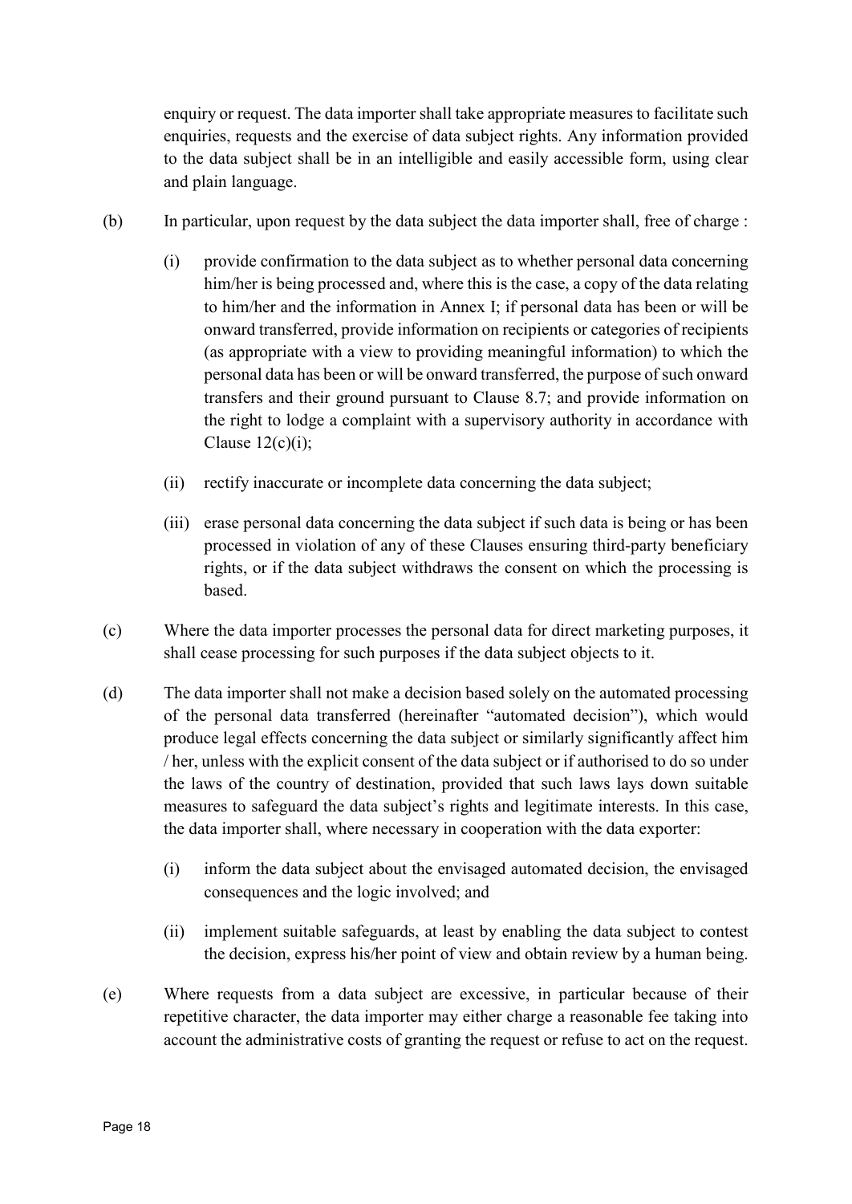enquiry or request. The data importer shall take appropriate measures to facilitate such enquiries, requests and the exercise of data subject rights. Any information provided to the data subject shall be in an intelligible and easily accessible form, using clear and plain language.

(b) In particular, upon request by the data subject the data importer shall, free of charge :

(i) provide confirmation to the data subject as to whether personal data concerning him/her is being processed and, where this is the case, a copy of the data relating to him/her and the information in Annex I; if personal data has been or will be onward transferred, provide information on recipients or categories of recipients (as appropriate with a view to providing meaningful information) to which the personal data has been or will be onward transferred, the purpose of such onward transfers and their ground pursuant to Clause 8.7; and provide information on the right to lodge a complaint with a supervisory authority in accordance with Clause 12(c)(i);

(ii) rectify inaccurate or incomplete data concerning the data subject;

(iii) erase personal data concerning the data subject if such data is being or has been processed in violation of any of these Clauses ensuring third-party beneficiary rights, or if the data subject withdraws the consent on which the processing is based.

(c) Where the data importer processes the personal data for direct marketing purposes, it shall cease processing for such purposes if the data subject objects to it.

(d) The data importer shall not make a decision based solely on the automated processing of the personal data transferred (hereinafter "automated decision"), which would produce legal effects concerning the data subject or similarly significantly affect him / her, unless with the explicit consent of the data subject or if authorised to do so under the laws of the country of destination, provided that such laws lays down suitable measures to safeguard the data subject's rights and legitimate interests. In this case, the data importer shall, where necessary in cooperation with the data exporter:

(i) inform the data subject about the envisaged automated decision, the envisaged consequences and the logic involved; and

(ii) implement suitable safeguards, at least by enabling the data subject to contest the decision, express his/her point of view and obtain review by a human being.

(e) Where requests from a data subject are excessive, in particular because of their repetitive character, the data importer may either charge a reasonable fee taking into account the administrative costs of granting the request or refuse to act on the request.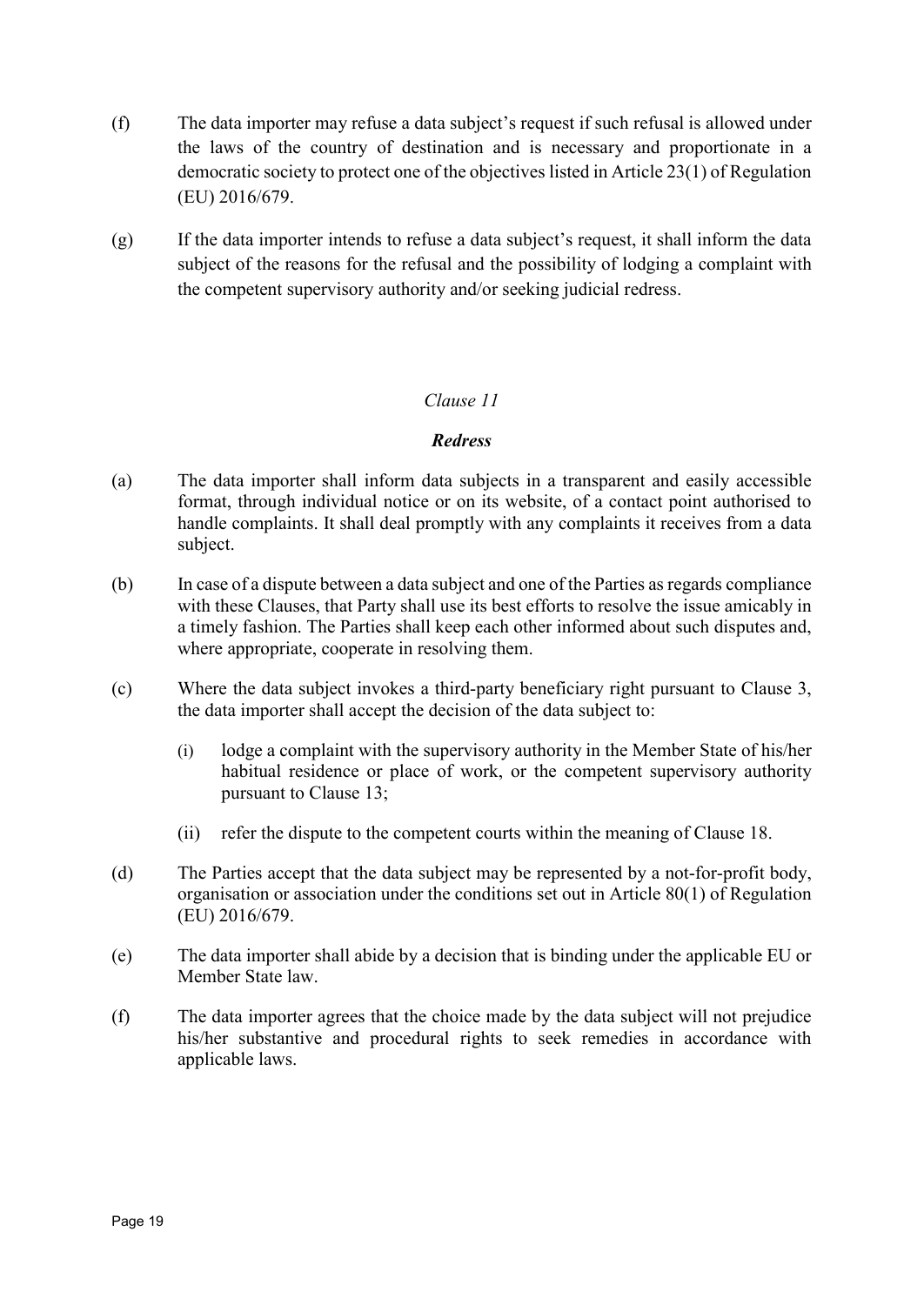(f) The data importer may refuse a data subject's request if such refusal is allowed under the laws of the country of destination and is necessary and proportionate in a democratic society to protect one of the objectives listed in Article 23(1) of Regulation (EU) 2016/679.

(g) If the data importer intends to refuse a data subject's request, it shall inform the data subject of the reasons for the refusal and the possibility of lodging a complaint with the competent supervisory authority and/or seeking judicial redress.

*Clause 11*

***Redress***

(a) The data importer shall inform data subjects in a transparent and easily accessible format, through individual notice or on its website, of a contact point authorised to handle complaints. It shall deal promptly with any complaints it receives from a data subject.

(b) In case of a dispute between a data subject and one of the Parties as regards compliance with these Clauses, that Party shall use its best efforts to resolve the issue amicably in a timely fashion. The Parties shall keep each other informed about such disputes and, where appropriate, cooperate in resolving them.

(c) Where the data subject invokes a third-party beneficiary right pursuant to Clause 3, the data importer shall accept the decision of the data subject to:

   (i) lodge a complaint with the supervisory authority in the Member State of his/her habitual residence or place of work, or the competent supervisory authority pursuant to Clause 13;

   (ii) refer the dispute to the competent courts within the meaning of Clause 18.

(d) The Parties accept that the data subject may be represented by a not-for-profit body, organisation or association under the conditions set out in Article 80(1) of Regulation (EU) 2016/679.

(e) The data importer shall abide by a decision that is binding under the applicable EU or Member State law.

(f) The data importer agrees that the choice made by the data subject will not prejudice his/her substantive and procedural rights to seek remedies in accordance with applicable laws.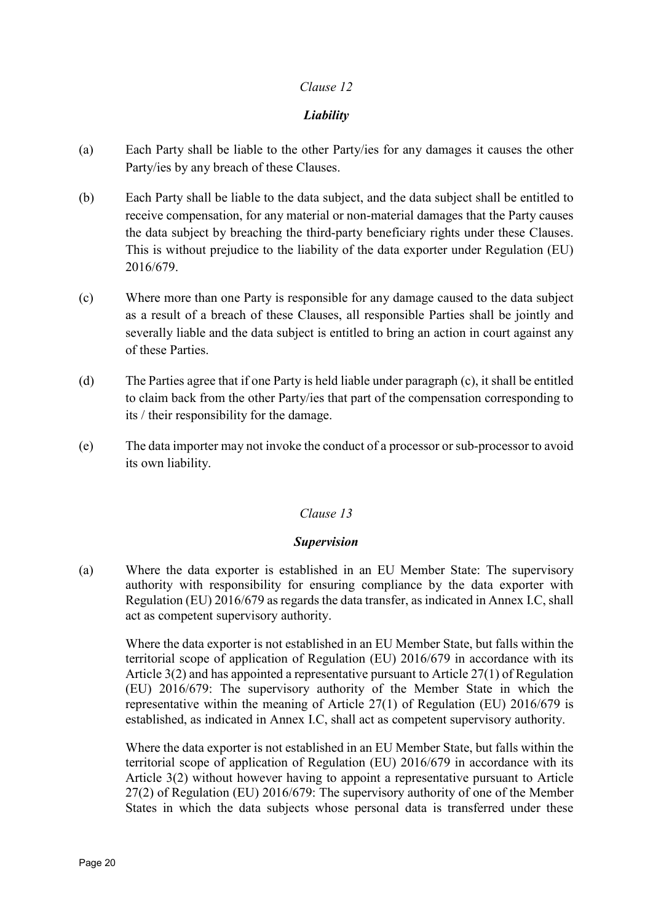*Clause 12*

***Liability***

(a) Each Party shall be liable to the other Party/ies for any damages it causes the other Party/ies by any breach of these Clauses.

(b) Each Party shall be liable to the data subject, and the data subject shall be entitled to receive compensation, for any material or non-material damages that the Party causes the data subject by breaching the third-party beneficiary rights under these Clauses. This is without prejudice to the liability of the data exporter under Regulation (EU) 2016/679.

(c) Where more than one Party is responsible for any damage caused to the data subject as a result of a breach of these Clauses, all responsible Parties shall be jointly and severally liable and the data subject is entitled to bring an action in court against any of these Parties.

(d) The Parties agree that if one Party is held liable under paragraph (c), it shall be entitled to claim back from the other Party/ies that part of the compensation corresponding to its / their responsibility for the damage.

(e) The data importer may not invoke the conduct of a processor or sub-processor to avoid its own liability.

*Clause 13*

***Supervision***

(a) Where the data exporter is established in an EU Member State: The supervisory authority with responsibility for ensuring compliance by the data exporter with Regulation (EU) 2016/679 as regards the data transfer, as indicated in Annex I.C, shall act as competent supervisory authority.

Where the data exporter is not established in an EU Member State, but falls within the territorial scope of application of Regulation (EU) 2016/679 in accordance with its Article 3(2) and has appointed a representative pursuant to Article 27(1) of Regulation (EU) 2016/679: The supervisory authority of the Member State in which the representative within the meaning of Article 27(1) of Regulation (EU) 2016/679 is established, as indicated in Annex I.C, shall act as competent supervisory authority.

Where the data exporter is not established in an EU Member State, but falls within the territorial scope of application of Regulation (EU) 2016/679 in accordance with its Article 3(2) without however having to appoint a representative pursuant to Article 27(2) of Regulation (EU) 2016/679: The supervisory authority of one of the Member States in which the data subjects whose personal data is transferred under these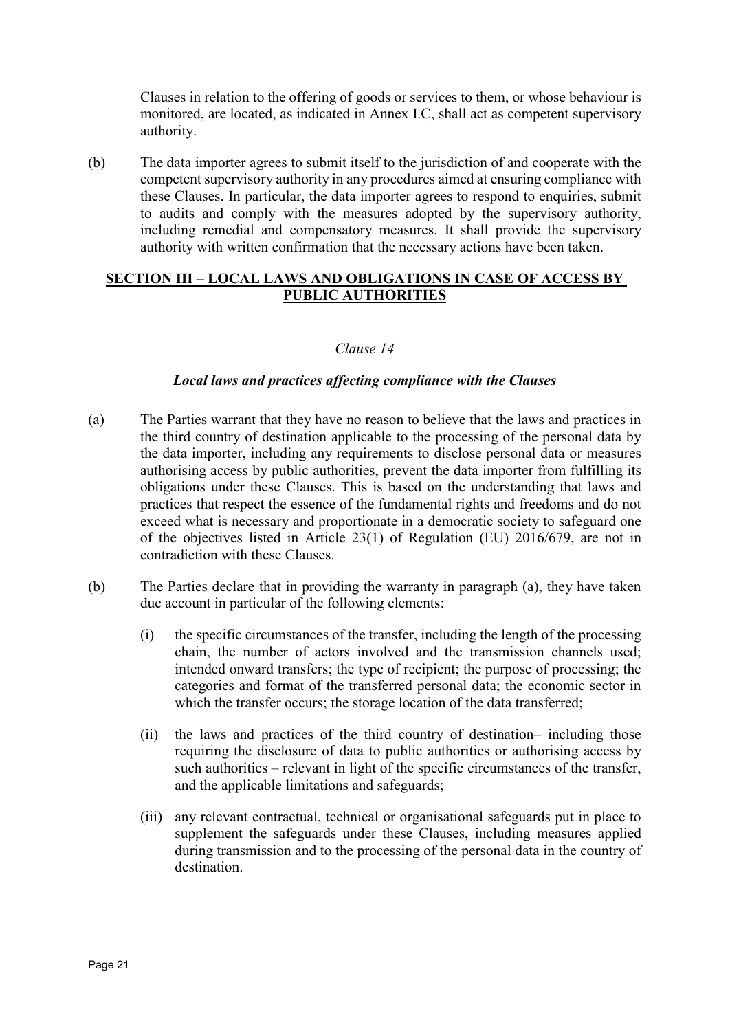Clauses in relation to the offering of goods or services to them, or whose behaviour is monitored, are located, as indicated in Annex I.C, shall act as competent supervisory authority.

(b) The data importer agrees to submit itself to the jurisdiction of and cooperate with the competent supervisory authority in any procedures aimed at ensuring compliance with these Clauses. In particular, the data importer agrees to respond to enquiries, submit to audits and comply with the measures adopted by the supervisory authority, including remedial and compensatory measures. It shall provide the supervisory authority with written confirmation that the necessary actions have been taken.

## **SECTION III – LOCAL LAWS AND OBLIGATIONS IN CASE OF ACCESS BY PUBLIC AUTHORITIES**

*Clause 14*

***Local laws and practices affecting compliance with the Clauses***

(a) The Parties warrant that they have no reason to believe that the laws and practices in the third country of destination applicable to the processing of the personal data by the data importer, including any requirements to disclose personal data or measures authorising access by public authorities, prevent the data importer from fulfilling its obligations under these Clauses. This is based on the understanding that laws and practices that respect the essence of the fundamental rights and freedoms and do not exceed what is necessary and proportionate in a democratic society to safeguard one of the objectives listed in Article 23(1) of Regulation (EU) 2016/679, are not in contradiction with these Clauses.

(b) The Parties declare that in providing the warranty in paragraph (a), they have taken due account in particular of the following elements:

(i) the specific circumstances of the transfer, including the length of the processing chain, the number of actors involved and the transmission channels used; intended onward transfers; the type of recipient; the purpose of processing; the categories and format of the transferred personal data; the economic sector in which the transfer occurs; the storage location of the data transferred;

(ii) the laws and practices of the third country of destination– including those requiring the disclosure of data to public authorities or authorising access by such authorities – relevant in light of the specific circumstances of the transfer, and the applicable limitations and safeguards;

(iii) any relevant contractual, technical or organisational safeguards put in place to supplement the safeguards under these Clauses, including measures applied during transmission and to the processing of the personal data in the country of destination.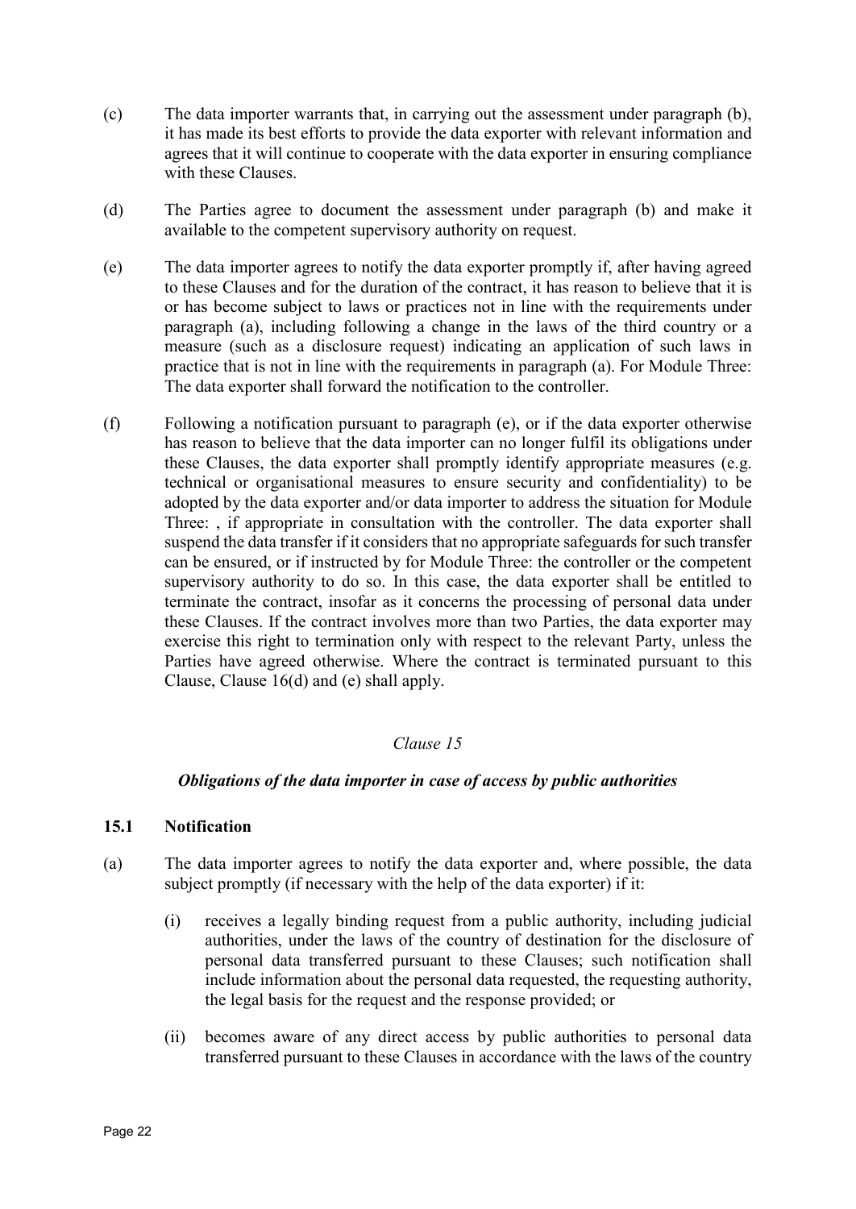(c) The data importer warrants that, in carrying out the assessment under paragraph (b), it has made its best efforts to provide the data exporter with relevant information and agrees that it will continue to cooperate with the data exporter in ensuring compliance with these Clauses.

(d) The Parties agree to document the assessment under paragraph (b) and make it available to the competent supervisory authority on request.

(e) The data importer agrees to notify the data exporter promptly if, after having agreed to these Clauses and for the duration of the contract, it has reason to believe that it is or has become subject to laws or practices not in line with the requirements under paragraph (a), including following a change in the laws of the third country or a measure (such as a disclosure request) indicating an application of such laws in practice that is not in line with the requirements in paragraph (a). For Module Three: The data exporter shall forward the notification to the controller.

(f) Following a notification pursuant to paragraph (e), or if the data exporter otherwise has reason to believe that the data importer can no longer fulfil its obligations under these Clauses, the data exporter shall promptly identify appropriate measures (e.g. technical or organisational measures to ensure security and confidentiality) to be adopted by the data exporter and/or data importer to address the situation for Module Three: , if appropriate in consultation with the controller. The data exporter shall suspend the data transfer if it considers that no appropriate safeguards for such transfer can be ensured, or if instructed by for Module Three: the controller or the competent supervisory authority to do so. In this case, the data exporter shall be entitled to terminate the contract, insofar as it concerns the processing of personal data under these Clauses. If the contract involves more than two Parties, the data exporter may exercise this right to termination only with respect to the relevant Party, unless the Parties have agreed otherwise. Where the contract is terminated pursuant to this Clause, Clause 16(d) and (e) shall apply.

*Clause 15*

***Obligations of the data importer in case of access by public authorities***

**15.1 Notification**

(a) The data importer agrees to notify the data exporter and, where possible, the data subject promptly (if necessary with the help of the data exporter) if it:

   (i) receives a legally binding request from a public authority, including judicial authorities, under the laws of the country of destination for the disclosure of personal data transferred pursuant to these Clauses; such notification shall include information about the personal data requested, the requesting authority, the legal basis for the request and the response provided; or

   (ii) becomes aware of any direct access by public authorities to personal data transferred pursuant to these Clauses in accordance with the laws of the country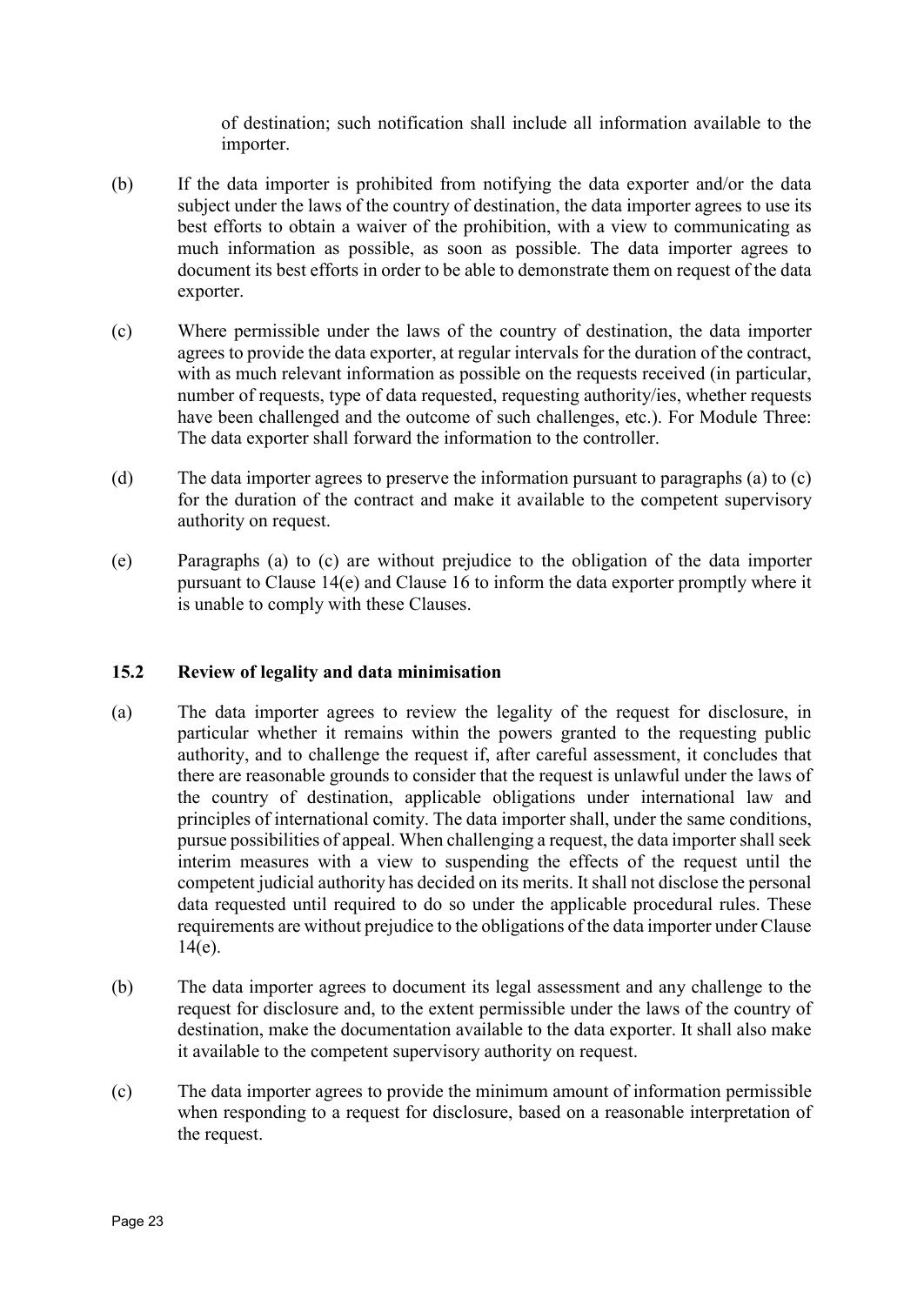of destination; such notification shall include all information available to the importer.

(b) If the data importer is prohibited from notifying the data exporter and/or the data subject under the laws of the country of destination, the data importer agrees to use its best efforts to obtain a waiver of the prohibition, with a view to communicating as much information as possible, as soon as possible. The data importer agrees to document its best efforts in order to be able to demonstrate them on request of the data exporter.

(c) Where permissible under the laws of the country of destination, the data importer agrees to provide the data exporter, at regular intervals for the duration of the contract, with as much relevant information as possible on the requests received (in particular, number of requests, type of data requested, requesting authority/ies, whether requests have been challenged and the outcome of such challenges, etc.). For Module Three: The data exporter shall forward the information to the controller.

(d) The data importer agrees to preserve the information pursuant to paragraphs (a) to (c) for the duration of the contract and make it available to the competent supervisory authority on request.

(e) Paragraphs (a) to (c) are without prejudice to the obligation of the data importer pursuant to Clause 14(e) and Clause 16 to inform the data exporter promptly where it is unable to comply with these Clauses.

### 15.2 Review of legality and data minimisation

(a) The data importer agrees to review the legality of the request for disclosure, in particular whether it remains within the powers granted to the requesting public authority, and to challenge the request if, after careful assessment, it concludes that there are reasonable grounds to consider that the request is unlawful under the laws of the country of destination, applicable obligations under international law and principles of international comity. The data importer shall, under the same conditions, pursue possibilities of appeal. When challenging a request, the data importer shall seek interim measures with a view to suspending the effects of the request until the competent judicial authority has decided on its merits. It shall not disclose the personal data requested until required to do so under the applicable procedural rules. These requirements are without prejudice to the obligations of the data importer under Clause 14(e).

(b) The data importer agrees to document its legal assessment and any challenge to the request for disclosure and, to the extent permissible under the laws of the country of destination, make the documentation available to the data exporter. It shall also make it available to the competent supervisory authority on request.

(c) The data importer agrees to provide the minimum amount of information permissible when responding to a request for disclosure, based on a reasonable interpretation of the request.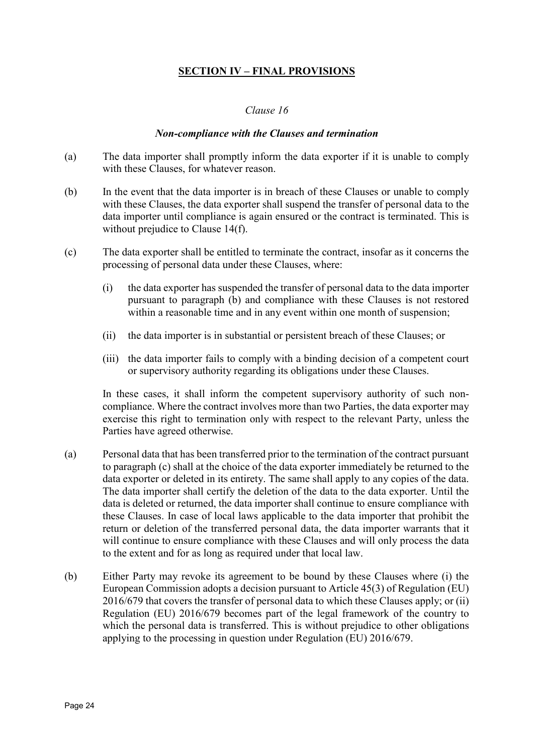## **SECTION IV – FINAL PROVISIONS**

*Clause 16*

***Non-compliance with the Clauses and termination***

(a) The data importer shall promptly inform the data exporter if it is unable to comply with these Clauses, for whatever reason.

(b) In the event that the data importer is in breach of these Clauses or unable to comply with these Clauses, the data exporter shall suspend the transfer of personal data to the data importer until compliance is again ensured or the contract is terminated. This is without prejudice to Clause 14(f).

(c) The data exporter shall be entitled to terminate the contract, insofar as it concerns the processing of personal data under these Clauses, where:

  (i) the data exporter has suspended the transfer of personal data to the data importer pursuant to paragraph (b) and compliance with these Clauses is not restored within a reasonable time and in any event within one month of suspension;

  (ii) the data importer is in substantial or persistent breach of these Clauses; or

  (iii) the data importer fails to comply with a binding decision of a competent court or supervisory authority regarding its obligations under these Clauses.

  In these cases, it shall inform the competent supervisory authority of such non-compliance. Where the contract involves more than two Parties, the data exporter may exercise this right to termination only with respect to the relevant Party, unless the Parties have agreed otherwise.

(a) Personal data that has been transferred prior to the termination of the contract pursuant to paragraph (c) shall at the choice of the data exporter immediately be returned to the data exporter or deleted in its entirety. The same shall apply to any copies of the data. The data importer shall certify the deletion of the data to the data exporter. Until the data is deleted or returned, the data importer shall continue to ensure compliance with these Clauses. In case of local laws applicable to the data importer that prohibit the return or deletion of the transferred personal data, the data importer warrants that it will continue to ensure compliance with these Clauses and will only process the data to the extent and for as long as required under that local law.

(b) Either Party may revoke its agreement to be bound by these Clauses where (i) the European Commission adopts a decision pursuant to Article 45(3) of Regulation (EU) 2016/679 that covers the transfer of personal data to which these Clauses apply; or (ii) Regulation (EU) 2016/679 becomes part of the legal framework of the country to which the personal data is transferred. This is without prejudice to other obligations applying to the processing in question under Regulation (EU) 2016/679.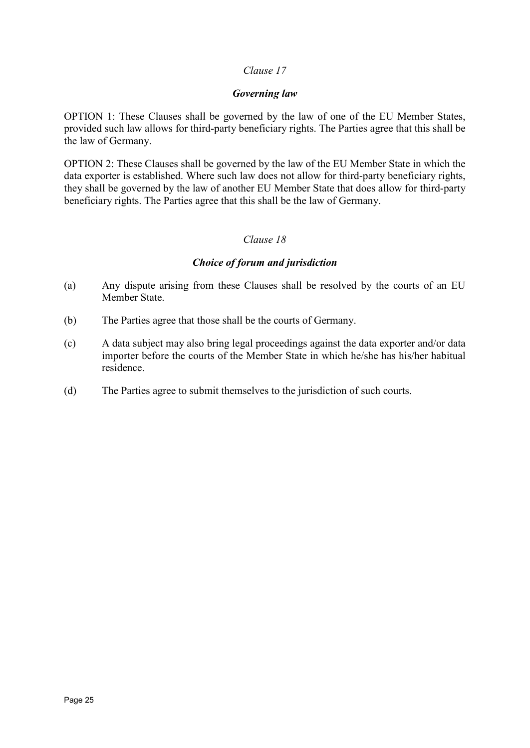*Clause 17*

***Governing law***

OPTION 1: These Clauses shall be governed by the law of one of the EU Member States, provided such law allows for third-party beneficiary rights. The Parties agree that this shall be the law of Germany.

OPTION 2: These Clauses shall be governed by the law of the EU Member State in which the data exporter is established. Where such law does not allow for third-party beneficiary rights, they shall be governed by the law of another EU Member State that does allow for third-party beneficiary rights. The Parties agree that this shall be the law of Germany.

*Clause 18*

***Choice of forum and jurisdiction***

(a) Any dispute arising from these Clauses shall be resolved by the courts of an EU Member State.

(b) The Parties agree that those shall be the courts of Germany.

(c) A data subject may also bring legal proceedings against the data exporter and/or data importer before the courts of the Member State in which he/she has his/her habitual residence.

(d) The Parties agree to submit themselves to the jurisdiction of such courts.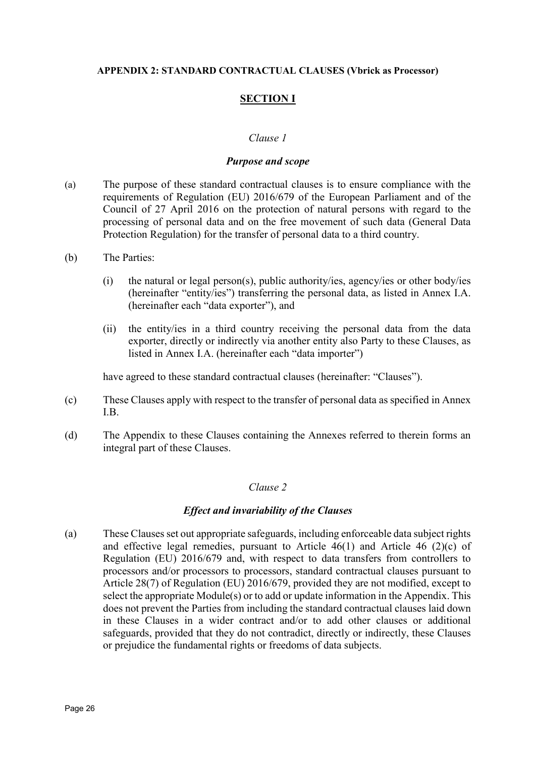**APPENDIX 2: STANDARD CONTRACTUAL CLAUSES (Vbrick as Processor)**

## SECTION I

*Clause 1*

***Purpose and scope***

(a) The purpose of these standard contractual clauses is to ensure compliance with the requirements of Regulation (EU) 2016/679 of the European Parliament and of the Council of 27 April 2016 on the protection of natural persons with regard to the processing of personal data and on the free movement of such data (General Data Protection Regulation) for the transfer of personal data to a third country.

(b) The Parties:

(i) the natural or legal person(s), public authority/ies, agency/ies or other body/ies (hereinafter "entity/ies") transferring the personal data, as listed in Annex I.A. (hereinafter each "data exporter"), and

(ii) the entity/ies in a third country receiving the personal data from the data exporter, directly or indirectly via another entity also Party to these Clauses, as listed in Annex I.A. (hereinafter each "data importer")

have agreed to these standard contractual clauses (hereinafter: "Clauses").

(c) These Clauses apply with respect to the transfer of personal data as specified in Annex I.B.

(d) The Appendix to these Clauses containing the Annexes referred to therein forms an integral part of these Clauses.

*Clause 2*

***Effect and invariability of the Clauses***

(a) These Clauses set out appropriate safeguards, including enforceable data subject rights and effective legal remedies, pursuant to Article 46(1) and Article 46 (2)(c) of Regulation (EU) 2016/679 and, with respect to data transfers from controllers to processors and/or processors to processors, standard contractual clauses pursuant to Article 28(7) of Regulation (EU) 2016/679, provided they are not modified, except to select the appropriate Module(s) or to add or update information in the Appendix. This does not prevent the Parties from including the standard contractual clauses laid down in these Clauses in a wider contract and/or to add other clauses or additional safeguards, provided that they do not contradict, directly or indirectly, these Clauses or prejudice the fundamental rights or freedoms of data subjects.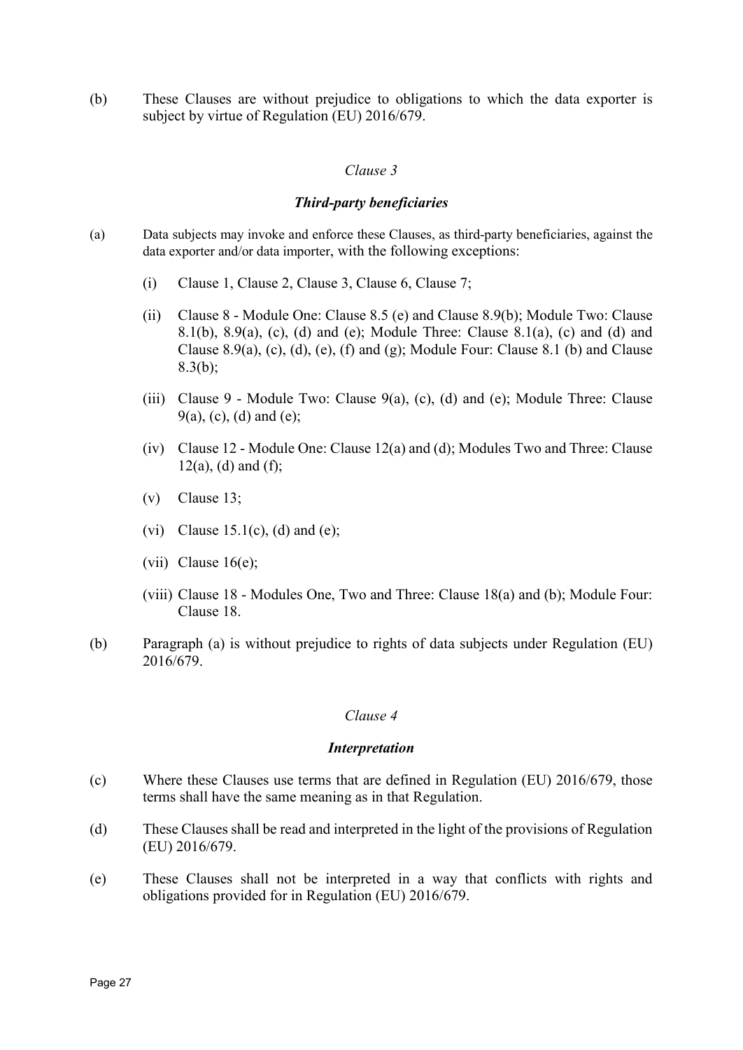(b) These Clauses are without prejudice to obligations to which the data exporter is subject by virtue of Regulation (EU) 2016/679.

### *Clause 3*

### ***Third-party beneficiaries***

(a) Data subjects may invoke and enforce these Clauses, as third-party beneficiaries, against the data exporter and/or data importer, with the following exceptions:

   (i) Clause 1, Clause 2, Clause 3, Clause 6, Clause 7;

   (ii) Clause 8 - Module One: Clause 8.5 (e) and Clause 8.9(b); Module Two: Clause 8.1(b), 8.9(a), (c), (d) and (e); Module Three: Clause 8.1(a), (c) and (d) and Clause 8.9(a), (c), (d), (e), (f) and (g); Module Four: Clause 8.1 (b) and Clause 8.3(b);

   (iii) Clause 9 - Module Two: Clause 9(a), (c), (d) and (e); Module Three: Clause 9(a), (c), (d) and (e);

   (iv) Clause 12 - Module One: Clause 12(a) and (d); Modules Two and Three: Clause 12(a), (d) and (f);

   (v) Clause 13;

   (vi) Clause 15.1(c), (d) and (e);

   (vii) Clause 16(e);

   (viii) Clause 18 - Modules One, Two and Three: Clause 18(a) and (b); Module Four: Clause 18.

(b) Paragraph (a) is without prejudice to rights of data subjects under Regulation (EU) 2016/679.

### *Clause 4*

### ***Interpretation***

(c) Where these Clauses use terms that are defined in Regulation (EU) 2016/679, those terms shall have the same meaning as in that Regulation.

(d) These Clauses shall be read and interpreted in the light of the provisions of Regulation (EU) 2016/679.

(e) These Clauses shall not be interpreted in a way that conflicts with rights and obligations provided for in Regulation (EU) 2016/679.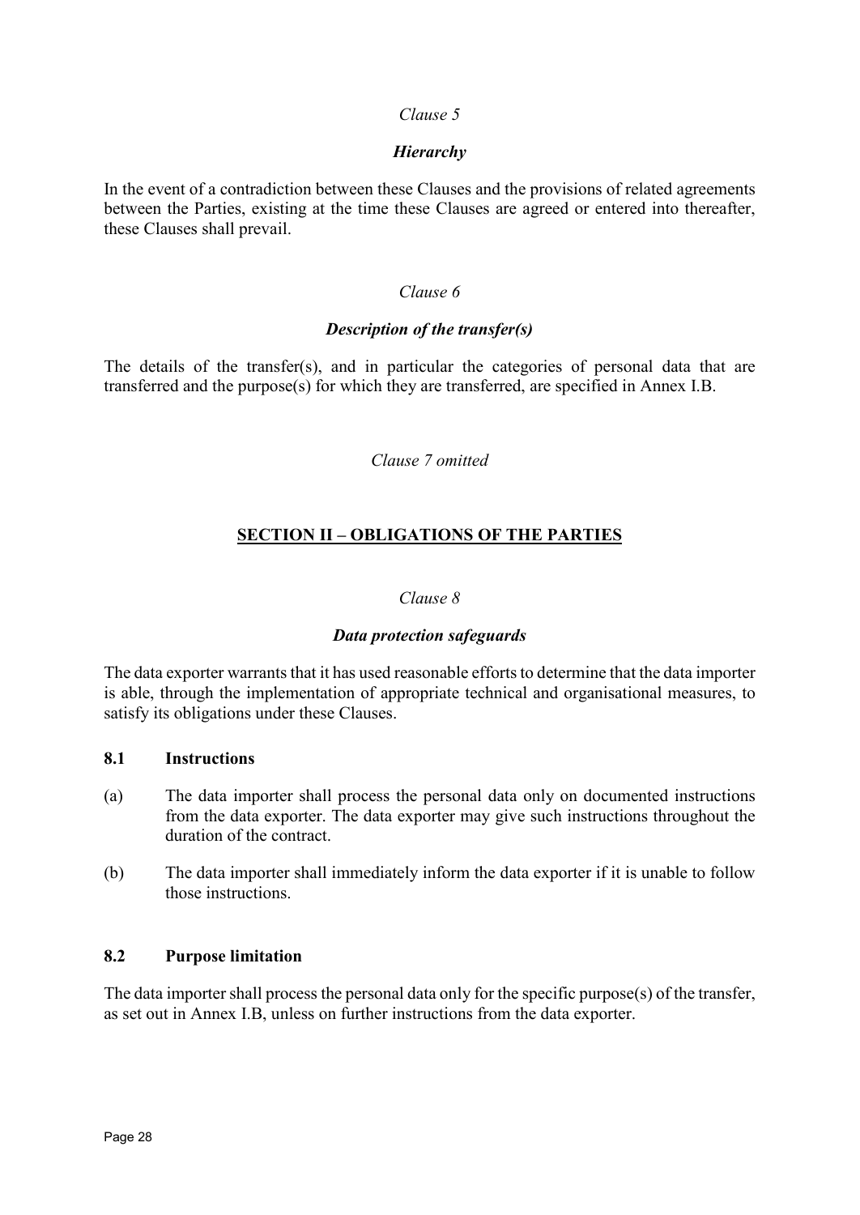*Clause 5*

***Hierarchy***

In the event of a contradiction between these Clauses and the provisions of related agreements between the Parties, existing at the time these Clauses are agreed or entered into thereafter, these Clauses shall prevail.

*Clause 6*

***Description of the transfer(s)***

The details of the transfer(s), and in particular the categories of personal data that are transferred and the purpose(s) for which they are transferred, are specified in Annex I.B.

*Clause 7 omitted*

## SECTION II – OBLIGATIONS OF THE PARTIES

*Clause 8*

***Data protection safeguards***

The data exporter warrants that it has used reasonable efforts to determine that the data importer is able, through the implementation of appropriate technical and organisational measures, to satisfy its obligations under these Clauses.

**8.1 Instructions**

(a) The data importer shall process the personal data only on documented instructions from the data exporter. The data exporter may give such instructions throughout the duration of the contract.

(b) The data importer shall immediately inform the data exporter if it is unable to follow those instructions.

**8.2 Purpose limitation**

The data importer shall process the personal data only for the specific purpose(s) of the transfer, as set out in Annex I.B, unless on further instructions from the data exporter.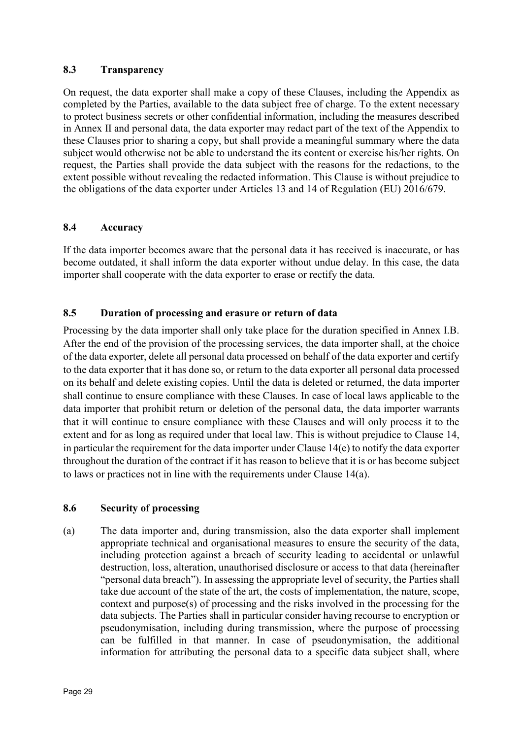### 8.3 Transparency

On request, the data exporter shall make a copy of these Clauses, including the Appendix as completed by the Parties, available to the data subject free of charge. To the extent necessary to protect business secrets or other confidential information, including the measures described in Annex II and personal data, the data exporter may redact part of the text of the Appendix to these Clauses prior to sharing a copy, but shall provide a meaningful summary where the data subject would otherwise not be able to understand the its content or exercise his/her rights. On request, the Parties shall provide the data subject with the reasons for the redactions, to the extent possible without revealing the redacted information. This Clause is without prejudice to the obligations of the data exporter under Articles 13 and 14 of Regulation (EU) 2016/679.

### 8.4 Accuracy

If the data importer becomes aware that the personal data it has received is inaccurate, or has become outdated, it shall inform the data exporter without undue delay. In this case, the data importer shall cooperate with the data exporter to erase or rectify the data.

### 8.5 Duration of processing and erasure or return of data

Processing by the data importer shall only take place for the duration specified in Annex I.B. After the end of the provision of the processing services, the data importer shall, at the choice of the data exporter, delete all personal data processed on behalf of the data exporter and certify to the data exporter that it has done so, or return to the data exporter all personal data processed on its behalf and delete existing copies. Until the data is deleted or returned, the data importer shall continue to ensure compliance with these Clauses. In case of local laws applicable to the data importer that prohibit return or deletion of the personal data, the data importer warrants that it will continue to ensure compliance with these Clauses and will only process it to the extent and for as long as required under that local law. This is without prejudice to Clause 14, in particular the requirement for the data importer under Clause 14(e) to notify the data exporter throughout the duration of the contract if it has reason to believe that it is or has become subject to laws or practices not in line with the requirements under Clause 14(a).

### 8.6 Security of processing

(a) The data importer and, during transmission, also the data exporter shall implement appropriate technical and organisational measures to ensure the security of the data, including protection against a breach of security leading to accidental or unlawful destruction, loss, alteration, unauthorised disclosure or access to that data (hereinafter "personal data breach"). In assessing the appropriate level of security, the Parties shall take due account of the state of the art, the costs of implementation, the nature, scope, context and purpose(s) of processing and the risks involved in the processing for the data subjects. The Parties shall in particular consider having recourse to encryption or pseudonymisation, including during transmission, where the purpose of processing can be fulfilled in that manner. In case of pseudonymisation, the additional information for attributing the personal data to a specific data subject shall, where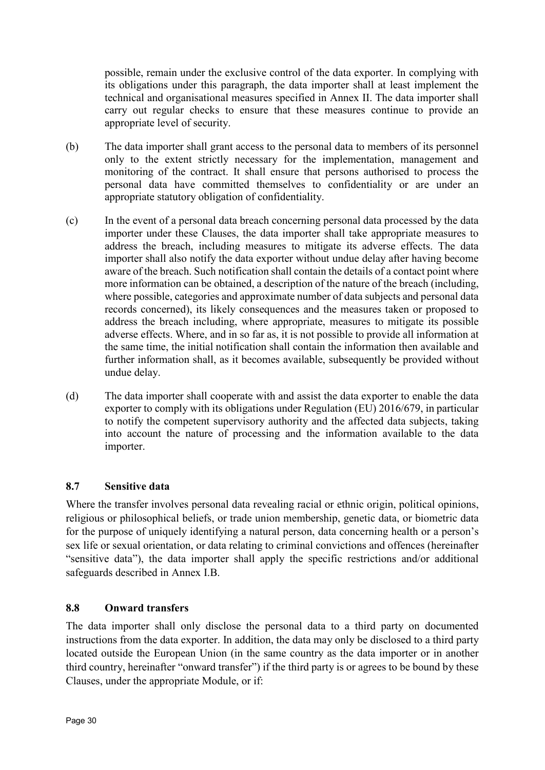possible, remain under the exclusive control of the data exporter. In complying with its obligations under this paragraph, the data importer shall at least implement the technical and organisational measures specified in Annex II. The data importer shall carry out regular checks to ensure that these measures continue to provide an appropriate level of security.

(b) The data importer shall grant access to the personal data to members of its personnel only to the extent strictly necessary for the implementation, management and monitoring of the contract. It shall ensure that persons authorised to process the personal data have committed themselves to confidentiality or are under an appropriate statutory obligation of confidentiality.

(c) In the event of a personal data breach concerning personal data processed by the data importer under these Clauses, the data importer shall take appropriate measures to address the breach, including measures to mitigate its adverse effects. The data importer shall also notify the data exporter without undue delay after having become aware of the breach. Such notification shall contain the details of a contact point where more information can be obtained, a description of the nature of the breach (including, where possible, categories and approximate number of data subjects and personal data records concerned), its likely consequences and the measures taken or proposed to address the breach including, where appropriate, measures to mitigate its possible adverse effects. Where, and in so far as, it is not possible to provide all information at the same time, the initial notification shall contain the information then available and further information shall, as it becomes available, subsequently be provided without undue delay.

(d) The data importer shall cooperate with and assist the data exporter to enable the data exporter to comply with its obligations under Regulation (EU) 2016/679, in particular to notify the competent supervisory authority and the affected data subjects, taking into account the nature of processing and the information available to the data importer.

### 8.7 Sensitive data

Where the transfer involves personal data revealing racial or ethnic origin, political opinions, religious or philosophical beliefs, or trade union membership, genetic data, or biometric data for the purpose of uniquely identifying a natural person, data concerning health or a person's sex life or sexual orientation, or data relating to criminal convictions and offences (hereinafter "sensitive data"), the data importer shall apply the specific restrictions and/or additional safeguards described in Annex I.B.

### 8.8 Onward transfers

The data importer shall only disclose the personal data to a third party on documented instructions from the data exporter. In addition, the data may only be disclosed to a third party located outside the European Union (in the same country as the data importer or in another third country, hereinafter "onward transfer") if the third party is or agrees to be bound by these Clauses, under the appropriate Module, or if: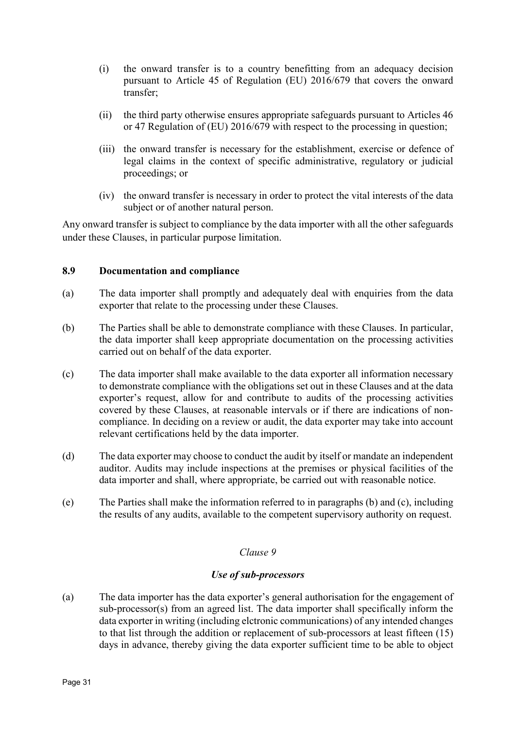(i) the onward transfer is to a country benefitting from an adequacy decision pursuant to Article 45 of Regulation (EU) 2016/679 that covers the onward transfer;

(ii) the third party otherwise ensures appropriate safeguards pursuant to Articles 46 or 47 Regulation of (EU) 2016/679 with respect to the processing in question;

(iii) the onward transfer is necessary for the establishment, exercise or defence of legal claims in the context of specific administrative, regulatory or judicial proceedings; or

(iv) the onward transfer is necessary in order to protect the vital interests of the data subject or of another natural person.

Any onward transfer is subject to compliance by the data importer with all the other safeguards under these Clauses, in particular purpose limitation.

**8.9 Documentation and compliance**

(a) The data importer shall promptly and adequately deal with enquiries from the data exporter that relate to the processing under these Clauses.

(b) The Parties shall be able to demonstrate compliance with these Clauses. In particular, the data importer shall keep appropriate documentation on the processing activities carried out on behalf of the data exporter.

(c) The data importer shall make available to the data exporter all information necessary to demonstrate compliance with the obligations set out in these Clauses and at the data exporter's request, allow for and contribute to audits of the processing activities covered by these Clauses, at reasonable intervals or if there are indications of non-compliance. In deciding on a review or audit, the data exporter may take into account relevant certifications held by the data importer.

(d) The data exporter may choose to conduct the audit by itself or mandate an independent auditor. Audits may include inspections at the premises or physical facilities of the data importer and shall, where appropriate, be carried out with reasonable notice.

(e) The Parties shall make the information referred to in paragraphs (b) and (c), including the results of any audits, available to the competent supervisory authority on request.

*Clause 9*

***Use of sub-processors***

(a) The data importer has the data exporter's general authorisation for the engagement of sub-processor(s) from an agreed list. The data importer shall specifically inform the data exporter in writing (including elctronic communications) of any intended changes to that list through the addition or replacement of sub-processors at least fifteen (15) days in advance, thereby giving the data exporter sufficient time to be able to object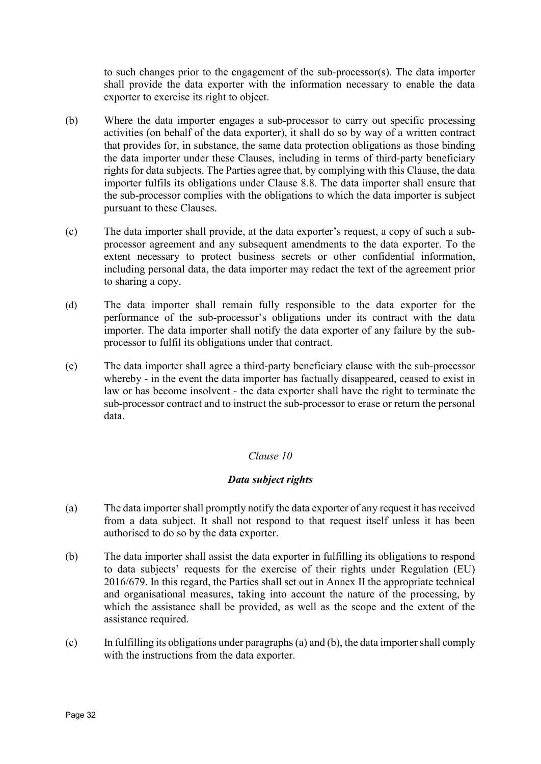to such changes prior to the engagement of the sub-processor(s). The data importer shall provide the data exporter with the information necessary to enable the data exporter to exercise its right to object.

(b) Where the data importer engages a sub-processor to carry out specific processing activities (on behalf of the data exporter), it shall do so by way of a written contract that provides for, in substance, the same data protection obligations as those binding the data importer under these Clauses, including in terms of third-party beneficiary rights for data subjects. The Parties agree that, by complying with this Clause, the data importer fulfils its obligations under Clause 8.8. The data importer shall ensure that the sub-processor complies with the obligations to which the data importer is subject pursuant to these Clauses.

(c) The data importer shall provide, at the data exporter's request, a copy of such a sub-processor agreement and any subsequent amendments to the data exporter. To the extent necessary to protect business secrets or other confidential information, including personal data, the data importer may redact the text of the agreement prior to sharing a copy.

(d) The data importer shall remain fully responsible to the data exporter for the performance of the sub-processor's obligations under its contract with the data importer. The data importer shall notify the data exporter of any failure by the sub-processor to fulfil its obligations under that contract.

(e) The data importer shall agree a third-party beneficiary clause with the sub-processor whereby - in the event the data importer has factually disappeared, ceased to exist in law or has become insolvent - the data exporter shall have the right to terminate the sub-processor contract and to instruct the sub-processor to erase or return the personal data.

*Clause 10*

***Data subject rights***

(a) The data importer shall promptly notify the data exporter of any request it has received from a data subject. It shall not respond to that request itself unless it has been authorised to do so by the data exporter.

(b) The data importer shall assist the data exporter in fulfilling its obligations to respond to data subjects' requests for the exercise of their rights under Regulation (EU) 2016/679. In this regard, the Parties shall set out in Annex II the appropriate technical and organisational measures, taking into account the nature of the processing, by which the assistance shall be provided, as well as the scope and the extent of the assistance required.

(c) In fulfilling its obligations under paragraphs (a) and (b), the data importer shall comply with the instructions from the data exporter.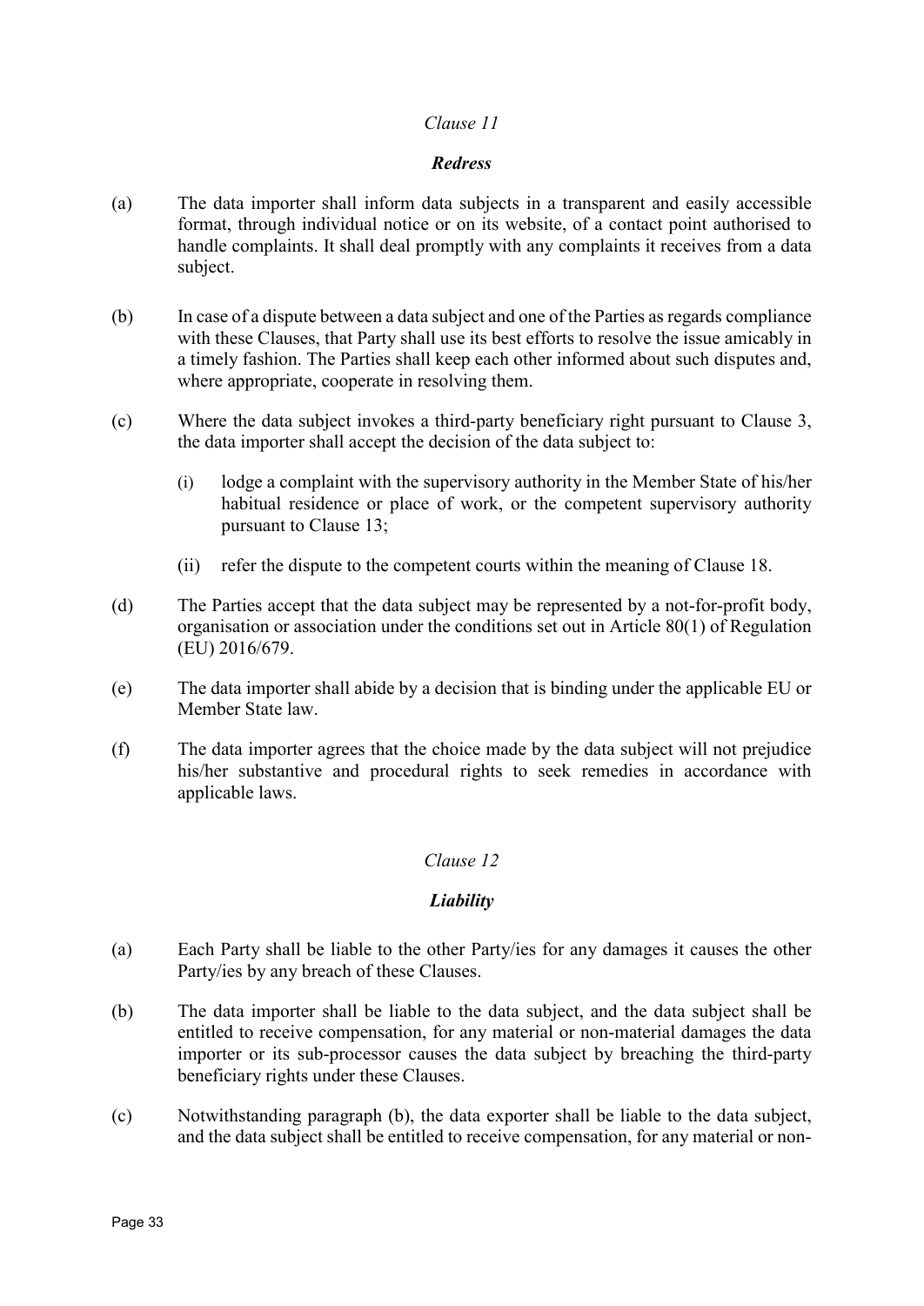*Clause 11*

***Redress***

(a) The data importer shall inform data subjects in a transparent and easily accessible format, through individual notice or on its website, of a contact point authorised to handle complaints. It shall deal promptly with any complaints it receives from a data subject.

(b) In case of a dispute between a data subject and one of the Parties as regards compliance with these Clauses, that Party shall use its best efforts to resolve the issue amicably in a timely fashion. The Parties shall keep each other informed about such disputes and, where appropriate, cooperate in resolving them.

(c) Where the data subject invokes a third-party beneficiary right pursuant to Clause 3, the data importer shall accept the decision of the data subject to:

   (i) lodge a complaint with the supervisory authority in the Member State of his/her habitual residence or place of work, or the competent supervisory authority pursuant to Clause 13;

   (ii) refer the dispute to the competent courts within the meaning of Clause 18.

(d) The Parties accept that the data subject may be represented by a not-for-profit body, organisation or association under the conditions set out in Article 80(1) of Regulation (EU) 2016/679.

(e) The data importer shall abide by a decision that is binding under the applicable EU or Member State law.

(f) The data importer agrees that the choice made by the data subject will not prejudice his/her substantive and procedural rights to seek remedies in accordance with applicable laws.

*Clause 12*

***Liability***

(a) Each Party shall be liable to the other Party/ies for any damages it causes the other Party/ies by any breach of these Clauses.

(b) The data importer shall be liable to the data subject, and the data subject shall be entitled to receive compensation, for any material or non-material damages the data importer or its sub-processor causes the data subject by breaching the third-party beneficiary rights under these Clauses.

(c) Notwithstanding paragraph (b), the data exporter shall be liable to the data subject, and the data subject shall be entitled to receive compensation, for any material or non-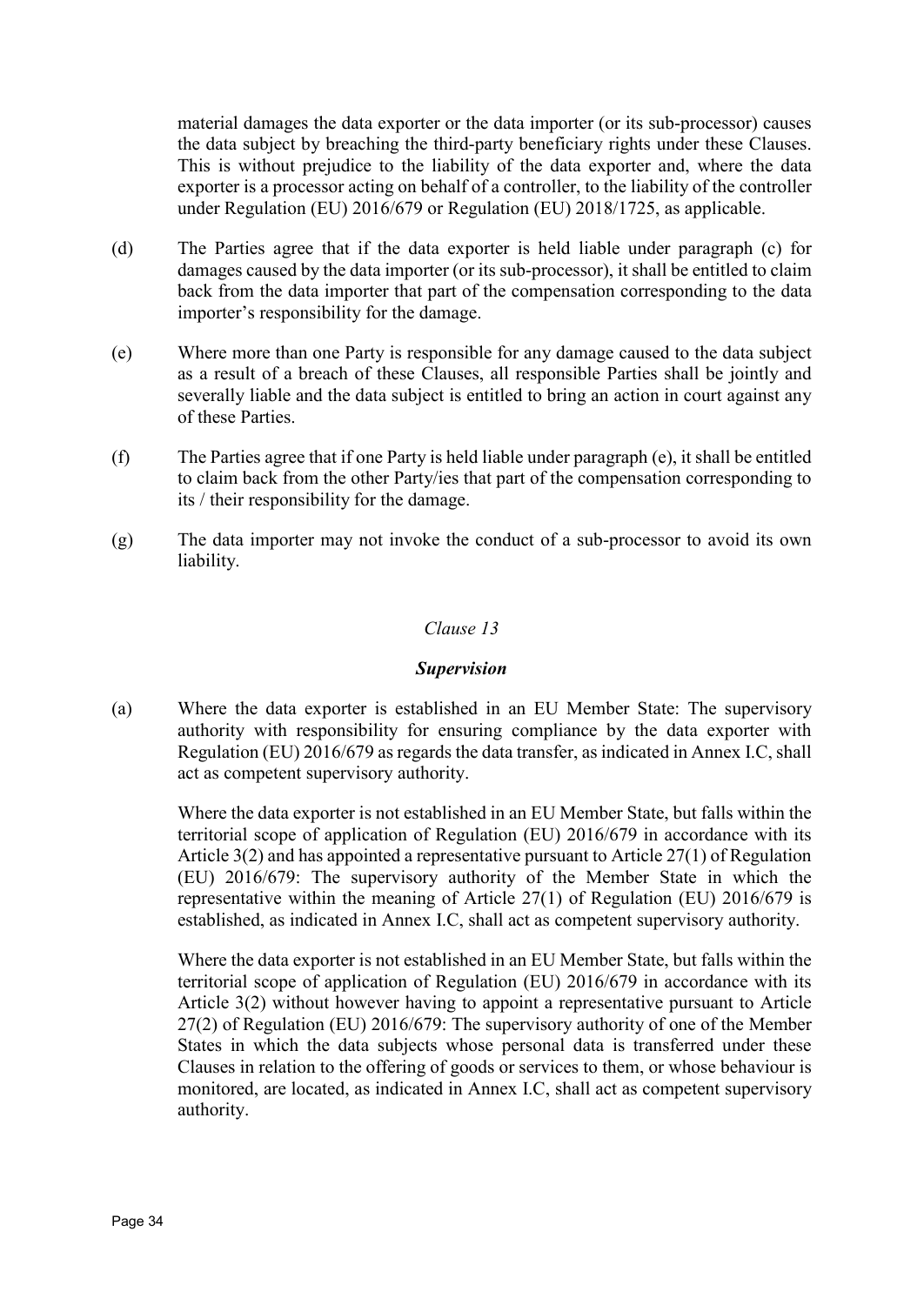material damages the data exporter or the data importer (or its sub-processor) causes the data subject by breaching the third-party beneficiary rights under these Clauses. This is without prejudice to the liability of the data exporter and, where the data exporter is a processor acting on behalf of a controller, to the liability of the controller under Regulation (EU) 2016/679 or Regulation (EU) 2018/1725, as applicable.

(d) The Parties agree that if the data exporter is held liable under paragraph (c) for damages caused by the data importer (or its sub-processor), it shall be entitled to claim back from the data importer that part of the compensation corresponding to the data importer's responsibility for the damage.

(e) Where more than one Party is responsible for any damage caused to the data subject as a result of a breach of these Clauses, all responsible Parties shall be jointly and severally liable and the data subject is entitled to bring an action in court against any of these Parties.

(f) The Parties agree that if one Party is held liable under paragraph (e), it shall be entitled to claim back from the other Party/ies that part of the compensation corresponding to its / their responsibility for the damage.

(g) The data importer may not invoke the conduct of a sub-processor to avoid its own liability.

*Clause 13*

***Supervision***

(a) Where the data exporter is established in an EU Member State: The supervisory authority with responsibility for ensuring compliance by the data exporter with Regulation (EU) 2016/679 as regards the data transfer, as indicated in Annex I.C, shall act as competent supervisory authority.

Where the data exporter is not established in an EU Member State, but falls within the territorial scope of application of Regulation (EU) 2016/679 in accordance with its Article 3(2) and has appointed a representative pursuant to Article 27(1) of Regulation (EU) 2016/679: The supervisory authority of the Member State in which the representative within the meaning of Article 27(1) of Regulation (EU) 2016/679 is established, as indicated in Annex I.C, shall act as competent supervisory authority.

Where the data exporter is not established in an EU Member State, but falls within the territorial scope of application of Regulation (EU) 2016/679 in accordance with its Article 3(2) without however having to appoint a representative pursuant to Article 27(2) of Regulation (EU) 2016/679: The supervisory authority of one of the Member States in which the data subjects whose personal data is transferred under these Clauses in relation to the offering of goods or services to them, or whose behaviour is monitored, are located, as indicated in Annex I.C, shall act as competent supervisory authority.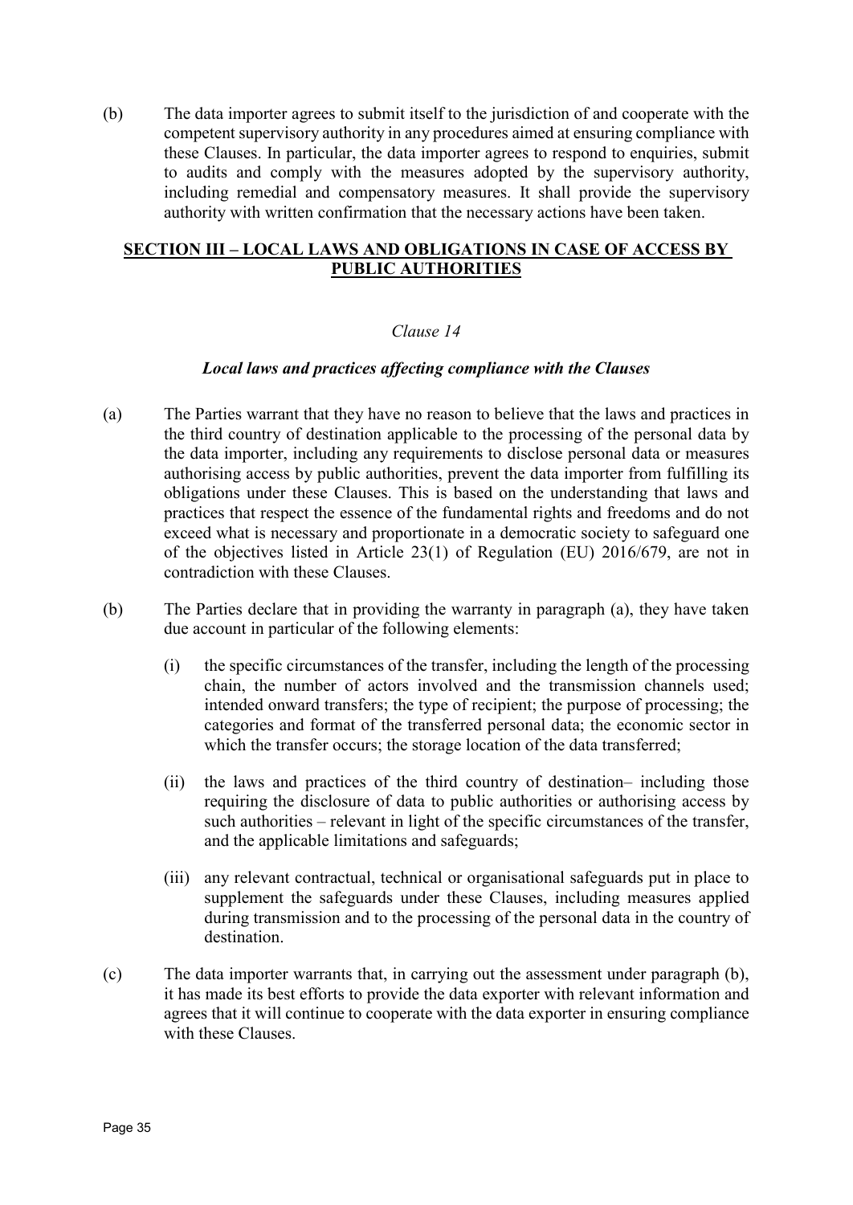(b) The data importer agrees to submit itself to the jurisdiction of and cooperate with the competent supervisory authority in any procedures aimed at ensuring compliance with these Clauses. In particular, the data importer agrees to respond to enquiries, submit to audits and comply with the measures adopted by the supervisory authority, including remedial and compensatory measures. It shall provide the supervisory authority with written confirmation that the necessary actions have been taken.

## SECTION III – LOCAL LAWS AND OBLIGATIONS IN CASE OF ACCESS BY PUBLIC AUTHORITIES

### *Clause 14*

### ***Local laws and practices affecting compliance with the Clauses***

(a) The Parties warrant that they have no reason to believe that the laws and practices in the third country of destination applicable to the processing of the personal data by the data importer, including any requirements to disclose personal data or measures authorising access by public authorities, prevent the data importer from fulfilling its obligations under these Clauses. This is based on the understanding that laws and practices that respect the essence of the fundamental rights and freedoms and do not exceed what is necessary and proportionate in a democratic society to safeguard one of the objectives listed in Article 23(1) of Regulation (EU) 2016/679, are not in contradiction with these Clauses.

(b) The Parties declare that in providing the warranty in paragraph (a), they have taken due account in particular of the following elements:

(i) the specific circumstances of the transfer, including the length of the processing chain, the number of actors involved and the transmission channels used; intended onward transfers; the type of recipient; the purpose of processing; the categories and format of the transferred personal data; the economic sector in which the transfer occurs; the storage location of the data transferred;

(ii) the laws and practices of the third country of destination– including those requiring the disclosure of data to public authorities or authorising access by such authorities – relevant in light of the specific circumstances of the transfer, and the applicable limitations and safeguards;

(iii) any relevant contractual, technical or organisational safeguards put in place to supplement the safeguards under these Clauses, including measures applied during transmission and to the processing of the personal data in the country of destination.

(c) The data importer warrants that, in carrying out the assessment under paragraph (b), it has made its best efforts to provide the data exporter with relevant information and agrees that it will continue to cooperate with the data exporter in ensuring compliance with these Clauses.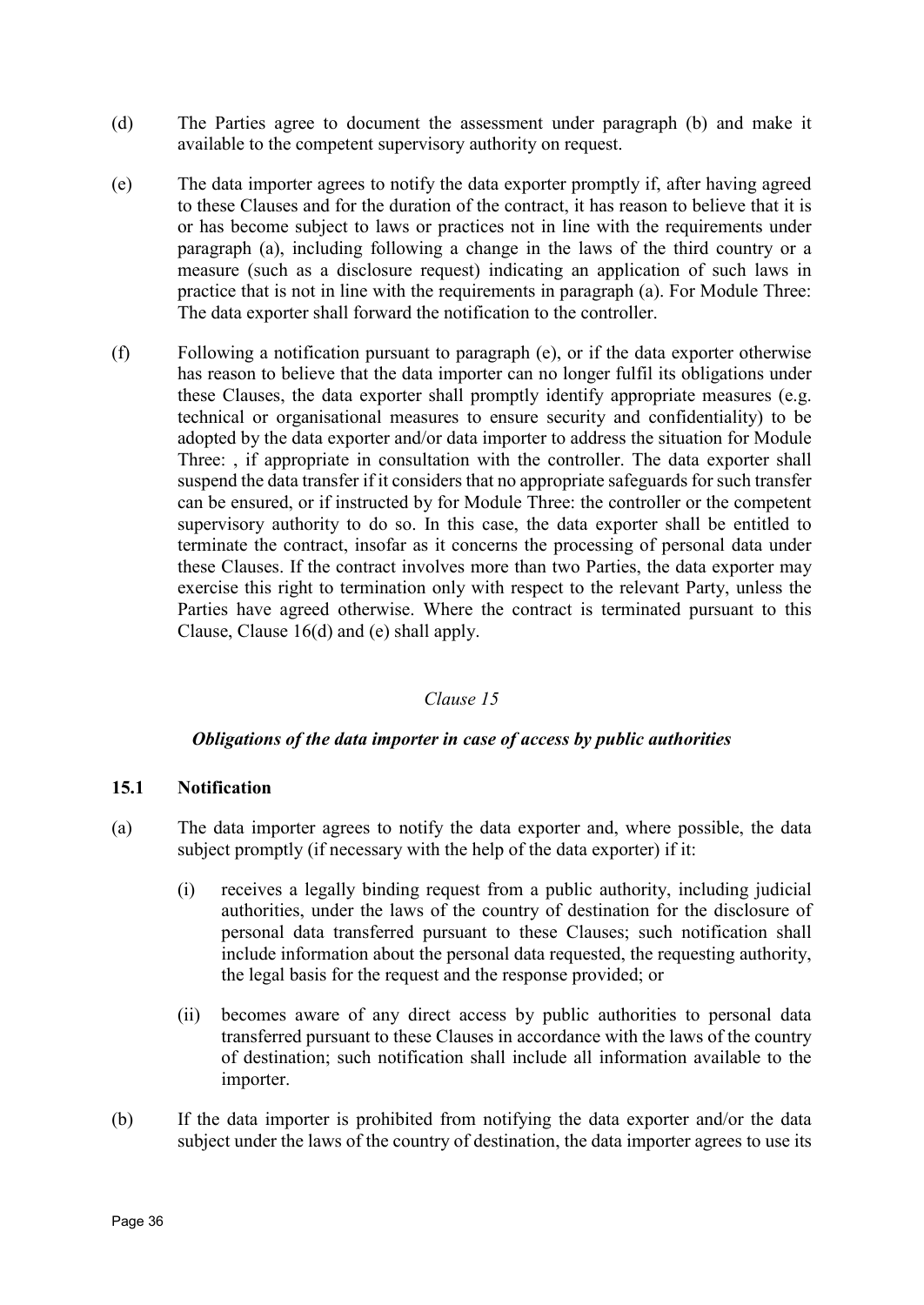(d) The Parties agree to document the assessment under paragraph (b) and make it available to the competent supervisory authority on request.

(e) The data importer agrees to notify the data exporter promptly if, after having agreed to these Clauses and for the duration of the contract, it has reason to believe that it is or has become subject to laws or practices not in line with the requirements under paragraph (a), including following a change in the laws of the third country or a measure (such as a disclosure request) indicating an application of such laws in practice that is not in line with the requirements in paragraph (a). For Module Three: The data exporter shall forward the notification to the controller.

(f) Following a notification pursuant to paragraph (e), or if the data exporter otherwise has reason to believe that the data importer can no longer fulfil its obligations under these Clauses, the data exporter shall promptly identify appropriate measures (e.g. technical or organisational measures to ensure security and confidentiality) to be adopted by the data exporter and/or data importer to address the situation for Module Three: , if appropriate in consultation with the controller. The data exporter shall suspend the data transfer if it considers that no appropriate safeguards for such transfer can be ensured, or if instructed by for Module Three: the controller or the competent supervisory authority to do so. In this case, the data exporter shall be entitled to terminate the contract, insofar as it concerns the processing of personal data under these Clauses. If the contract involves more than two Parties, the data exporter may exercise this right to termination only with respect to the relevant Party, unless the Parties have agreed otherwise. Where the contract is terminated pursuant to this Clause, Clause 16(d) and (e) shall apply.

*Clause 15*

***Obligations of the data importer in case of access by public authorities***

**15.1 Notification**

(a) The data importer agrees to notify the data exporter and, where possible, the data subject promptly (if necessary with the help of the data exporter) if it:

(i) receives a legally binding request from a public authority, including judicial authorities, under the laws of the country of destination for the disclosure of personal data transferred pursuant to these Clauses; such notification shall include information about the personal data requested, the requesting authority, the legal basis for the request and the response provided; or

(ii) becomes aware of any direct access by public authorities to personal data transferred pursuant to these Clauses in accordance with the laws of the country of destination; such notification shall include all information available to the importer.

(b) If the data importer is prohibited from notifying the data exporter and/or the data subject under the laws of the country of destination, the data importer agrees to use its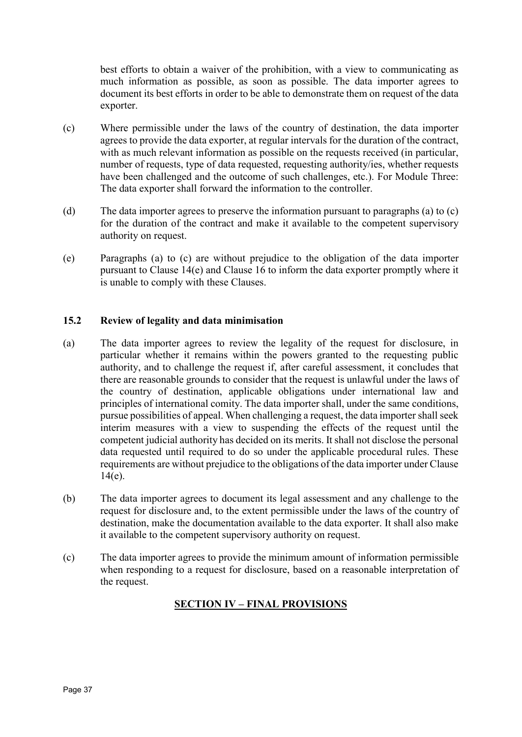best efforts to obtain a waiver of the prohibition, with a view to communicating as much information as possible, as soon as possible. The data importer agrees to document its best efforts in order to be able to demonstrate them on request of the data exporter.

(c) Where permissible under the laws of the country of destination, the data importer agrees to provide the data exporter, at regular intervals for the duration of the contract, with as much relevant information as possible on the requests received (in particular, number of requests, type of data requested, requesting authority/ies, whether requests have been challenged and the outcome of such challenges, etc.). For Module Three: The data exporter shall forward the information to the controller.

(d) The data importer agrees to preserve the information pursuant to paragraphs (a) to (c) for the duration of the contract and make it available to the competent supervisory authority on request.

(e) Paragraphs (a) to (c) are without prejudice to the obligation of the data importer pursuant to Clause 14(e) and Clause 16 to inform the data exporter promptly where it is unable to comply with these Clauses.

### 15.2 Review of legality and data minimisation

(a) The data importer agrees to review the legality of the request for disclosure, in particular whether it remains within the powers granted to the requesting public authority, and to challenge the request if, after careful assessment, it concludes that there are reasonable grounds to consider that the request is unlawful under the laws of the country of destination, applicable obligations under international law and principles of international comity. The data importer shall, under the same conditions, pursue possibilities of appeal. When challenging a request, the data importer shall seek interim measures with a view to suspending the effects of the request until the competent judicial authority has decided on its merits. It shall not disclose the personal data requested until required to do so under the applicable procedural rules. These requirements are without prejudice to the obligations of the data importer under Clause 14(e).

(b) The data importer agrees to document its legal assessment and any challenge to the request for disclosure and, to the extent permissible under the laws of the country of destination, make the documentation available to the data exporter. It shall also make it available to the competent supervisory authority on request.

(c) The data importer agrees to provide the minimum amount of information permissible when responding to a request for disclosure, based on a reasonable interpretation of the request.

## SECTION IV – FINAL PROVISIONS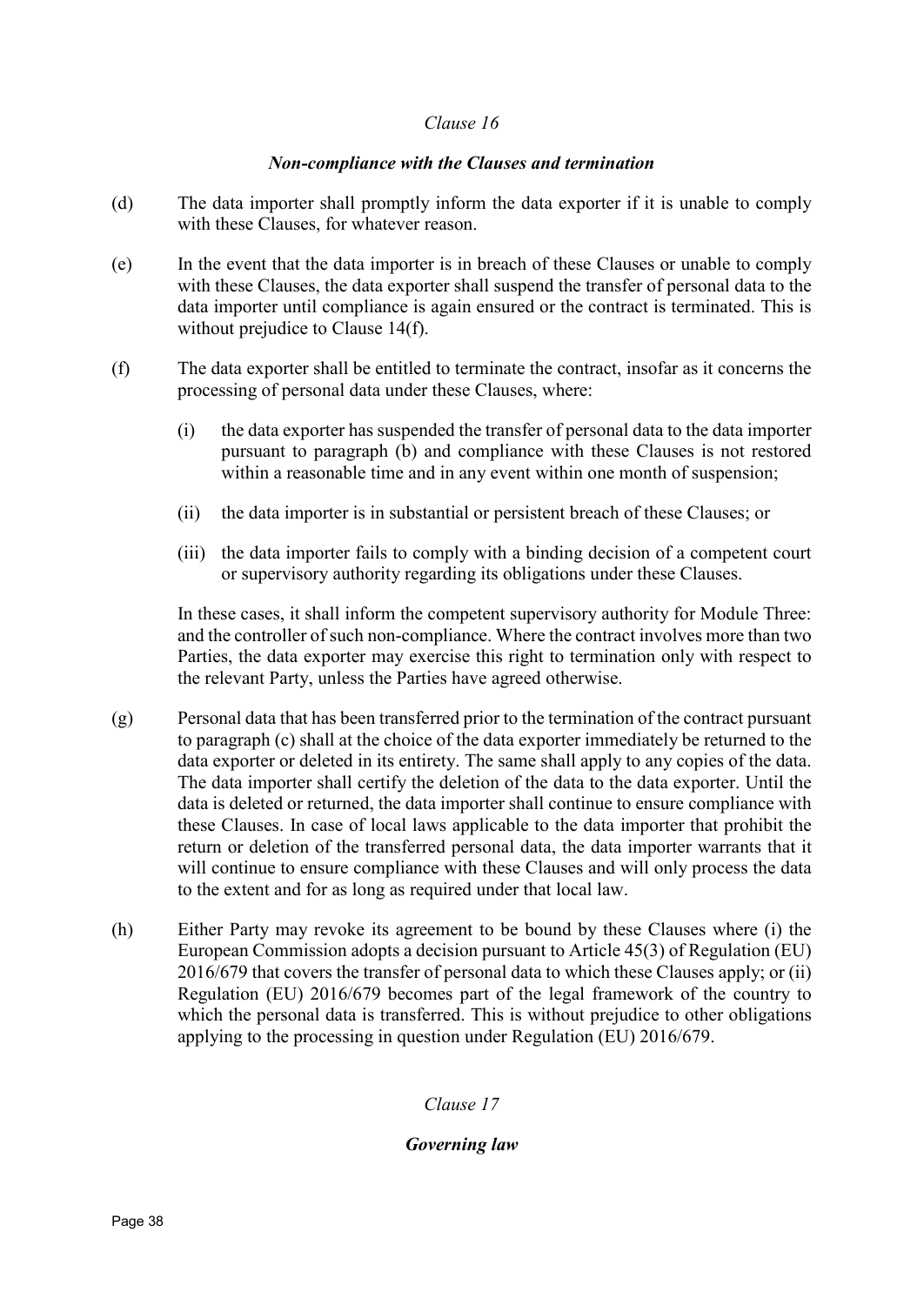*Clause 16*

***Non-compliance with the Clauses and termination***

(d) The data importer shall promptly inform the data exporter if it is unable to comply with these Clauses, for whatever reason.

(e) In the event that the data importer is in breach of these Clauses or unable to comply with these Clauses, the data exporter shall suspend the transfer of personal data to the data importer until compliance is again ensured or the contract is terminated. This is without prejudice to Clause 14(f).

(f) The data exporter shall be entitled to terminate the contract, insofar as it concerns the processing of personal data under these Clauses, where:

(i) the data exporter has suspended the transfer of personal data to the data importer pursuant to paragraph (b) and compliance with these Clauses is not restored within a reasonable time and in any event within one month of suspension;

(ii) the data importer is in substantial or persistent breach of these Clauses; or

(iii) the data importer fails to comply with a binding decision of a competent court or supervisory authority regarding its obligations under these Clauses.

In these cases, it shall inform the competent supervisory authority for Module Three: and the controller of such non-compliance. Where the contract involves more than two Parties, the data exporter may exercise this right to termination only with respect to the relevant Party, unless the Parties have agreed otherwise.

(g) Personal data that has been transferred prior to the termination of the contract pursuant to paragraph (c) shall at the choice of the data exporter immediately be returned to the data exporter or deleted in its entirety. The same shall apply to any copies of the data. The data importer shall certify the deletion of the data to the data exporter. Until the data is deleted or returned, the data importer shall continue to ensure compliance with these Clauses. In case of local laws applicable to the data importer that prohibit the return or deletion of the transferred personal data, the data importer warrants that it will continue to ensure compliance with these Clauses and will only process the data to the extent and for as long as required under that local law.

(h) Either Party may revoke its agreement to be bound by these Clauses where (i) the European Commission adopts a decision pursuant to Article 45(3) of Regulation (EU) 2016/679 that covers the transfer of personal data to which these Clauses apply; or (ii) Regulation (EU) 2016/679 becomes part of the legal framework of the country to which the personal data is transferred. This is without prejudice to other obligations applying to the processing in question under Regulation (EU) 2016/679.

*Clause 17*

***Governing law***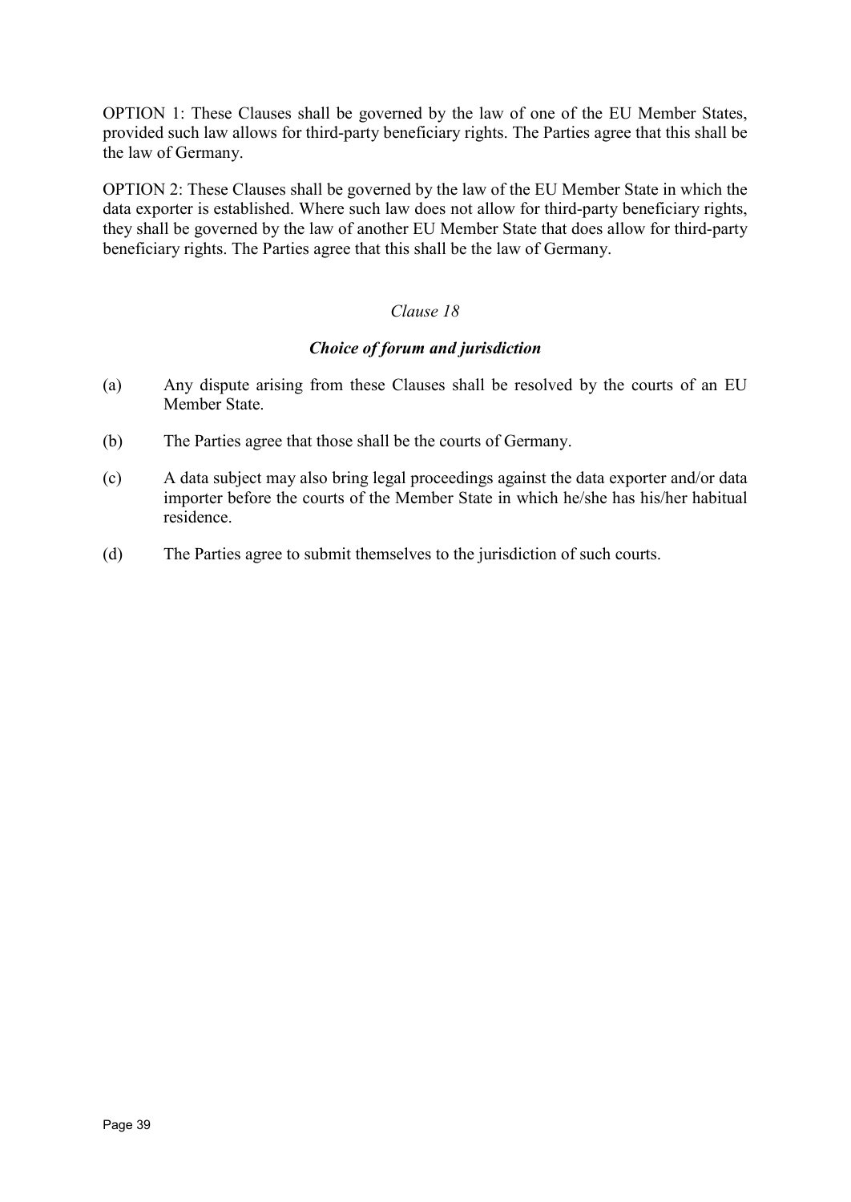OPTION 1: These Clauses shall be governed by the law of one of the EU Member States, provided such law allows for third-party beneficiary rights. The Parties agree that this shall be the law of Germany.

OPTION 2: These Clauses shall be governed by the law of the EU Member State in which the data exporter is established. Where such law does not allow for third-party beneficiary rights, they shall be governed by the law of another EU Member State that does allow for third-party beneficiary rights. The Parties agree that this shall be the law of Germany.

### *Clause 18*

### ***Choice of forum and jurisdiction***

(a) Any dispute arising from these Clauses shall be resolved by the courts of an EU Member State.

(b) The Parties agree that those shall be the courts of Germany.

(c) A data subject may also bring legal proceedings against the data exporter and/or data importer before the courts of the Member State in which he/she has his/her habitual residence.

(d) The Parties agree to submit themselves to the jurisdiction of such courts.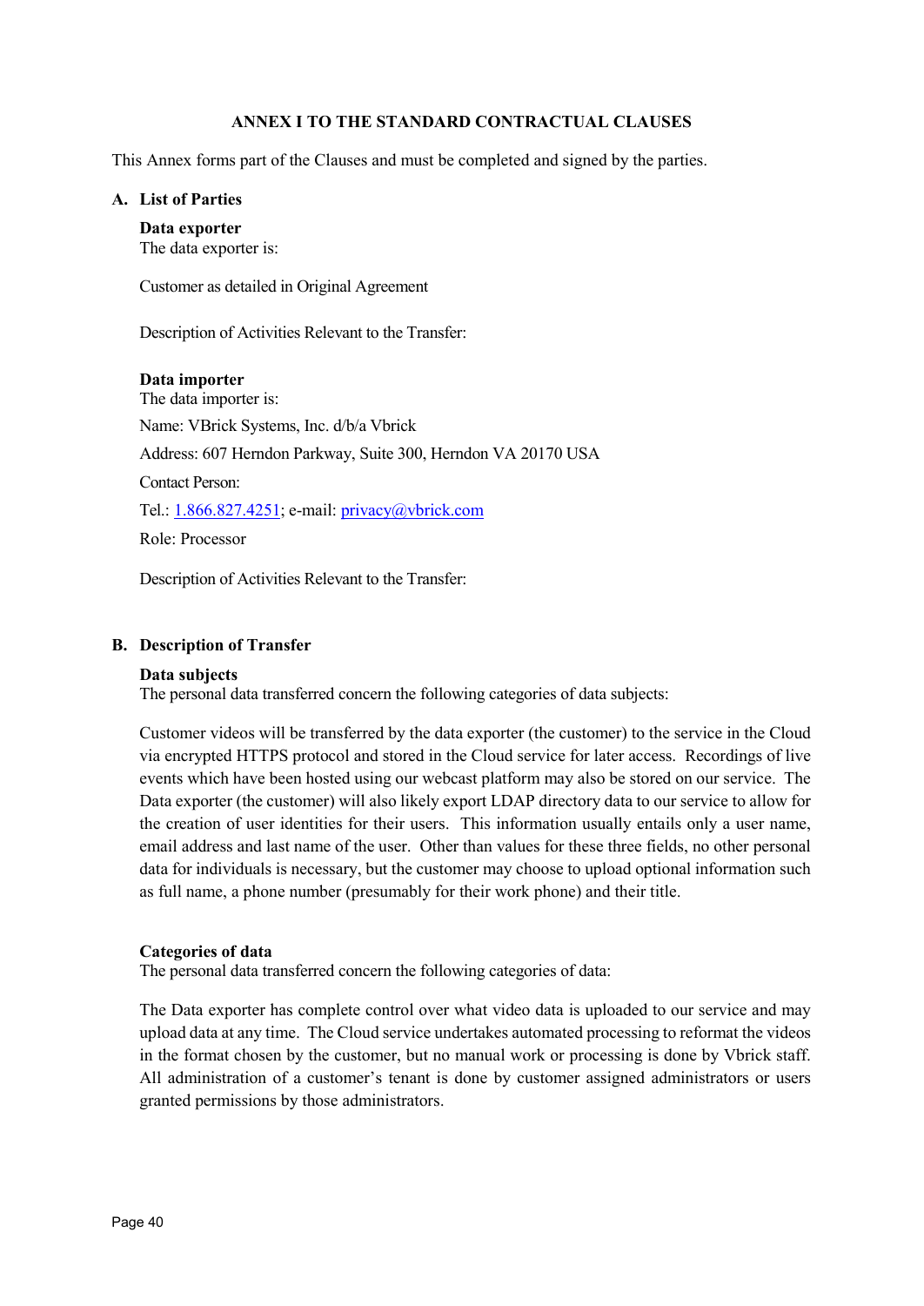**ANNEX I TO THE STANDARD CONTRACTUAL CLAUSES**

This Annex forms part of the Clauses and must be completed and signed by the parties.

**A. List of Parties**

**Data exporter**
The data exporter is:

Customer as detailed in Original Agreement

Description of Activities Relevant to the Transfer:

**Data importer**
The data importer is:

Name: VBrick Systems, Inc. d/b/a Vbrick

Address: 607 Herndon Parkway, Suite 300, Herndon VA 20170 USA

Contact Person:

Tel.: 1.866.827.4251; e-mail: privacy@vbrick.com

Role: Processor

Description of Activities Relevant to the Transfer:

**B. Description of Transfer**

**Data subjects**
The personal data transferred concern the following categories of data subjects:

Customer videos will be transferred by the data exporter (the customer) to the service in the Cloud via encrypted HTTPS protocol and stored in the Cloud service for later access. Recordings of live events which have been hosted using our webcast platform may also be stored on our service. The Data exporter (the customer) will also likely export LDAP directory data to our service to allow for the creation of user identities for their users. This information usually entails only a user name, email address and last name of the user. Other than values for these three fields, no other personal data for individuals is necessary, but the customer may choose to upload optional information such as full name, a phone number (presumably for their work phone) and their title.

**Categories of data**
The personal data transferred concern the following categories of data:

The Data exporter has complete control over what video data is uploaded to our service and may upload data at any time. The Cloud service undertakes automated processing to reformat the videos in the format chosen by the customer, but no manual work or processing is done by Vbrick staff. All administration of a customer's tenant is done by customer assigned administrators or users granted permissions by those administrators.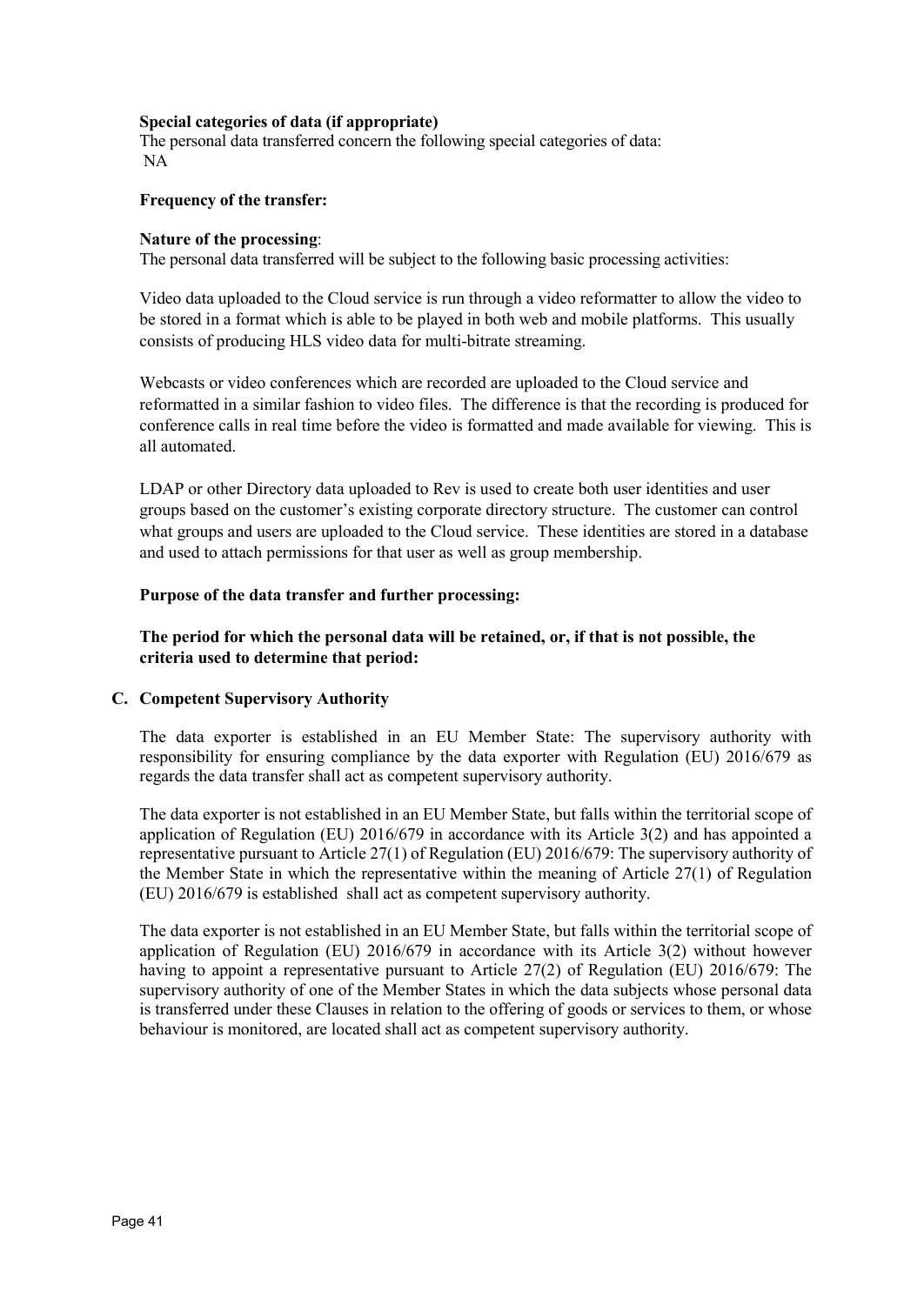**Special categories of data (if appropriate)**

The personal data transferred concern the following special categories of data:
NA

**Frequency of the transfer:**

**Nature of the processing**:

The personal data transferred will be subject to the following basic processing activities:

Video data uploaded to the Cloud service is run through a video reformatter to allow the video to be stored in a format which is able to be played in both web and mobile platforms. This usually consists of producing HLS video data for multi-bitrate streaming.

Webcasts or video conferences which are recorded are uploaded to the Cloud service and reformatted in a similar fashion to video files. The difference is that the recording is produced for conference calls in real time before the video is formatted and made available for viewing. This is all automated.

LDAP or other Directory data uploaded to Rev is used to create both user identities and user groups based on the customer's existing corporate directory structure. The customer can control what groups and users are uploaded to the Cloud service. These identities are stored in a database and used to attach permissions for that user as well as group membership.

**Purpose of the data transfer and further processing:**

**The period for which the personal data will be retained, or, if that is not possible, the criteria used to determine that period:**

## C. Competent Supervisory Authority

The data exporter is established in an EU Member State: The supervisory authority with responsibility for ensuring compliance by the data exporter with Regulation (EU) 2016/679 as regards the data transfer shall act as competent supervisory authority.

The data exporter is not established in an EU Member State, but falls within the territorial scope of application of Regulation (EU) 2016/679 in accordance with its Article 3(2) and has appointed a representative pursuant to Article 27(1) of Regulation (EU) 2016/679: The supervisory authority of the Member State in which the representative within the meaning of Article 27(1) of Regulation (EU) 2016/679 is established shall act as competent supervisory authority.

The data exporter is not established in an EU Member State, but falls within the territorial scope of application of Regulation (EU) 2016/679 in accordance with its Article 3(2) without however having to appoint a representative pursuant to Article 27(2) of Regulation (EU) 2016/679: The supervisory authority of one of the Member States in which the data subjects whose personal data is transferred under these Clauses in relation to the offering of goods or services to them, or whose behaviour is monitored, are located shall act as competent supervisory authority.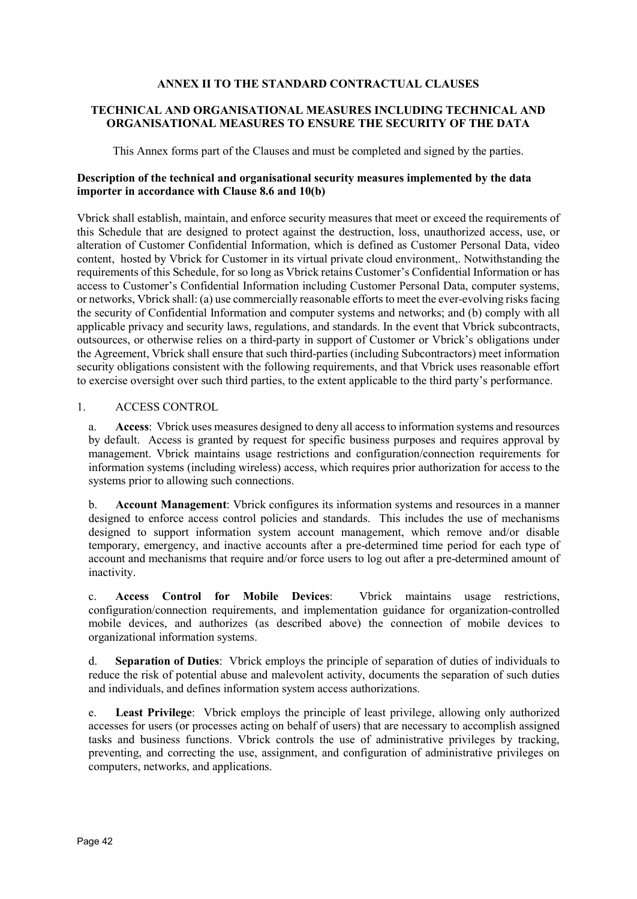**ANNEX II TO THE STANDARD CONTRACTUAL CLAUSES**

**TECHNICAL AND ORGANISATIONAL MEASURES INCLUDING TECHNICAL AND ORGANISATIONAL MEASURES TO ENSURE THE SECURITY OF THE DATA**

This Annex forms part of the Clauses and must be completed and signed by the parties.

**Description of the technical and organisational security measures implemented by the data importer in accordance with Clause 8.6 and 10(b)**

Vbrick shall establish, maintain, and enforce security measures that meet or exceed the requirements of this Schedule that are designed to protect against the destruction, loss, unauthorized access, use, or alteration of Customer Confidential Information, which is defined as Customer Personal Data, video content, hosted by Vbrick for Customer in its virtual private cloud environment,. Notwithstanding the requirements of this Schedule, for so long as Vbrick retains Customer's Confidential Information or has access to Customer's Confidential Information including Customer Personal Data, computer systems, or networks, Vbrick shall: (a) use commercially reasonable efforts to meet the ever-evolving risks facing the security of Confidential Information and computer systems and networks; and (b) comply with all applicable privacy and security laws, regulations, and standards. In the event that Vbrick subcontracts, outsources, or otherwise relies on a third-party in support of Customer or Vbrick's obligations under the Agreement, Vbrick shall ensure that such third-parties (including Subcontractors) meet information security obligations consistent with the following requirements, and that Vbrick uses reasonable effort to exercise oversight over such third parties, to the extent applicable to the third party's performance.

1. ACCESS CONTROL

a. **Access**: Vbrick uses measures designed to deny all access to information systems and resources by default. Access is granted by request for specific business purposes and requires approval by management. Vbrick maintains usage restrictions and configuration/connection requirements for information systems (including wireless) access, which requires prior authorization for access to the systems prior to allowing such connections.

b. **Account Management**: Vbrick configures its information systems and resources in a manner designed to enforce access control policies and standards. This includes the use of mechanisms designed to support information system account management, which remove and/or disable temporary, emergency, and inactive accounts after a pre-determined time period for each type of account and mechanisms that require and/or force users to log out after a pre-determined amount of inactivity.

c. **Access Control for Mobile Devices**: Vbrick maintains usage restrictions, configuration/connection requirements, and implementation guidance for organization-controlled mobile devices, and authorizes (as described above) the connection of mobile devices to organizational information systems.

d. **Separation of Duties**: Vbrick employs the principle of separation of duties of individuals to reduce the risk of potential abuse and malevolent activity, documents the separation of such duties and individuals, and defines information system access authorizations.

e. **Least Privilege**: Vbrick employs the principle of least privilege, allowing only authorized accesses for users (or processes acting on behalf of users) that are necessary to accomplish assigned tasks and business functions. Vbrick controls the use of administrative privileges by tracking, preventing, and correcting the use, assignment, and configuration of administrative privileges on computers, networks, and applications.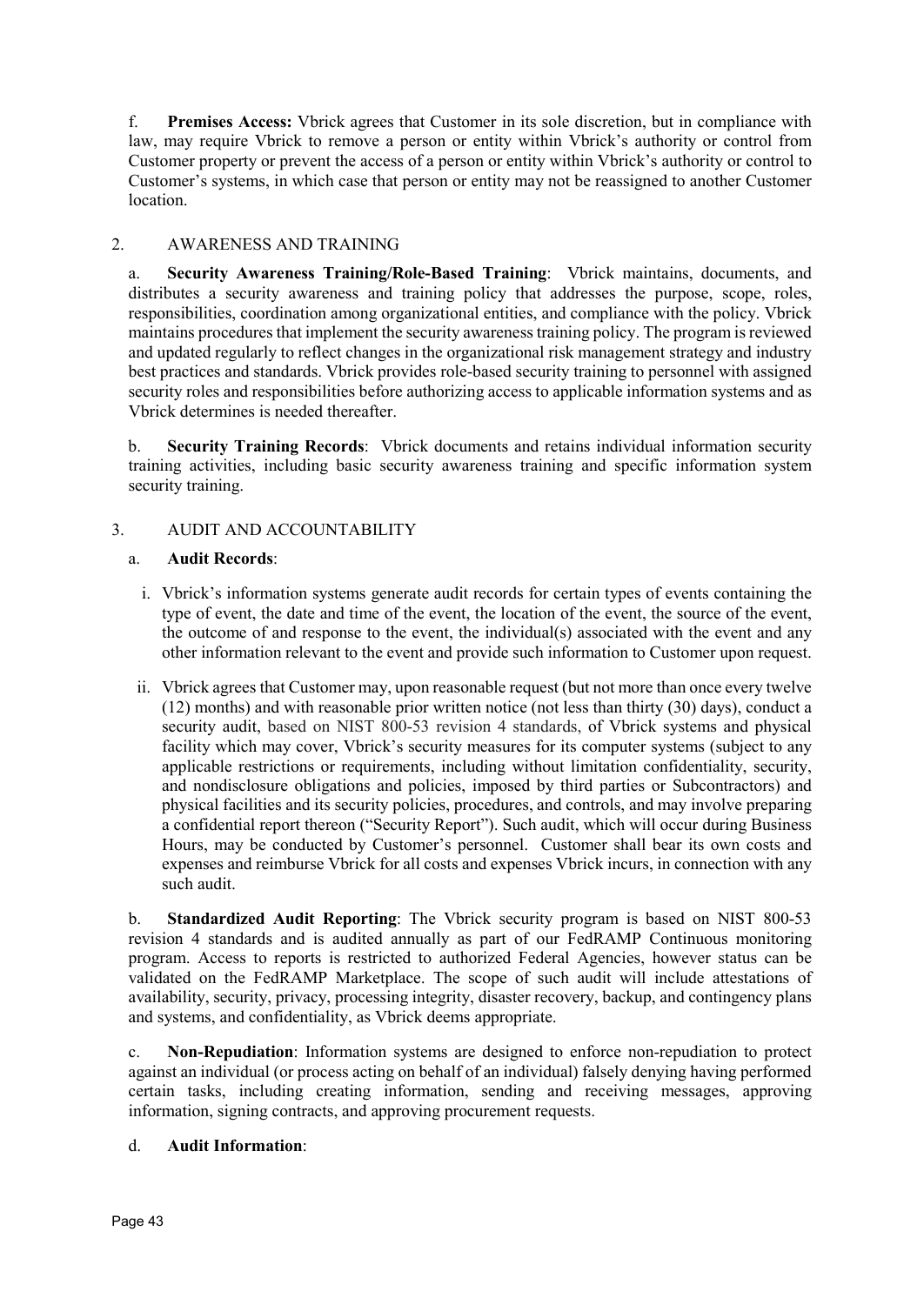f. **Premises Access:** Vbrick agrees that Customer in its sole discretion, but in compliance with law, may require Vbrick to remove a person or entity within Vbrick's authority or control from Customer property or prevent the access of a person or entity within Vbrick's authority or control to Customer's systems, in which case that person or entity may not be reassigned to another Customer location.

2. AWARENESS AND TRAINING

a. **Security Awareness Training/Role-Based Training**: Vbrick maintains, documents, and distributes a security awareness and training policy that addresses the purpose, scope, roles, responsibilities, coordination among organizational entities, and compliance with the policy. Vbrick maintains procedures that implement the security awareness training policy. The program is reviewed and updated regularly to reflect changes in the organizational risk management strategy and industry best practices and standards. Vbrick provides role-based security training to personnel with assigned security roles and responsibilities before authorizing access to applicable information systems and as Vbrick determines is needed thereafter.

b. **Security Training Records**: Vbrick documents and retains individual information security training activities, including basic security awareness training and specific information system security training.

3. AUDIT AND ACCOUNTABILITY

a. **Audit Records**:

i. Vbrick's information systems generate audit records for certain types of events containing the type of event, the date and time of the event, the location of the event, the source of the event, the outcome of and response to the event, the individual(s) associated with the event and any other information relevant to the event and provide such information to Customer upon request.

ii. Vbrick agrees that Customer may, upon reasonable request (but not more than once every twelve (12) months) and with reasonable prior written notice (not less than thirty (30) days), conduct a security audit, based on NIST 800-53 revision 4 standards, of Vbrick systems and physical facility which may cover, Vbrick's security measures for its computer systems (subject to any applicable restrictions or requirements, including without limitation confidentiality, security, and nondisclosure obligations and policies, imposed by third parties or Subcontractors) and physical facilities and its security policies, procedures, and controls, and may involve preparing a confidential report thereon ("Security Report"). Such audit, which will occur during Business Hours, may be conducted by Customer's personnel. Customer shall bear its own costs and expenses and reimburse Vbrick for all costs and expenses Vbrick incurs, in connection with any such audit.

b. **Standardized Audit Reporting**: The Vbrick security program is based on NIST 800-53 revision 4 standards and is audited annually as part of our FedRAMP Continuous monitoring program. Access to reports is restricted to authorized Federal Agencies, however status can be validated on the FedRAMP Marketplace. The scope of such audit will include attestations of availability, security, privacy, processing integrity, disaster recovery, backup, and contingency plans and systems, and confidentiality, as Vbrick deems appropriate.

c. **Non-Repudiation**: Information systems are designed to enforce non-repudiation to protect against an individual (or process acting on behalf of an individual) falsely denying having performed certain tasks, including creating information, sending and receiving messages, approving information, signing contracts, and approving procurement requests.

d. **Audit Information**: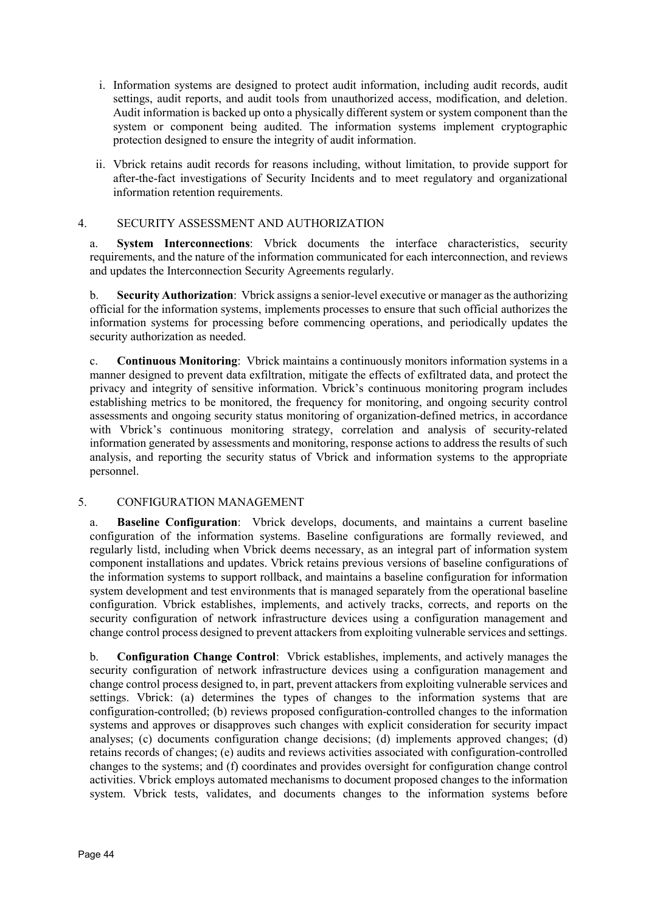i. Information systems are designed to protect audit information, including audit records, audit settings, audit reports, and audit tools from unauthorized access, modification, and deletion. Audit information is backed up onto a physically different system or system component than the system or component being audited. The information systems implement cryptographic protection designed to ensure the integrity of audit information.

ii. Vbrick retains audit records for reasons including, without limitation, to provide support for after-the-fact investigations of Security Incidents and to meet regulatory and organizational information retention requirements.

## 4. SECURITY ASSESSMENT AND AUTHORIZATION

a. **System Interconnections**: Vbrick documents the interface characteristics, security requirements, and the nature of the information communicated for each interconnection, and reviews and updates the Interconnection Security Agreements regularly.

b. **Security Authorization**: Vbrick assigns a senior-level executive or manager as the authorizing official for the information systems, implements processes to ensure that such official authorizes the information systems for processing before commencing operations, and periodically updates the security authorization as needed.

c. **Continuous Monitoring**: Vbrick maintains a continuously monitors information systems in a manner designed to prevent data exfiltration, mitigate the effects of exfiltrated data, and protect the privacy and integrity of sensitive information. Vbrick's continuous monitoring program includes establishing metrics to be monitored, the frequency for monitoring, and ongoing security control assessments and ongoing security status monitoring of organization-defined metrics, in accordance with Vbrick's continuous monitoring strategy, correlation and analysis of security-related information generated by assessments and monitoring, response actions to address the results of such analysis, and reporting the security status of Vbrick and information systems to the appropriate personnel.

## 5. CONFIGURATION MANAGEMENT

a. **Baseline Configuration**: Vbrick develops, documents, and maintains a current baseline configuration of the information systems. Baseline configurations are formally reviewed, and regularly listd, including when Vbrick deems necessary, as an integral part of information system component installations and updates. Vbrick retains previous versions of baseline configurations of the information systems to support rollback, and maintains a baseline configuration for information system development and test environments that is managed separately from the operational baseline configuration. Vbrick establishes, implements, and actively tracks, corrects, and reports on the security configuration of network infrastructure devices using a configuration management and change control process designed to prevent attackers from exploiting vulnerable services and settings.

b. **Configuration Change Control**: Vbrick establishes, implements, and actively manages the security configuration of network infrastructure devices using a configuration management and change control process designed to, in part, prevent attackers from exploiting vulnerable services and settings. Vbrick: (a) determines the types of changes to the information systems that are configuration-controlled; (b) reviews proposed configuration-controlled changes to the information systems and approves or disapproves such changes with explicit consideration for security impact analyses; (c) documents configuration change decisions; (d) implements approved changes; (d) retains records of changes; (e) audits and reviews activities associated with configuration-controlled changes to the systems; and (f) coordinates and provides oversight for configuration change control activities. Vbrick employs automated mechanisms to document proposed changes to the information system. Vbrick tests, validates, and documents changes to the information systems before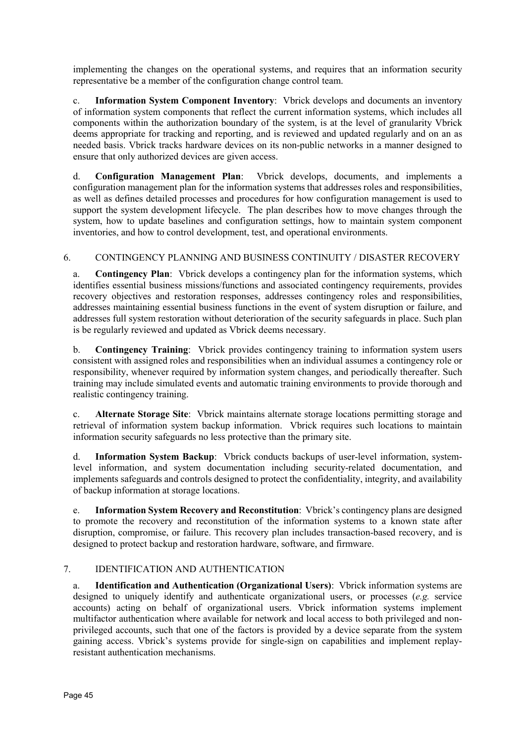implementing the changes on the operational systems, and requires that an information security representative be a member of the configuration change control team.

c. **Information System Component Inventory**: Vbrick develops and documents an inventory of information system components that reflect the current information systems, which includes all components within the authorization boundary of the system, is at the level of granularity Vbrick deems appropriate for tracking and reporting, and is reviewed and updated regularly and on an as needed basis. Vbrick tracks hardware devices on its non-public networks in a manner designed to ensure that only authorized devices are given access.

d. **Configuration Management Plan**: Vbrick develops, documents, and implements a configuration management plan for the information systems that addresses roles and responsibilities, as well as defines detailed processes and procedures for how configuration management is used to support the system development lifecycle. The plan describes how to move changes through the system, how to update baselines and configuration settings, how to maintain system component inventories, and how to control development, test, and operational environments.

6. CONTINGENCY PLANNING AND BUSINESS CONTINUITY / DISASTER RECOVERY

a. **Contingency Plan**: Vbrick develops a contingency plan for the information systems, which identifies essential business missions/functions and associated contingency requirements, provides recovery objectives and restoration responses, addresses contingency roles and responsibilities, addresses maintaining essential business functions in the event of system disruption or failure, and addresses full system restoration without deterioration of the security safeguards in place. Such plan is be regularly reviewed and updated as Vbrick deems necessary.

b. **Contingency Training**: Vbrick provides contingency training to information system users consistent with assigned roles and responsibilities when an individual assumes a contingency role or responsibility, whenever required by information system changes, and periodically thereafter. Such training may include simulated events and automatic training environments to provide thorough and realistic contingency training.

c. **Alternate Storage Site**: Vbrick maintains alternate storage locations permitting storage and retrieval of information system backup information. Vbrick requires such locations to maintain information security safeguards no less protective than the primary site.

d. **Information System Backup**: Vbrick conducts backups of user-level information, system-level information, and system documentation including security-related documentation, and implements safeguards and controls designed to protect the confidentiality, integrity, and availability of backup information at storage locations.

e. **Information System Recovery and Reconstitution**: Vbrick's contingency plans are designed to promote the recovery and reconstitution of the information systems to a known state after disruption, compromise, or failure. This recovery plan includes transaction-based recovery, and is designed to protect backup and restoration hardware, software, and firmware.

7. IDENTIFICATION AND AUTHENTICATION

a. **Identification and Authentication (Organizational Users)**: Vbrick information systems are designed to uniquely identify and authenticate organizational users, or processes (*e.g.* service accounts) acting on behalf of organizational users. Vbrick information systems implement multifactor authentication where available for network and local access to both privileged and non-privileged accounts, such that one of the factors is provided by a device separate from the system gaining access. Vbrick's systems provide for single-sign on capabilities and implement replay-resistant authentication mechanisms.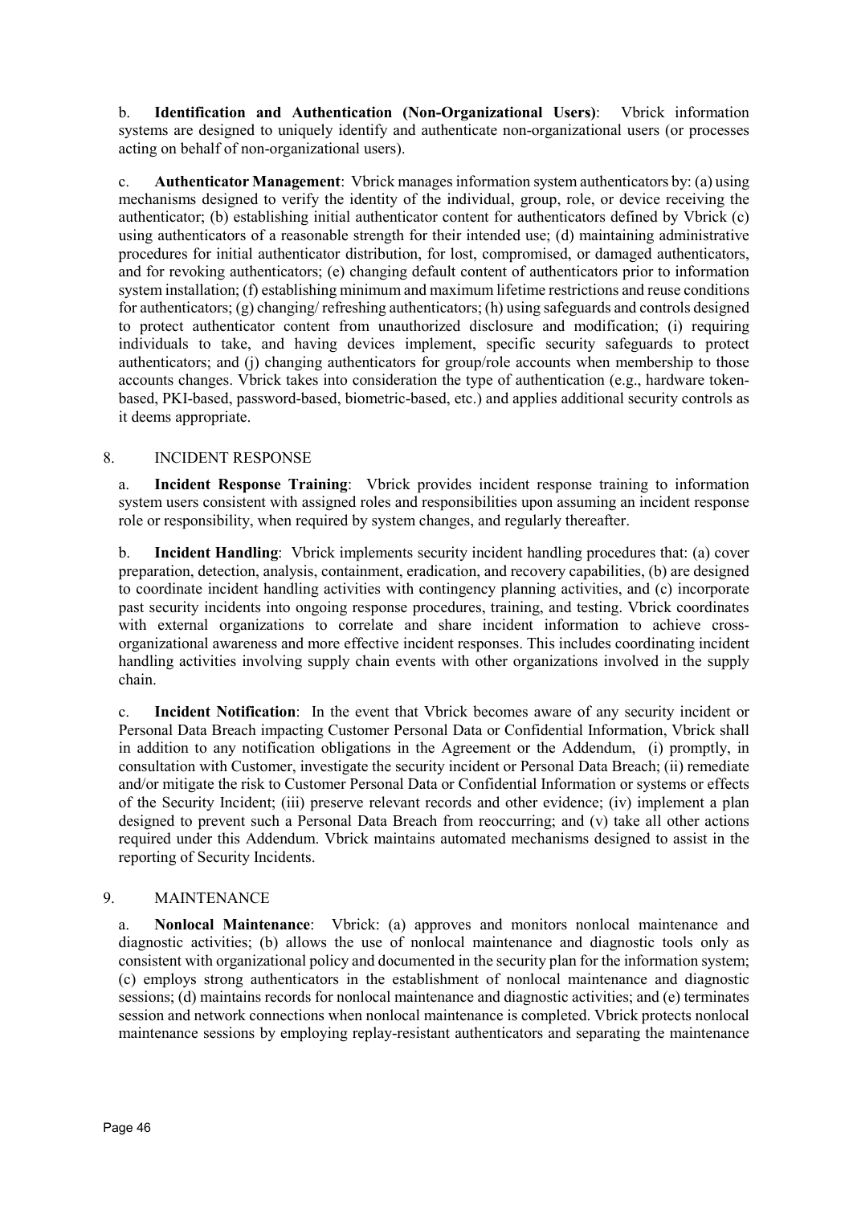b. **Identification and Authentication (Non-Organizational Users)**: Vbrick information systems are designed to uniquely identify and authenticate non-organizational users (or processes acting on behalf of non-organizational users).

c. **Authenticator Management**: Vbrick manages information system authenticators by: (a) using mechanisms designed to verify the identity of the individual, group, role, or device receiving the authenticator; (b) establishing initial authenticator content for authenticators defined by Vbrick (c) using authenticators of a reasonable strength for their intended use; (d) maintaining administrative procedures for initial authenticator distribution, for lost, compromised, or damaged authenticators, and for revoking authenticators; (e) changing default content of authenticators prior to information system installation; (f) establishing minimum and maximum lifetime restrictions and reuse conditions for authenticators; (g) changing/ refreshing authenticators; (h) using safeguards and controls designed to protect authenticator content from unauthorized disclosure and modification; (i) requiring individuals to take, and having devices implement, specific security safeguards to protect authenticators; and (j) changing authenticators for group/role accounts when membership to those accounts changes. Vbrick takes into consideration the type of authentication (e.g., hardware token-based, PKI-based, password-based, biometric-based, etc.) and applies additional security controls as it deems appropriate.

8. INCIDENT RESPONSE

a. **Incident Response Training**: Vbrick provides incident response training to information system users consistent with assigned roles and responsibilities upon assuming an incident response role or responsibility, when required by system changes, and regularly thereafter.

b. **Incident Handling**: Vbrick implements security incident handling procedures that: (a) cover preparation, detection, analysis, containment, eradication, and recovery capabilities, (b) are designed to coordinate incident handling activities with contingency planning activities, and (c) incorporate past security incidents into ongoing response procedures, training, and testing. Vbrick coordinates with external organizations to correlate and share incident information to achieve cross-organizational awareness and more effective incident responses. This includes coordinating incident handling activities involving supply chain events with other organizations involved in the supply chain.

c. **Incident Notification**: In the event that Vbrick becomes aware of any security incident or Personal Data Breach impacting Customer Personal Data or Confidential Information, Vbrick shall in addition to any notification obligations in the Agreement or the Addendum, (i) promptly, in consultation with Customer, investigate the security incident or Personal Data Breach; (ii) remediate and/or mitigate the risk to Customer Personal Data or Confidential Information or systems or effects of the Security Incident; (iii) preserve relevant records and other evidence; (iv) implement a plan designed to prevent such a Personal Data Breach from reoccurring; and (v) take all other actions required under this Addendum. Vbrick maintains automated mechanisms designed to assist in the reporting of Security Incidents.

9. MAINTENANCE

a. **Nonlocal Maintenance**: Vbrick: (a) approves and monitors nonlocal maintenance and diagnostic activities; (b) allows the use of nonlocal maintenance and diagnostic tools only as consistent with organizational policy and documented in the security plan for the information system; (c) employs strong authenticators in the establishment of nonlocal maintenance and diagnostic sessions; (d) maintains records for nonlocal maintenance and diagnostic activities; and (e) terminates session and network connections when nonlocal maintenance is completed. Vbrick protects nonlocal maintenance sessions by employing replay-resistant authenticators and separating the maintenance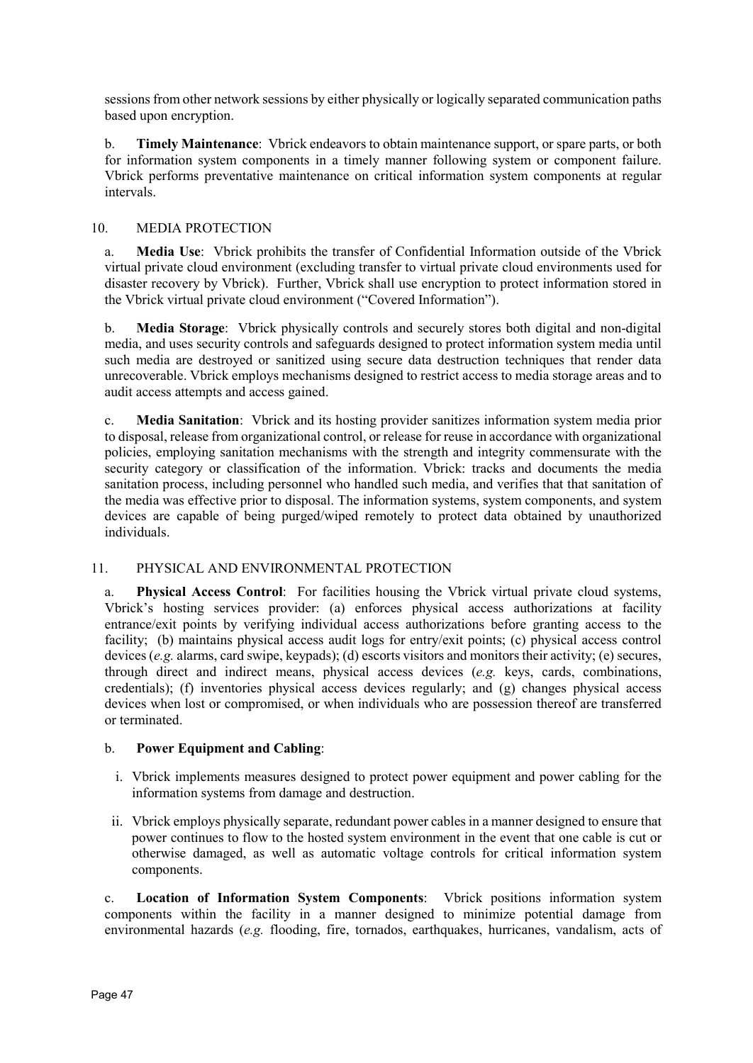sessions from other network sessions by either physically or logically separated communication paths based upon encryption.

b. **Timely Maintenance**: Vbrick endeavors to obtain maintenance support, or spare parts, or both for information system components in a timely manner following system or component failure. Vbrick performs preventative maintenance on critical information system components at regular intervals.

## 10. MEDIA PROTECTION

a. **Media Use**: Vbrick prohibits the transfer of Confidential Information outside of the Vbrick virtual private cloud environment (excluding transfer to virtual private cloud environments used for disaster recovery by Vbrick). Further, Vbrick shall use encryption to protect information stored in the Vbrick virtual private cloud environment ("Covered Information").

b. **Media Storage**: Vbrick physically controls and securely stores both digital and non-digital media, and uses security controls and safeguards designed to protect information system media until such media are destroyed or sanitized using secure data destruction techniques that render data unrecoverable. Vbrick employs mechanisms designed to restrict access to media storage areas and to audit access attempts and access gained.

c. **Media Sanitation**: Vbrick and its hosting provider sanitizes information system media prior to disposal, release from organizational control, or release for reuse in accordance with organizational policies, employing sanitation mechanisms with the strength and integrity commensurate with the security category or classification of the information. Vbrick: tracks and documents the media sanitation process, including personnel who handled such media, and verifies that that sanitation of the media was effective prior to disposal. The information systems, system components, and system devices are capable of being purged/wiped remotely to protect data obtained by unauthorized individuals.

## 11. PHYSICAL AND ENVIRONMENTAL PROTECTION

a. **Physical Access Control**: For facilities housing the Vbrick virtual private cloud systems, Vbrick's hosting services provider: (a) enforces physical access authorizations at facility entrance/exit points by verifying individual access authorizations before granting access to the facility; (b) maintains physical access audit logs for entry/exit points; (c) physical access control devices (*e.g.* alarms, card swipe, keypads); (d) escorts visitors and monitors their activity; (e) secures, through direct and indirect means, physical access devices (*e.g.* keys, cards, combinations, credentials); (f) inventories physical access devices regularly; and (g) changes physical access devices when lost or compromised, or when individuals who are possession thereof are transferred or terminated.

b. **Power Equipment and Cabling**:

i. Vbrick implements measures designed to protect power equipment and power cabling for the information systems from damage and destruction.

ii. Vbrick employs physically separate, redundant power cables in a manner designed to ensure that power continues to flow to the hosted system environment in the event that one cable is cut or otherwise damaged, as well as automatic voltage controls for critical information system components.

c. **Location of Information System Components**: Vbrick positions information system components within the facility in a manner designed to minimize potential damage from environmental hazards (*e.g.* flooding, fire, tornados, earthquakes, hurricanes, vandalism, acts of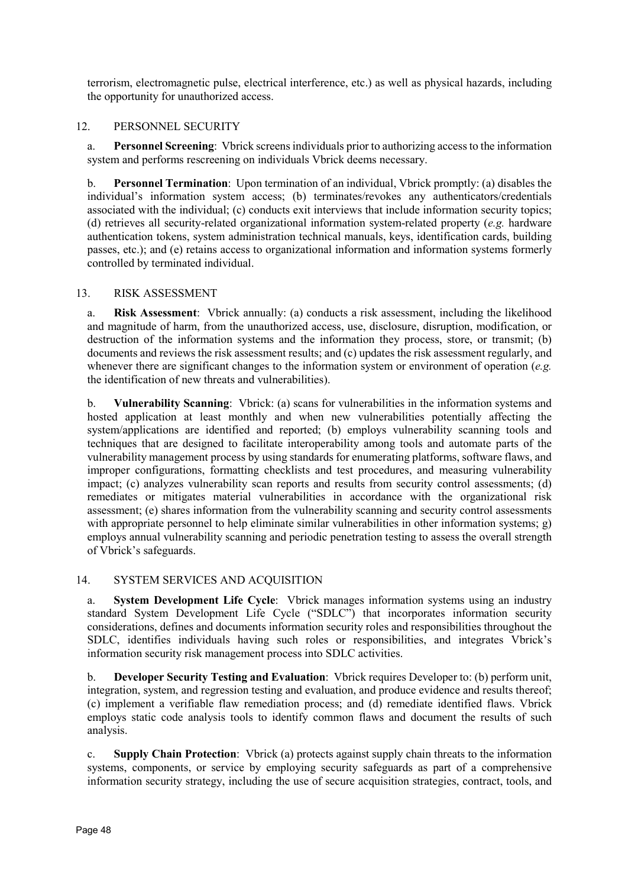terrorism, electromagnetic pulse, electrical interference, etc.) as well as physical hazards, including the opportunity for unauthorized access.

## 12. PERSONNEL SECURITY

a. **Personnel Screening**: Vbrick screens individuals prior to authorizing access to the information system and performs rescreening on individuals Vbrick deems necessary.

b. **Personnel Termination**: Upon termination of an individual, Vbrick promptly: (a) disables the individual's information system access; (b) terminates/revokes any authenticators/credentials associated with the individual; (c) conducts exit interviews that include information security topics; (d) retrieves all security-related organizational information system-related property (*e.g.* hardware authentication tokens, system administration technical manuals, keys, identification cards, building passes, etc.); and (e) retains access to organizational information and information systems formerly controlled by terminated individual.

## 13. RISK ASSESSMENT

a. **Risk Assessment**: Vbrick annually: (a) conducts a risk assessment, including the likelihood and magnitude of harm, from the unauthorized access, use, disclosure, disruption, modification, or destruction of the information systems and the information they process, store, or transmit; (b) documents and reviews the risk assessment results; and (c) updates the risk assessment regularly, and whenever there are significant changes to the information system or environment of operation (*e.g.* the identification of new threats and vulnerabilities).

b. **Vulnerability Scanning**: Vbrick: (a) scans for vulnerabilities in the information systems and hosted application at least monthly and when new vulnerabilities potentially affecting the system/applications are identified and reported; (b) employs vulnerability scanning tools and techniques that are designed to facilitate interoperability among tools and automate parts of the vulnerability management process by using standards for enumerating platforms, software flaws, and improper configurations, formatting checklists and test procedures, and measuring vulnerability impact; (c) analyzes vulnerability scan reports and results from security control assessments; (d) remediates or mitigates material vulnerabilities in accordance with the organizational risk assessment; (e) shares information from the vulnerability scanning and security control assessments with appropriate personnel to help eliminate similar vulnerabilities in other information systems; g) employs annual vulnerability scanning and periodic penetration testing to assess the overall strength of Vbrick's safeguards.

## 14. SYSTEM SERVICES AND ACQUISITION

a. **System Development Life Cycle**: Vbrick manages information systems using an industry standard System Development Life Cycle ("SDLC") that incorporates information security considerations, defines and documents information security roles and responsibilities throughout the SDLC, identifies individuals having such roles or responsibilities, and integrates Vbrick's information security risk management process into SDLC activities.

b. **Developer Security Testing and Evaluation**: Vbrick requires Developer to: (b) perform unit, integration, system, and regression testing and evaluation, and produce evidence and results thereof; (c) implement a verifiable flaw remediation process; and (d) remediate identified flaws. Vbrick employs static code analysis tools to identify common flaws and document the results of such analysis.

c. **Supply Chain Protection**: Vbrick (a) protects against supply chain threats to the information systems, components, or service by employing security safeguards as part of a comprehensive information security strategy, including the use of secure acquisition strategies, contract, tools, and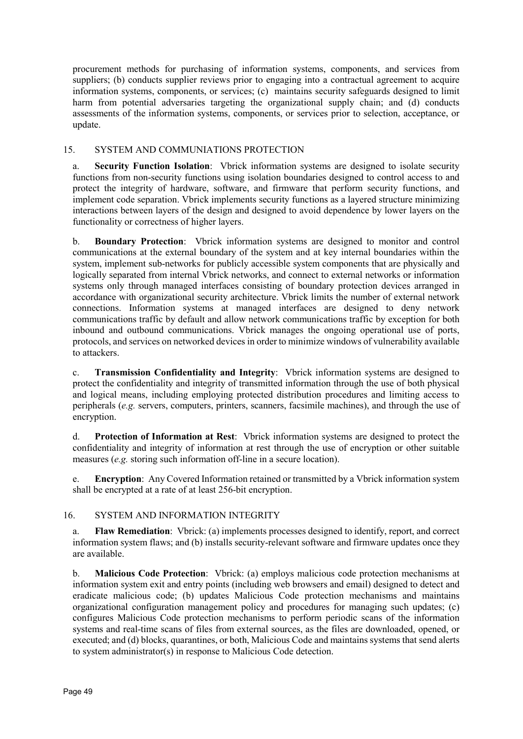procurement methods for purchasing of information systems, components, and services from suppliers; (b) conducts supplier reviews prior to engaging into a contractual agreement to acquire information systems, components, or services; (c) maintains security safeguards designed to limit harm from potential adversaries targeting the organizational supply chain; and (d) conducts assessments of the information systems, components, or services prior to selection, acceptance, or update.

15. SYSTEM AND COMMUNIATIONS PROTECTION

a. **Security Function Isolation**: Vbrick information systems are designed to isolate security functions from non-security functions using isolation boundaries designed to control access to and protect the integrity of hardware, software, and firmware that perform security functions, and implement code separation. Vbrick implements security functions as a layered structure minimizing interactions between layers of the design and designed to avoid dependence by lower layers on the functionality or correctness of higher layers.

b. **Boundary Protection**: Vbrick information systems are designed to monitor and control communications at the external boundary of the system and at key internal boundaries within the system, implement sub-networks for publicly accessible system components that are physically and logically separated from internal Vbrick networks, and connect to external networks or information systems only through managed interfaces consisting of boundary protection devices arranged in accordance with organizational security architecture. Vbrick limits the number of external network connections. Information systems at managed interfaces are designed to deny network communications traffic by default and allow network communications traffic by exception for both inbound and outbound communications. Vbrick manages the ongoing operational use of ports, protocols, and services on networked devices in order to minimize windows of vulnerability available to attackers.

c. **Transmission Confidentiality and Integrity**: Vbrick information systems are designed to protect the confidentiality and integrity of transmitted information through the use of both physical and logical means, including employing protected distribution procedures and limiting access to peripherals (*e.g.* servers, computers, printers, scanners, facsimile machines), and through the use of encryption.

d. **Protection of Information at Rest**: Vbrick information systems are designed to protect the confidentiality and integrity of information at rest through the use of encryption or other suitable measures (*e.g.* storing such information off-line in a secure location).

e. **Encryption**: Any Covered Information retained or transmitted by a Vbrick information system shall be encrypted at a rate of at least 256-bit encryption.

16. SYSTEM AND INFORMATION INTEGRITY

a. **Flaw Remediation**: Vbrick: (a) implements processes designed to identify, report, and correct information system flaws; and (b) installs security-relevant software and firmware updates once they are available.

b. **Malicious Code Protection**: Vbrick: (a) employs malicious code protection mechanisms at information system exit and entry points (including web browsers and email) designed to detect and eradicate malicious code; (b) updates Malicious Code protection mechanisms and maintains organizational configuration management policy and procedures for managing such updates; (c) configures Malicious Code protection mechanisms to perform periodic scans of the information systems and real-time scans of files from external sources, as the files are downloaded, opened, or executed; and (d) blocks, quarantines, or both, Malicious Code and maintains systems that send alerts to system administrator(s) in response to Malicious Code detection.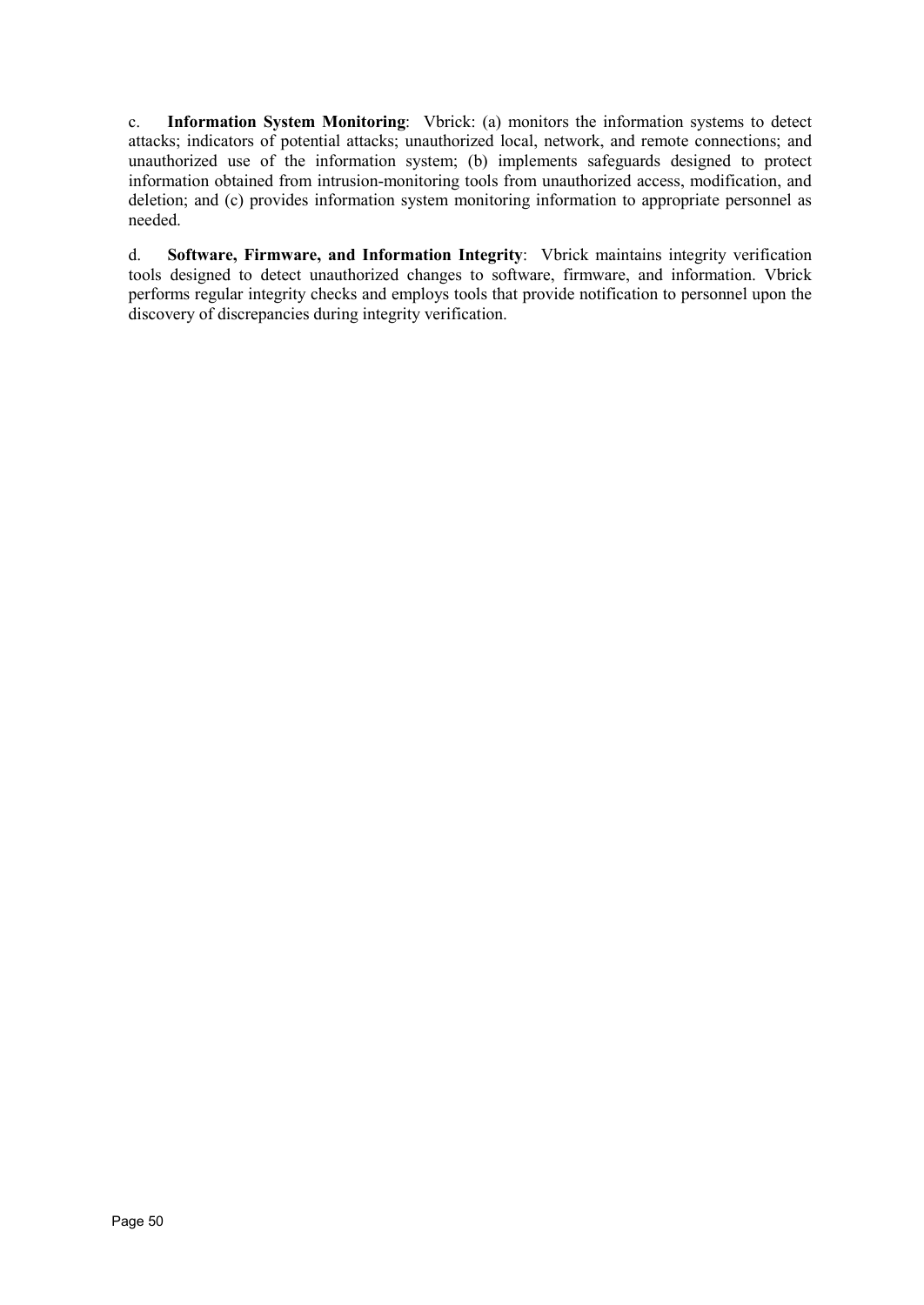c. **Information System Monitoring**: Vbrick: (a) monitors the information systems to detect attacks; indicators of potential attacks; unauthorized local, network, and remote connections; and unauthorized use of the information system; (b) implements safeguards designed to protect information obtained from intrusion-monitoring tools from unauthorized access, modification, and deletion; and (c) provides information system monitoring information to appropriate personnel as needed.

d. **Software, Firmware, and Information Integrity**: Vbrick maintains integrity verification tools designed to detect unauthorized changes to software, firmware, and information. Vbrick performs regular integrity checks and employs tools that provide notification to personnel upon the discovery of discrepancies during integrity verification.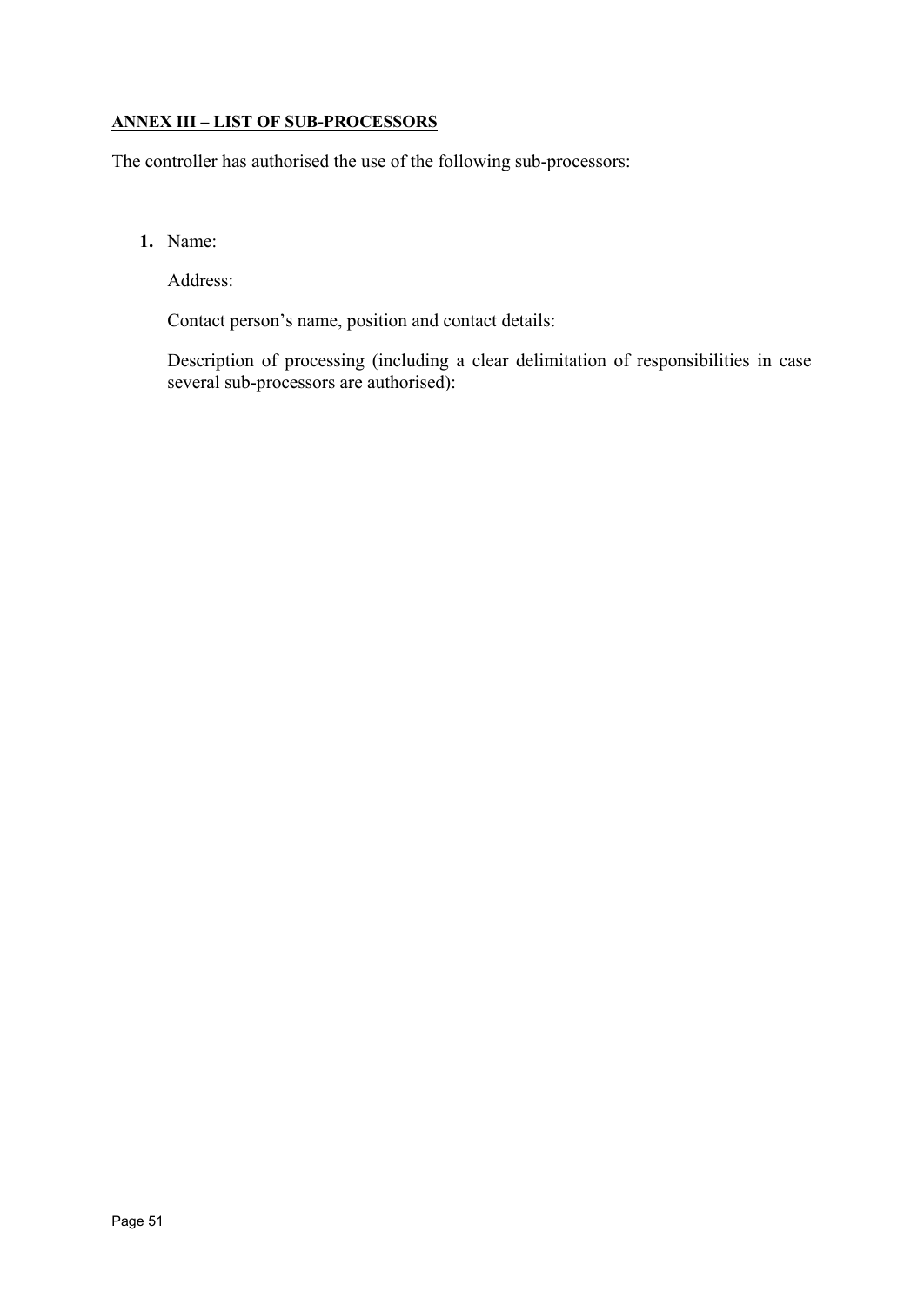## ANNEX III – LIST OF SUB-PROCESSORS

The controller has authorised the use of the following sub-processors:

1. Name:

   Address:

   Contact person's name, position and contact details:

   Description of processing (including a clear delimitation of responsibilities in case several sub-processors are authorised):